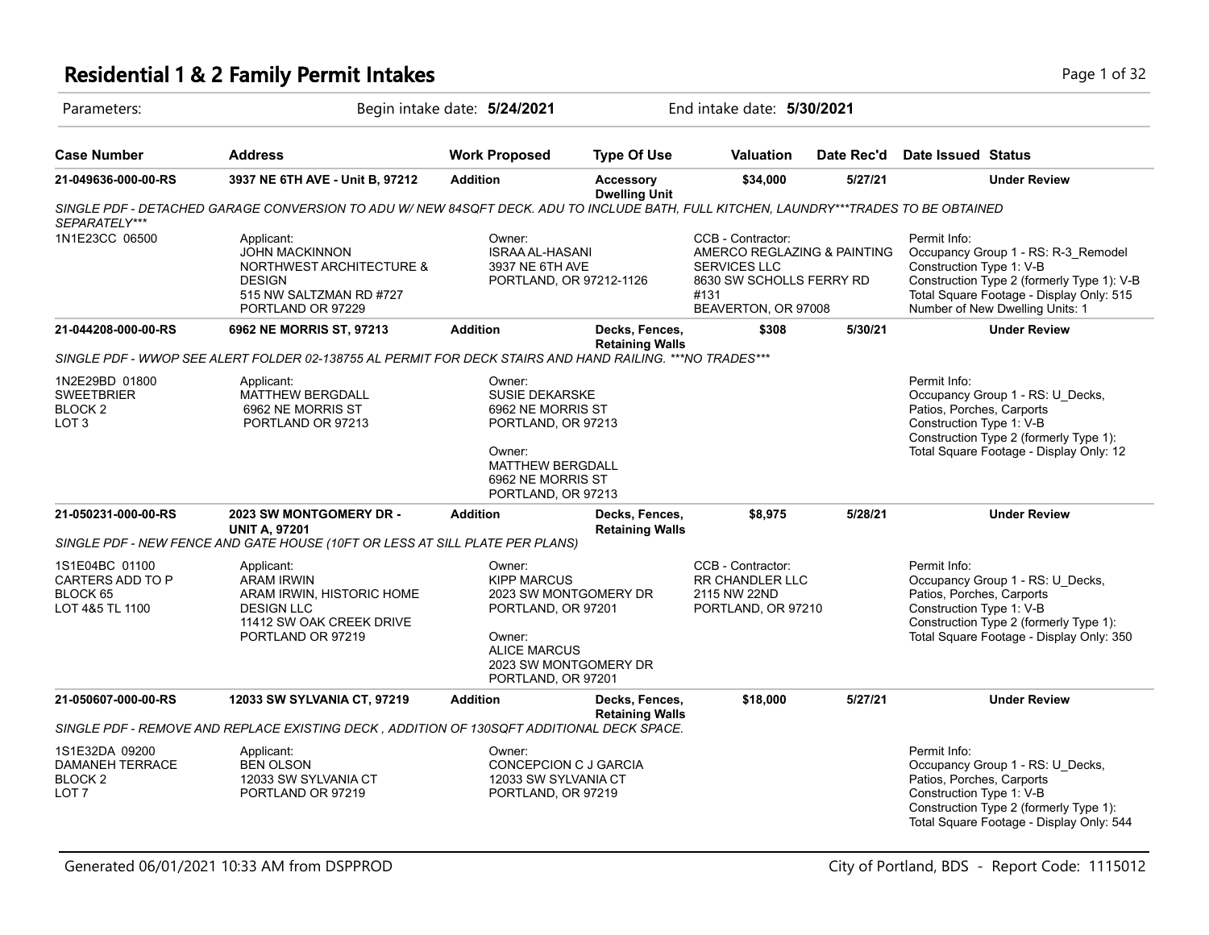# Residential 1 & 2 Family Permit Intakes

Parameters: Begin intake date: **5/24/2021** End intake date: **5/30/2021**

| Case Number | Address | Work Proposed | Type Of Use | Valuation | Date Rec'd | Date Issued | Status |
|---|---|---|---|---|---|---|---|
| **21-049636-000-00-RS** | **3937 NE 6TH AVE - Unit B, 97212** | **Addition** | **Accessory Dwelling Unit** | **$34,000** | **5/27/21** | | **Under Review** |

*SINGLE PDF - DETACHED GARAGE CONVERSION TO ADU W/ NEW 84SQFT DECK. ADU TO INCLUDE BATH, FULL KITCHEN, LAUNDRY***TRADES TO BE OBTAINED SEPARATELY****

1N1E23CC 06500

Applicant:
JOHN MACKINNON
NORTHWEST ARCHITECTURE & DESIGN
515 NW SALTZMAN RD #727
PORTLAND OR 97229

Owner:
ISRAA AL-HASANI
3937 NE 6TH AVE
PORTLAND, OR 97212-1126

CCB - Contractor:
AMERCO REGLAZING & PAINTING SERVICES LLC
8630 SW SCHOLLS FERRY RD #131
BEAVERTON, OR 97008

Permit Info:
Occupancy Group 1 - RS: R-3_Remodel
Construction Type 1: V-B
Construction Type 2 (formerly Type 1): V-B
Total Square Footage - Display Only: 515
Number of New Dwelling Units: 1

---

| Case Number | Address | Work Proposed | Type Of Use | Valuation | Date Rec'd | Date Issued | Status |
|---|---|---|---|---|---|---|---|
| **21-044208-000-00-RS** | **6962 NE MORRIS ST, 97213** | **Addition** | **Decks, Fences, Retaining Walls** | **$308** | **5/30/21** | | **Under Review** |

*SINGLE PDF - WWOP SEE ALERT FOLDER 02-138755 AL PERMIT FOR DECK STAIRS AND HAND RAILING. ***NO TRADES****

1N2E29BD 01800
SWEETBRIER
BLOCK 2
LOT 3

Applicant:
MATTHEW BERGDALL
6962 NE MORRIS ST
PORTLAND OR 97213

Owner:
SUSIE DEKARSKE
6962 NE MORRIS ST
PORTLAND, OR 97213

Owner:
MATTHEW BERGDALL
6962 NE MORRIS ST
PORTLAND, OR 97213

Permit Info:
Occupancy Group 1 - RS: U_Decks, Patios, Porches, Carports
Construction Type 1: V-B
Construction Type 2 (formerly Type 1):
Total Square Footage - Display Only: 12

---

| Case Number | Address | Work Proposed | Type Of Use | Valuation | Date Rec'd | Date Issued | Status |
|---|---|---|---|---|---|---|---|
| **21-050231-000-00-RS** | **2023 SW MONTGOMERY DR - UNIT A, 97201** | **Addition** | **Decks, Fences, Retaining Walls** | **$8,975** | **5/28/21** | | **Under Review** |

*SINGLE PDF - NEW FENCE AND GATE HOUSE (10FT OR LESS AT SILL PLATE PER PLANS)*

1S1E04BC 01100
CARTERS ADD TO P
BLOCK 65
LOT 4&5 TL 1100

Applicant:
ARAM IRWIN
ARAM IRWIN, HISTORIC HOME DESIGN LLC
11412 SW OAK CREEK DRIVE
PORTLAND OR 97219

Owner:
KIPP MARCUS
2023 SW MONTGOMERY DR
PORTLAND, OR 97201

Owner:
ALICE MARCUS
2023 SW MONTGOMERY DR
PORTLAND, OR 97201

CCB - Contractor:
RR CHANDLER LLC
2115 NW 22ND
PORTLAND, OR 97210

Permit Info:
Occupancy Group 1 - RS: U_Decks, Patios, Porches, Carports
Construction Type 1: V-B
Construction Type 2 (formerly Type 1):
Total Square Footage - Display Only: 350

---

| Case Number | Address | Work Proposed | Type Of Use | Valuation | Date Rec'd | Date Issued | Status |
|---|---|---|---|---|---|---|---|
| **21-050607-000-00-RS** | **12033 SW SYLVANIA CT, 97219** | **Addition** | **Decks, Fences, Retaining Walls** | **$18,000** | **5/27/21** | | **Under Review** |

*SINGLE PDF - REMOVE AND REPLACE EXISTING DECK , ADDITION OF 130SQFT ADDITIONAL DECK SPACE.*

1S1E32DA 09200
DAMANEH TERRACE
BLOCK 2
LOT 7

Applicant:
BEN OLSON
12033 SW SYLVANIA CT
PORTLAND OR 97219

Owner:
CONCEPCION C J GARCIA
12033 SW SYLVANIA CT
PORTLAND, OR 97219

Permit Info:
Occupancy Group 1 - RS: U_Decks, Patios, Porches, Carports
Construction Type 1: V-B
Construction Type 2 (formerly Type 1):
Total Square Footage - Display Only: 544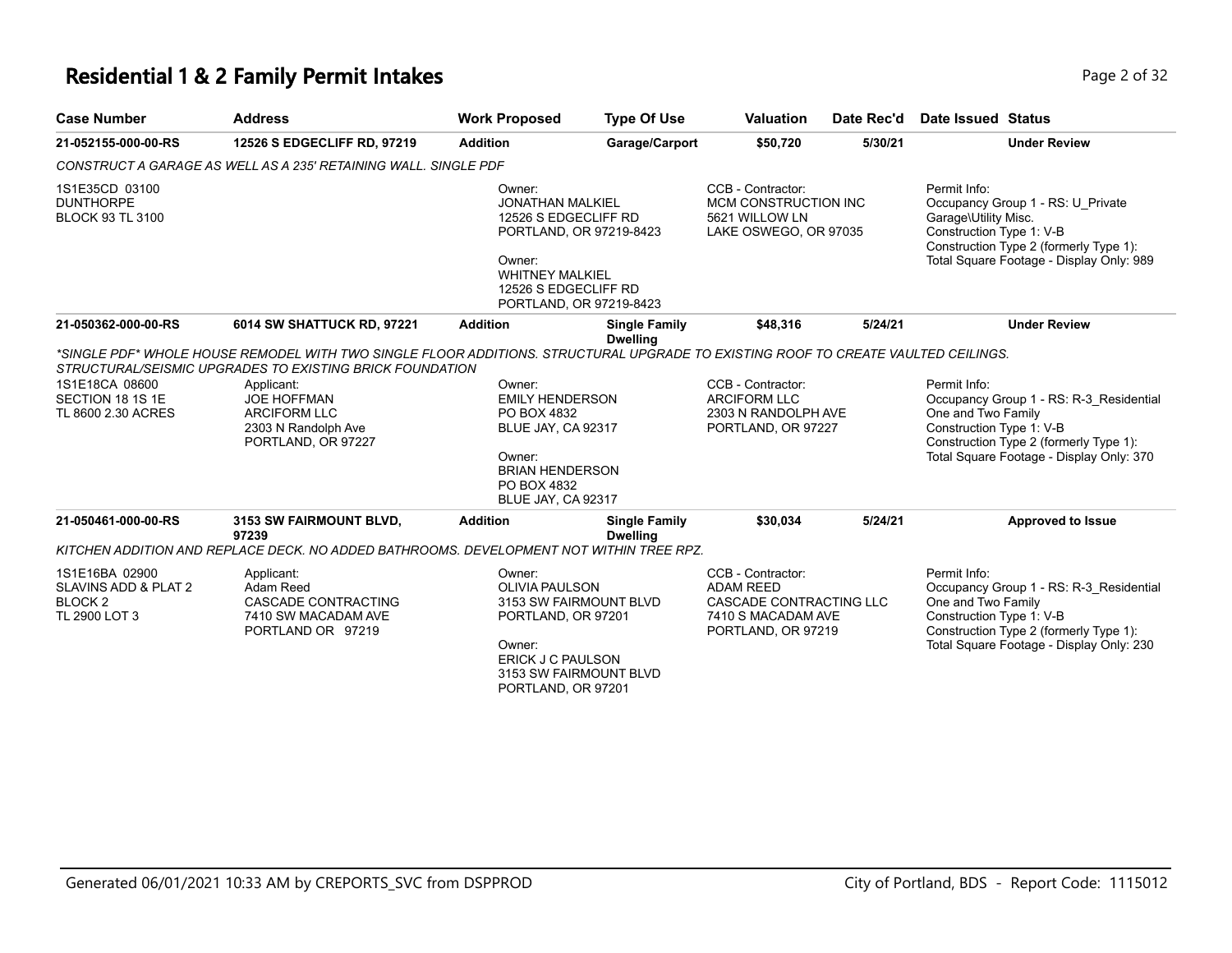# Residential 1 & 2 Family Permit Intakes

| Case Number | Address | Work Proposed | Type Of Use | Valuation | Date Rec'd | Date Issued | Status |
|---|---|---|---|---|---|---|---|
| **21-052155-000-00-RS** | **12526 S EDGECLIFF RD, 97219** | **Addition** | **Garage/Carport** | **$50,720** | **5/30/21** | | **Under Review** |

*CONSTRUCT A GARAGE AS WELL AS A 235' RETAINING WALL. SINGLE PDF*

1S1E35CD 03100
DUNTHORPE
BLOCK 93 TL 3100

Owner:
JONATHAN MALKIEL
12526 S EDGECLIFF RD
PORTLAND, OR 97219-8423

Owner:
WHITNEY MALKIEL
12526 S EDGECLIFF RD
PORTLAND, OR 97219-8423

CCB - Contractor:
MCM CONSTRUCTION INC
5621 WILLOW LN
LAKE OSWEGO, OR 97035

Permit Info:
Occupancy Group 1 - RS: U_Private Garage\Utility Misc.
Construction Type 1: V-B
Construction Type 2 (formerly Type 1):
Total Square Footage - Display Only: 989

| Case Number | Address | Work Proposed | Type Of Use | Valuation | Date Rec'd | Date Issued | Status |
|---|---|---|---|---|---|---|---|
| **21-050362-000-00-RS** | **6014 SW SHATTUCK RD, 97221** | **Addition** | **Single Family Dwelling** | **$48,316** | **5/24/21** | | **Under Review** |

*\*SINGLE PDF\* WHOLE HOUSE REMODEL WITH TWO SINGLE FLOOR ADDITIONS. STRUCTURAL UPGRADE TO EXISTING ROOF TO CREATE VAULTED CEILINGS. STRUCTURAL/SEISMIC UPGRADES TO EXISTING BRICK FOUNDATION*

1S1E18CA 08600
SECTION 18 1S 1E
TL 8600 2.30 ACRES

Applicant:
JOE HOFFMAN
ARCIFORM LLC
2303 N Randolph Ave
PORTLAND, OR 97227

Owner:
EMILY HENDERSON
PO BOX 4832
BLUE JAY, CA 92317

Owner:
BRIAN HENDERSON
PO BOX 4832
BLUE JAY, CA 92317

CCB - Contractor:
ARCIFORM LLC
2303 N RANDOLPH AVE
PORTLAND, OR 97227

Permit Info:
Occupancy Group 1 - RS: R-3_Residential One and Two Family
Construction Type 1: V-B
Construction Type 2 (formerly Type 1):
Total Square Footage - Display Only: 370

| Case Number | Address | Work Proposed | Type Of Use | Valuation | Date Rec'd | Date Issued | Status |
|---|---|---|---|---|---|---|---|
| **21-050461-000-00-RS** | **3153 SW FAIRMOUNT BLVD, 97239** | **Addition** | **Single Family Dwelling** | **$30,034** | **5/24/21** | | **Approved to Issue** |

*KITCHEN ADDITION AND REPLACE DECK. NO ADDED BATHROOMS. DEVELOPMENT NOT WITHIN TREE RPZ.*

1S1E16BA 02900
SLAVINS ADD & PLAT 2
BLOCK 2
TL 2900 LOT 3

Applicant:
Adam Reed
CASCADE CONTRACTING
7410 SW MACADAM AVE
PORTLAND OR 97219

Owner:
OLIVIA PAULSON
3153 SW FAIRMOUNT BLVD
PORTLAND, OR 97201

Owner:
ERICK J C PAULSON
3153 SW FAIRMOUNT BLVD
PORTLAND, OR 97201

CCB - Contractor:
ADAM REED
CASCADE CONTRACTING LLC
7410 S MACADAM AVE
PORTLAND, OR 97219

Permit Info:
Occupancy Group 1 - RS: R-3_Residential One and Two Family
Construction Type 1: V-B
Construction Type 2 (formerly Type 1):
Total Square Footage - Display Only: 230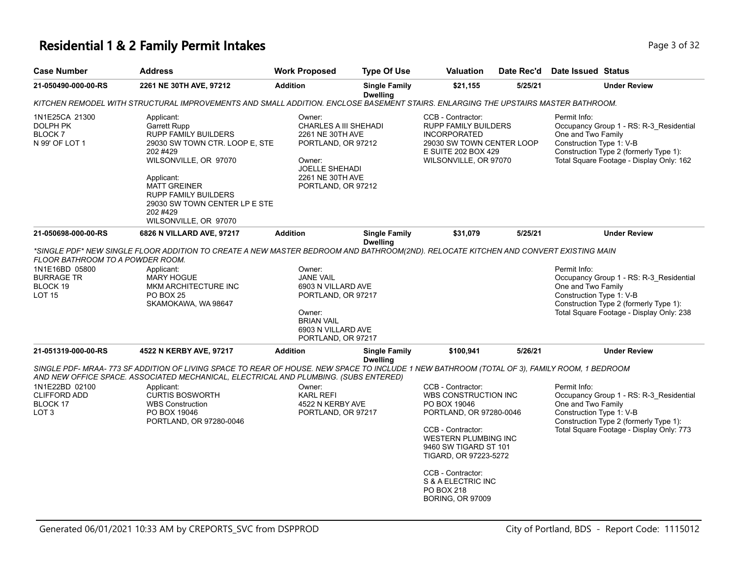# Residential 1 & 2 Family Permit Intakes

| Case Number | Address | Work Proposed | Type Of Use | Valuation | Date Rec'd | Date Issued | Status |
|---|---|---|---|---|---|---|---|
| 21-050490-000-00-RS | 2261 NE 30TH AVE, 97212 | Addition | Single Family Dwelling | $21,155 | 5/25/21 | | Under Review |

*KITCHEN REMODEL WITH STRUCTURAL IMPROVEMENTS AND SMALL ADDITION. ENCLOSE BASEMENT STAIRS. ENLARGING THE UPSTAIRS MASTER BATHROOM.*

1N1E25CA 21300
DOLPH PK
BLOCK 7
N 99' OF LOT 1

Applicant:
Garrett Rupp
RUPP FAMILY BUILDERS
29030 SW TOWN CTR. LOOP E, STE 202 #429
WILSONVILLE, OR 97070

Applicant:
MATT GREINER
RUPP FAMILY BUILDERS
29030 SW TOWN CENTER LP E STE 202 #429
WILSONVILLE, OR 97070

Owner:
CHARLES A III SHEHADI
2261 NE 30TH AVE
PORTLAND, OR 97212

Owner:
JOELLE SHEHADI
2261 NE 30TH AVE
PORTLAND, OR 97212

CCB - Contractor:
RUPP FAMILY BUILDERS INCORPORATED
29030 SW TOWN CENTER LOOP E SUITE 202 BOX 429
WILSONVILLE, OR 97070

Permit Info:
Occupancy Group 1 - RS: R-3_Residential One and Two Family
Construction Type 1: V-B
Construction Type 2 (formerly Type 1):
Total Square Footage - Display Only: 162

| Case Number | Address | Work Proposed | Type Of Use | Valuation | Date Rec'd | Date Issued | Status |
|---|---|---|---|---|---|---|---|
| 21-050698-000-00-RS | 6826 N VILLARD AVE, 97217 | Addition | Single Family Dwelling | $31,079 | 5/25/21 | | Under Review |

*\*SINGLE PDF\* NEW SINGLE FLOOR ADDITION TO CREATE A NEW MASTER BEDROOM AND BATHROOM(2ND). RELOCATE KITCHEN AND CONVERT EXISTING MAIN FLOOR BATHROOM TO A POWDER ROOM.*

1N1E16BD 05800
BURRAGE TR
BLOCK 19
LOT 15

Applicant:
MARY HOGUE
MKM ARCHITECTURE INC
PO BOX 25
SKAMOKAWA, WA 98647

Owner:
JANE VAIL
6903 N VILLARD AVE
PORTLAND, OR 97217

Owner:
BRIAN VAIL
6903 N VILLARD AVE
PORTLAND, OR 97217

Permit Info:
Occupancy Group 1 - RS: R-3_Residential One and Two Family
Construction Type 1: V-B
Construction Type 2 (formerly Type 1):
Total Square Footage - Display Only: 238

| Case Number | Address | Work Proposed | Type Of Use | Valuation | Date Rec'd | Date Issued | Status |
|---|---|---|---|---|---|---|---|
| 21-051319-000-00-RS | 4522 N KERBY AVE, 97217 | Addition | Single Family Dwelling | $100,941 | 5/26/21 | | Under Review |

*SINGLE PDF- MRAA- 773 SF ADDITION OF LIVING SPACE TO REAR OF HOUSE. NEW SPACE TO INCLUDE 1 NEW BATHROOM (TOTAL OF 3), FAMILY ROOM, 1 BEDROOM AND NEW OFFICE SPACE. ASSOCIATED MECHANICAL, ELECTRICAL AND PLUMBING. (SUBS ENTERED)*

1N1E22BD 02100
CLIFFORD ADD
BLOCK 17
LOT 3

Applicant:
CURTIS BOSWORTH
WBS Construction
PO BOX 19046
PORTLAND, OR 97280-0046

Owner:
KARL REFI
4522 N KERBY AVE
PORTLAND, OR 97217

CCB - Contractor:
WBS CONSTRUCTION INC
PO BOX 19046
PORTLAND, OR 97280-0046

CCB - Contractor:
WESTERN PLUMBING INC
9460 SW TIGARD ST 101
TIGARD, OR 97223-5272

CCB - Contractor:
S & A ELECTRIC INC
PO BOX 218
BORING, OR 97009

Permit Info:
Occupancy Group 1 - RS: R-3_Residential One and Two Family
Construction Type 1: V-B
Construction Type 2 (formerly Type 1):
Total Square Footage - Display Only: 773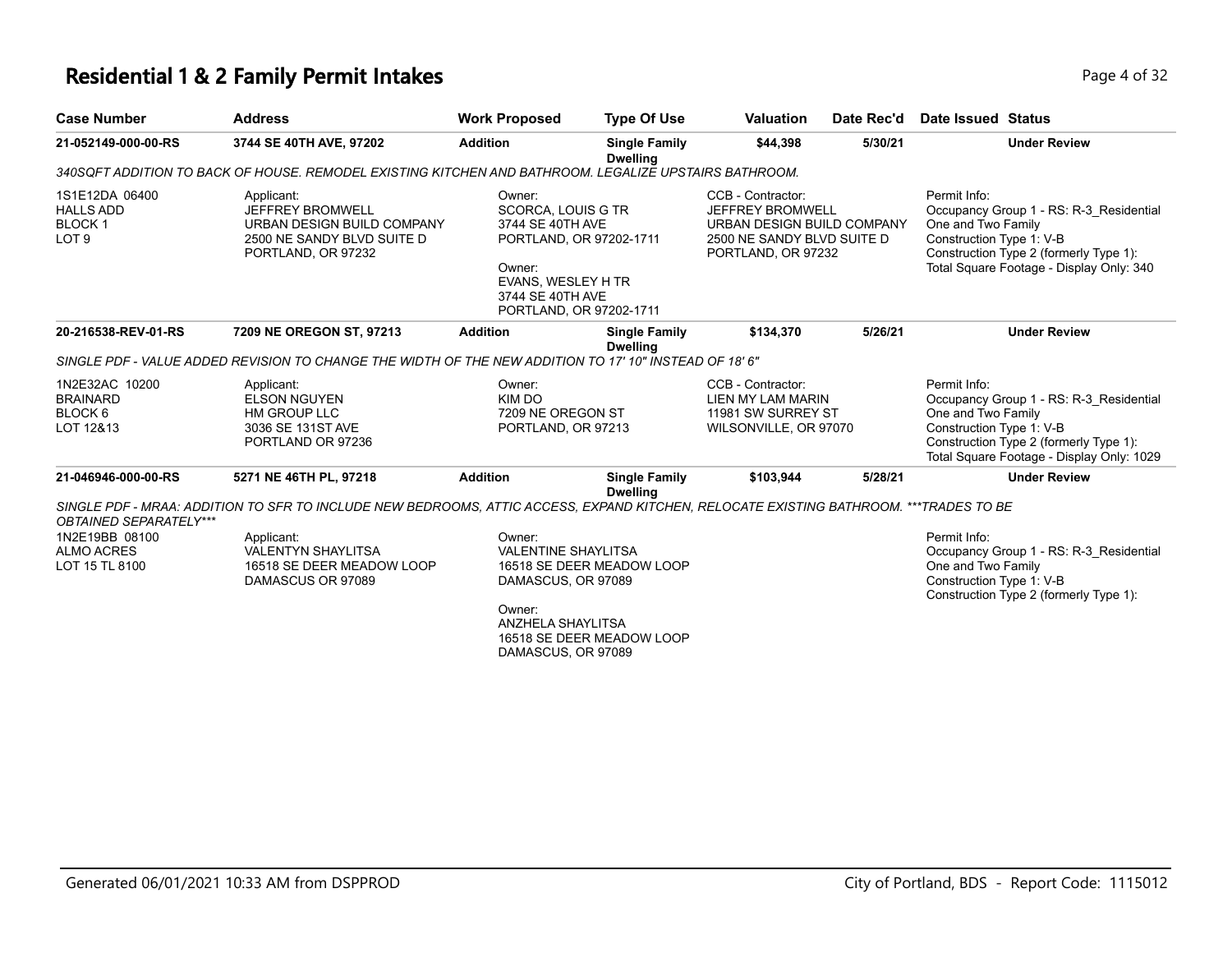# Residential 1 & 2 Family Permit Intakes

| Case Number | Address | Work Proposed | Type Of Use | Valuation | Date Rec'd | Date Issued | Status |
|---|---|---|---|---|---|---|---|
| 21-052149-000-00-RS | 3744 SE 40TH AVE, 97202 | Addition | Single Family Dwelling | $44,398 | 5/30/21 | | Under Review |

340SQFT ADDITION TO BACK OF HOUSE. REMODEL EXISTING KITCHEN AND BATHROOM. LEGALIZE UPSTAIRS BATHROOM.

1S1E12DA 06400
HALLS ADD
BLOCK 1
LOT 9

Applicant:
JEFFREY BROMWELL
URBAN DESIGN BUILD COMPANY
2500 NE SANDY BLVD SUITE D
PORTLAND, OR 97232

Owner:
SCORCA, LOUIS G TR
3744 SE 40TH AVE
PORTLAND, OR 97202-1711

Owner:
EVANS, WESLEY H TR
3744 SE 40TH AVE
PORTLAND, OR 97202-1711

CCB - Contractor:
JEFFREY BROMWELL
URBAN DESIGN BUILD COMPANY
2500 NE SANDY BLVD SUITE D
PORTLAND, OR 97232

Permit Info:
Occupancy Group 1 - RS: R-3_Residential One and Two Family
Construction Type 1: V-B
Construction Type 2 (formerly Type 1):
Total Square Footage - Display Only: 340

| Case Number | Address | Work Proposed | Type Of Use | Valuation | Date Rec'd | Date Issued | Status |
|---|---|---|---|---|---|---|---|
| 20-216538-REV-01-RS | 7209 NE OREGON ST, 97213 | Addition | Single Family Dwelling | $134,370 | 5/26/21 | | Under Review |

SINGLE PDF - VALUE ADDED REVISION TO CHANGE THE WIDTH OF THE NEW ADDITION TO 17' 10" INSTEAD OF 18' 6"

1N2E32AC 10200
BRAINARD
BLOCK 6
LOT 12&13

Applicant:
ELSON NGUYEN
HM GROUP LLC
3036 SE 131ST AVE
PORTLAND OR 97236

Owner:
KIM DO
7209 NE OREGON ST
PORTLAND, OR 97213

CCB - Contractor:
LIEN MY LAM MARIN
11981 SW SURREY ST
WILSONVILLE, OR 97070

Permit Info:
Occupancy Group 1 - RS: R-3_Residential One and Two Family
Construction Type 1: V-B
Construction Type 2 (formerly Type 1):
Total Square Footage - Display Only: 1029

| Case Number | Address | Work Proposed | Type Of Use | Valuation | Date Rec'd | Date Issued | Status |
|---|---|---|---|---|---|---|---|
| 21-046946-000-00-RS | 5271 NE 46TH PL, 97218 | Addition | Single Family Dwelling | $103,944 | 5/28/21 | | Under Review |

SINGLE PDF - MRAA: ADDITION TO SFR TO INCLUDE NEW BEDROOMS, ATTIC ACCESS, EXPAND KITCHEN, RELOCATE EXISTING BATHROOM. ***TRADES TO BE OBTAINED SEPARATELY***

1N2E19BB 08100
ALMO ACRES
LOT 15 TL 8100

Applicant:
VALENTYN SHAYLITSA
16518 SE DEER MEADOW LOOP
DAMASCUS OR 97089

Owner:
VALENTINE SHAYLITSA
16518 SE DEER MEADOW LOOP
DAMASCUS, OR 97089

Owner:
ANZHELA SHAYLITSA
16518 SE DEER MEADOW LOOP
DAMASCUS, OR 97089

Permit Info:
Occupancy Group 1 - RS: R-3_Residential One and Two Family
Construction Type 1: V-B
Construction Type 2 (formerly Type 1):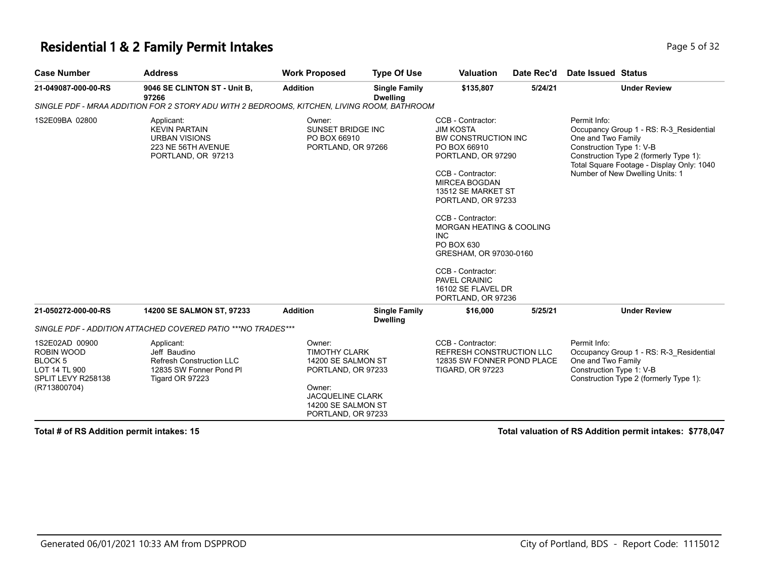# Residential 1 & 2 Family Permit Intakes

| Case Number | Address | Work Proposed | Type Of Use | Valuation | Date Rec'd | Date Issued | Status |
|---|---|---|---|---|---|---|---|
| 21-049087-000-00-RS | 9046 SE CLINTON ST - Unit B, 97266 | Addition | Single Family Dwelling | $135,807 | 5/24/21 | | Under Review |

*SINGLE PDF - MRAA ADDITION FOR 2 STORY ADU WITH 2 BEDROOMS, KITCHEN, LIVING ROOM, BATHROOM*

1S2E09BA 02800

Applicant:
KEVIN PARTAIN
URBAN VISIONS
223 NE 56TH AVENUE
PORTLAND, OR 97213

Owner:
SUNSET BRIDGE INC
PO BOX 66910
PORTLAND, OR 97266

CCB - Contractor:
JIM KOSTA
BW CONSTRUCTION INC
PO BOX 66910
PORTLAND, OR 97290

CCB - Contractor:
MIRCEA BOGDAN
13512 SE MARKET ST
PORTLAND, OR 97233

CCB - Contractor:
MORGAN HEATING & COOLING INC
PO BOX 630
GRESHAM, OR 97030-0160

CCB - Contractor:
PAVEL CRAINIC
16102 SE FLAVEL DR
PORTLAND, OR 97236

Permit Info:
Occupancy Group 1 - RS: R-3_Residential One and Two Family
Construction Type 1: V-B
Construction Type 2 (formerly Type 1):
Total Square Footage - Display Only: 1040
Number of New Dwelling Units: 1

| Case Number | Address | Work Proposed | Type Of Use | Valuation | Date Rec'd | Date Issued | Status |
|---|---|---|---|---|---|---|---|
| 21-050272-000-00-RS | 14200 SE SALMON ST, 97233 | Addition | Single Family Dwelling | $16,000 | 5/25/21 | | Under Review |

*SINGLE PDF - ADDITION ATTACHED COVERED PATIO ***NO TRADES****

1S2E02AD 00900
ROBIN WOOD
BLOCK 5
LOT 14 TL 900
SPLIT LEVY R258138
(R713800704)

Applicant:
Jeff Baudino
Refresh Construction LLC
12835 SW Fonner Pond Pl
Tigard OR 97223

Owner:
TIMOTHY CLARK
14200 SE SALMON ST
PORTLAND, OR 97233

Owner:
JACQUELINE CLARK
14200 SE SALMON ST
PORTLAND, OR 97233

CCB - Contractor:
REFRESH CONSTRUCTION LLC
12835 SW FONNER POND PLACE
TIGARD, OR 97223

Permit Info:
Occupancy Group 1 - RS: R-3_Residential One and Two Family
Construction Type 1: V-B
Construction Type 2 (formerly Type 1):

**Total # of RS Addition permit intakes: 15**

**Total valuation of RS Addition permit intakes: $778,047**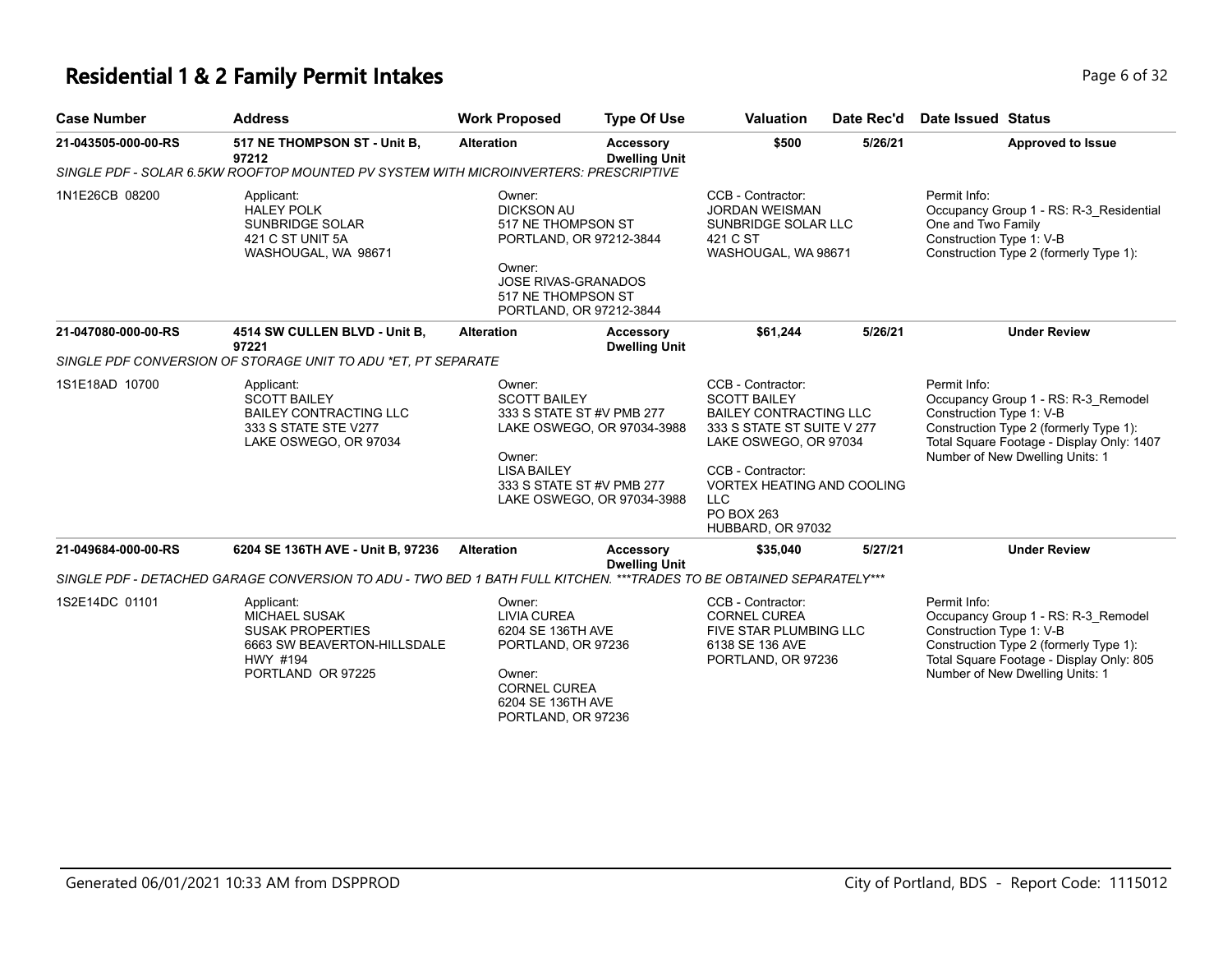# Residential 1 & 2 Family Permit Intakes

| Case Number | Address | Work Proposed | Type Of Use | Valuation | Date Rec'd | Date Issued | Status |
|---|---|---|---|---|---|---|---|
| 21-043505-000-00-RS | 517 NE THOMPSON ST - Unit B, 97212 | Alteration | Accessory Dwelling Unit | $500 | 5/26/21 | | Approved to Issue |

*SINGLE PDF - SOLAR 6.5KW ROOFTOP MOUNTED PV SYSTEM WITH MICROINVERTERS: PRESCRIPTIVE*

1N1E26CB 08200

- Applicant: HALEY POLK, SUNBRIDGE SOLAR, 421 C ST UNIT 5A, WASHOUGAL, WA 98671
- Owner: DICKSON AU, 517 NE THOMPSON ST, PORTLAND, OR 97212-3844
- Owner: JOSE RIVAS-GRANADOS, 517 NE THOMPSON ST, PORTLAND, OR 97212-3844
- CCB - Contractor: JORDAN WEISMAN, SUNBRIDGE SOLAR LLC, 421 C ST, WASHOUGAL, WA 98671
- Permit Info: Occupancy Group 1 - RS: R-3_Residential One and Two Family; Construction Type 1: V-B; Construction Type 2 (formerly Type 1):

| Case Number | Address | Work Proposed | Type Of Use | Valuation | Date Rec'd | Date Issued | Status |
|---|---|---|---|---|---|---|---|
| 21-047080-000-00-RS | 4514 SW CULLEN BLVD - Unit B, 97221 | Alteration | Accessory Dwelling Unit | $61,244 | 5/26/21 | | Under Review |

*SINGLE PDF CONVERSION OF STORAGE UNIT TO ADU *ET, PT SEPARATE*

1S1E18AD 10700

- Applicant: SCOTT BAILEY, BAILEY CONTRACTING LLC, 333 S STATE STE V277, LAKE OSWEGO, OR 97034
- Owner: SCOTT BAILEY, 333 S STATE ST #V PMB 277, LAKE OSWEGO, OR 97034-3988
- Owner: LISA BAILEY, 333 S STATE ST #V PMB 277, LAKE OSWEGO, OR 97034-3988
- CCB - Contractor: SCOTT BAILEY, BAILEY CONTRACTING LLC, 333 S STATE ST SUITE V 277, LAKE OSWEGO, OR 97034
- CCB - Contractor: VORTEX HEATING AND COOLING LLC, PO BOX 263, HUBBARD, OR 97032
- Permit Info: Occupancy Group 1 - RS: R-3_Remodel; Construction Type 1: V-B; Construction Type 2 (formerly Type 1):; Total Square Footage - Display Only: 1407; Number of New Dwelling Units: 1

| Case Number | Address | Work Proposed | Type Of Use | Valuation | Date Rec'd | Date Issued | Status |
|---|---|---|---|---|---|---|---|
| 21-049684-000-00-RS | 6204 SE 136TH AVE - Unit B, 97236 | Alteration | Accessory Dwelling Unit | $35,040 | 5/27/21 | | Under Review |

*SINGLE PDF - DETACHED GARAGE CONVERSION TO ADU - TWO BED 1 BATH FULL KITCHEN. ***TRADES TO BE OBTAINED SEPARATELY****

1S2E14DC 01101

- Applicant: MICHAEL SUSAK, SUSAK PROPERTIES, 6663 SW BEAVERTON-HILLSDALE HWY #194, PORTLAND OR 97225
- Owner: LIVIA CUREA, 6204 SE 136TH AVE, PORTLAND, OR 97236
- Owner: CORNEL CUREA, 6204 SE 136TH AVE, PORTLAND, OR 97236
- CCB - Contractor: CORNEL CUREA, FIVE STAR PLUMBING LLC, 6138 SE 136 AVE, PORTLAND, OR 97236
- Permit Info: Occupancy Group 1 - RS: R-3_Remodel; Construction Type 1: V-B; Construction Type 2 (formerly Type 1):; Total Square Footage - Display Only: 805; Number of New Dwelling Units: 1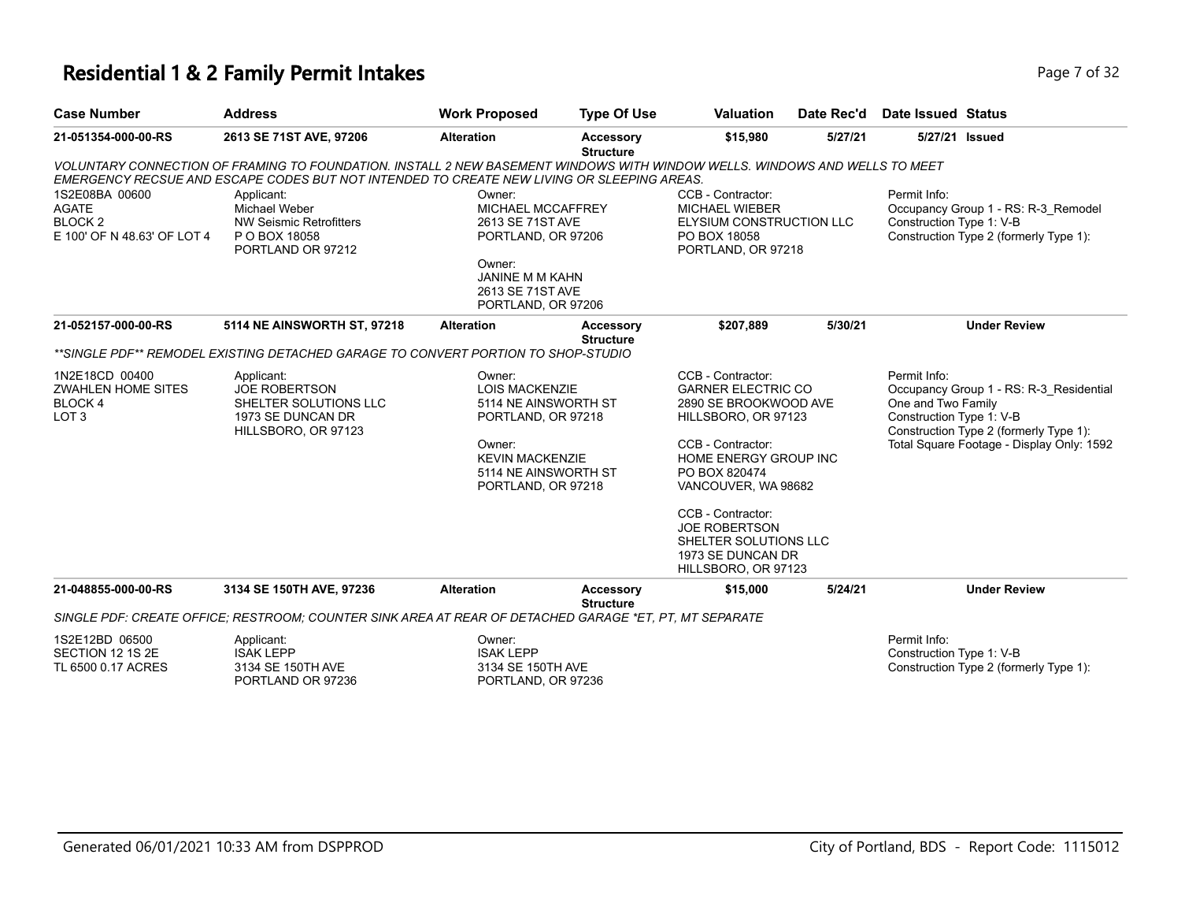# Residential 1 & 2 Family Permit Intakes

| Case Number | Address | Work Proposed | Type Of Use | Valuation | Date Rec'd | Date Issued | Status |
|---|---|---|---|---|---|---|---|
| 21-051354-000-00-RS | 2613 SE 71ST AVE, 97206 | Alteration | Accessory Structure | $15,980 | 5/27/21 | 5/27/21 | Issued |

*VOLUNTARY CONNECTION OF FRAMING TO FOUNDATION. INSTALL 2 NEW BASEMENT WINDOWS WITH WINDOW WELLS. WINDOWS AND WELLS TO MEET EMERGENCY RECSUE AND ESCAPE CODES BUT NOT INTENDED TO CREATE NEW LIVING OR SLEEPING AREAS.*

1S2E08BA 00600
AGATE
BLOCK 2
E 100' OF N 48.63' OF LOT 4

Applicant:
Michael Weber
NW Seismic Retrofitters
P O BOX 18058
PORTLAND OR 97212

Owner:
MICHAEL MCCAFFREY
2613 SE 71ST AVE
PORTLAND, OR 97206

Owner:
JANINE M M KAHN
2613 SE 71ST AVE
PORTLAND, OR 97206

CCB - Contractor:
MICHAEL WIEBER
ELYSIUM CONSTRUCTION LLC
PO BOX 18058
PORTLAND, OR 97218

Permit Info:
Occupancy Group 1 - RS: R-3_Remodel
Construction Type 1: V-B
Construction Type 2 (formerly Type 1):

| Case Number | Address | Work Proposed | Type Of Use | Valuation | Date Rec'd | Date Issued | Status |
|---|---|---|---|---|---|---|---|
| 21-052157-000-00-RS | 5114 NE AINSWORTH ST, 97218 | Alteration | Accessory Structure | $207,889 | 5/30/21 | | Under Review |

*\*\*SINGLE PDF\*\* REMODEL EXISTING DETACHED GARAGE TO CONVERT PORTION TO SHOP-STUDIO*

1N2E18CD 00400
ZWAHLEN HOME SITES
BLOCK 4
LOT 3

Applicant:
JOE ROBERTSON
SHELTER SOLUTIONS LLC
1973 SE DUNCAN DR
HILLSBORO, OR 97123

Owner:
LOIS MACKENZIE
5114 NE AINSWORTH ST
PORTLAND, OR 97218

Owner:
KEVIN MACKENZIE
5114 NE AINSWORTH ST
PORTLAND, OR 97218

CCB - Contractor:
GARNER ELECTRIC CO
2890 SE BROOKWOOD AVE
HILLSBORO, OR 97123

CCB - Contractor:
HOME ENERGY GROUP INC
PO BOX 820474
VANCOUVER, WA 98682

CCB - Contractor:
JOE ROBERTSON
SHELTER SOLUTIONS LLC
1973 SE DUNCAN DR
HILLSBORO, OR 97123

Permit Info:
Occupancy Group 1 - RS: R-3_Residential One and Two Family
Construction Type 1: V-B
Construction Type 2 (formerly Type 1):
Total Square Footage - Display Only: 1592

| Case Number | Address | Work Proposed | Type Of Use | Valuation | Date Rec'd | Date Issued | Status |
|---|---|---|---|---|---|---|---|
| 21-048855-000-00-RS | 3134 SE 150TH AVE, 97236 | Alteration | Accessory Structure | $15,000 | 5/24/21 | | Under Review |

*SINGLE PDF: CREATE OFFICE; RESTROOM; COUNTER SINK AREA AT REAR OF DETACHED GARAGE \*ET, PT, MT SEPARATE*

1S2E12BD 06500
SECTION 12 1S 2E
TL 6500 0.17 ACRES

Applicant:
ISAK LEPP
3134 SE 150TH AVE
PORTLAND OR 97236

Owner:
ISAK LEPP
3134 SE 150TH AVE
PORTLAND, OR 97236

Permit Info:
Construction Type 1: V-B
Construction Type 2 (formerly Type 1):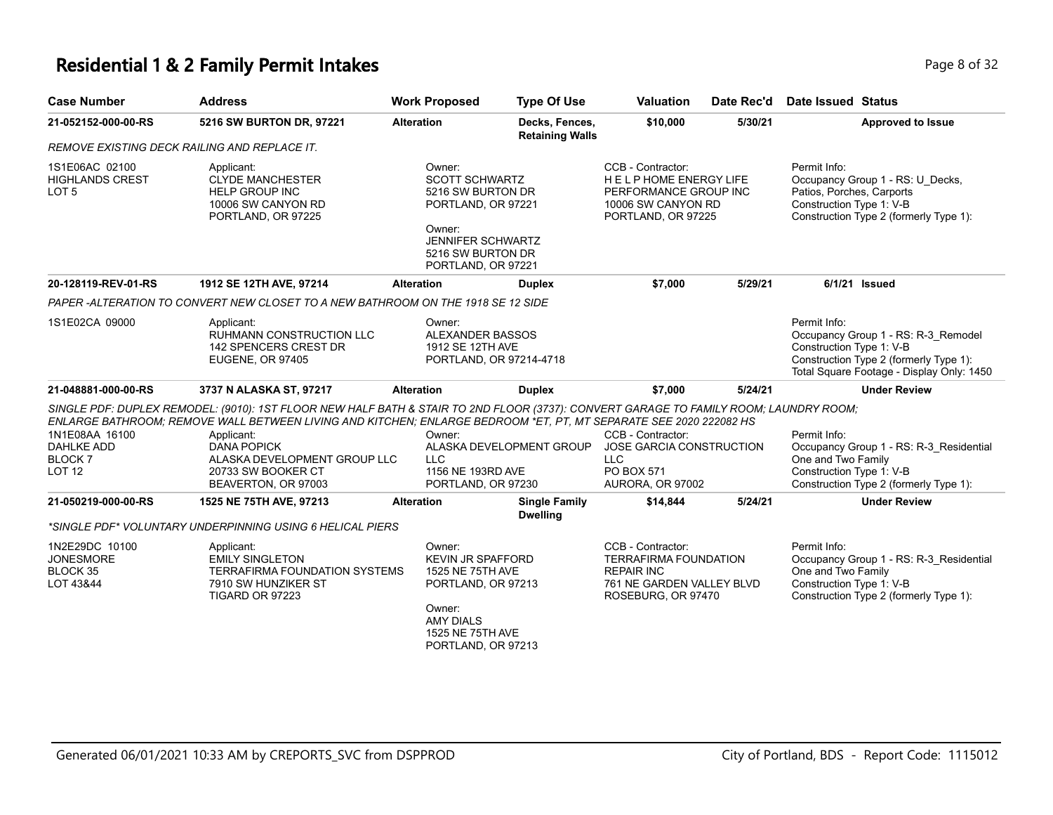# Residential 1 & 2 Family Permit Intakes

| Case Number | Address | Work Proposed | Type Of Use | Valuation | Date Rec'd | Date Issued | Status |
|---|---|---|---|---|---|---|---|
| 21-052152-000-00-RS | 5216 SW BURTON DR, 97221 | Alteration | Decks, Fences, Retaining Walls | $10,000 | 5/30/21 | | Approved to Issue |

*REMOVE EXISTING DECK RAILING AND REPLACE IT.*

1S1E06AC 02100
HIGHLANDS CREST
LOT 5

Applicant:
CLYDE MANCHESTER
HELP GROUP INC
10006 SW CANYON RD
PORTLAND, OR 97225

Owner:
SCOTT SCHWARTZ
5216 SW BURTON DR
PORTLAND, OR 97221

Owner:
JENNIFER SCHWARTZ
5216 SW BURTON DR
PORTLAND, OR 97221

CCB - Contractor:
H E L P HOME ENERGY LIFE PERFORMANCE GROUP INC
10006 SW CANYON RD
PORTLAND, OR 97225

Permit Info:
Occupancy Group 1 - RS: U_Decks, Patios, Porches, Carports
Construction Type 1: V-B
Construction Type 2 (formerly Type 1):

| Case Number | Address | Work Proposed | Type Of Use | Valuation | Date Rec'd | Date Issued | Status |
|---|---|---|---|---|---|---|---|
| 20-128119-REV-01-RS | 1912 SE 12TH AVE, 97214 | Alteration | Duplex | $7,000 | 5/29/21 | 6/1/21 | Issued |

*PAPER -ALTERATION TO CONVERT NEW CLOSET TO A NEW BATHROOM ON THE 1918 SE 12 SIDE*

1S1E02CA 09000

Applicant:
RUHMANN CONSTRUCTION LLC
142 SPENCERS CREST DR
EUGENE, OR 97405

Owner:
ALEXANDER BASSOS
1912 SE 12TH AVE
PORTLAND, OR 97214-4718

Permit Info:
Occupancy Group 1 - RS: R-3_Remodel
Construction Type 1: V-B
Construction Type 2 (formerly Type 1):
Total Square Footage - Display Only: 1450

| Case Number | Address | Work Proposed | Type Of Use | Valuation | Date Rec'd | Date Issued | Status |
|---|---|---|---|---|---|---|---|
| 21-048881-000-00-RS | 3737 N ALASKA ST, 97217 | Alteration | Duplex | $7,000 | 5/24/21 | | Under Review |

*SINGLE PDF: DUPLEX REMODEL: (9010): 1ST FLOOR NEW HALF BATH & STAIR TO 2ND FLOOR (3737): CONVERT GARAGE TO FAMILY ROOM; LAUNDRY ROOM; ENLARGE BATHROOM; REMOVE WALL BETWEEN LIVING AND KITCHEN; ENLARGE BEDROOM *ET, PT, MT SEPARATE SEE 2020 222082 HS*

1N1E08AA 16100
DAHLKE ADD
BLOCK 7
LOT 12

Applicant:
DANA POPICK
ALASKA DEVELOPMENT GROUP LLC
20733 SW BOOKER CT
BEAVERTON, OR 97003

Owner:
ALASKA DEVELOPMENT GROUP LLC
1156 NE 193RD AVE
PORTLAND, OR 97230

CCB - Contractor:
JOSE GARCIA CONSTRUCTION LLC
PO BOX 571
AURORA, OR 97002

Permit Info:
Occupancy Group 1 - RS: R-3_Residential One and Two Family
Construction Type 1: V-B
Construction Type 2 (formerly Type 1):

| Case Number | Address | Work Proposed | Type Of Use | Valuation | Date Rec'd | Date Issued | Status |
|---|---|---|---|---|---|---|---|
| 21-050219-000-00-RS | 1525 NE 75TH AVE, 97213 | Alteration | Single Family Dwelling | $14,844 | 5/24/21 | | Under Review |

*\*SINGLE PDF\* VOLUNTARY UNDERPINNING USING 6 HELICAL PIERS*

1N2E29DC 10100
JONESMORE
BLOCK 35
LOT 43&44

Applicant:
EMILY SINGLETON
TERRAFIRMA FOUNDATION SYSTEMS
7910 SW HUNZIKER ST
TIGARD OR 97223

Owner:
KEVIN JR SPAFFORD
1525 NE 75TH AVE
PORTLAND, OR 97213

Owner:
AMY DIALS
1525 NE 75TH AVE
PORTLAND, OR 97213

CCB - Contractor:
TERRAFIRMA FOUNDATION REPAIR INC
761 NE GARDEN VALLEY BLVD
ROSEBURG, OR 97470

Permit Info:
Occupancy Group 1 - RS: R-3_Residential One and Two Family
Construction Type 1: V-B
Construction Type 2 (formerly Type 1):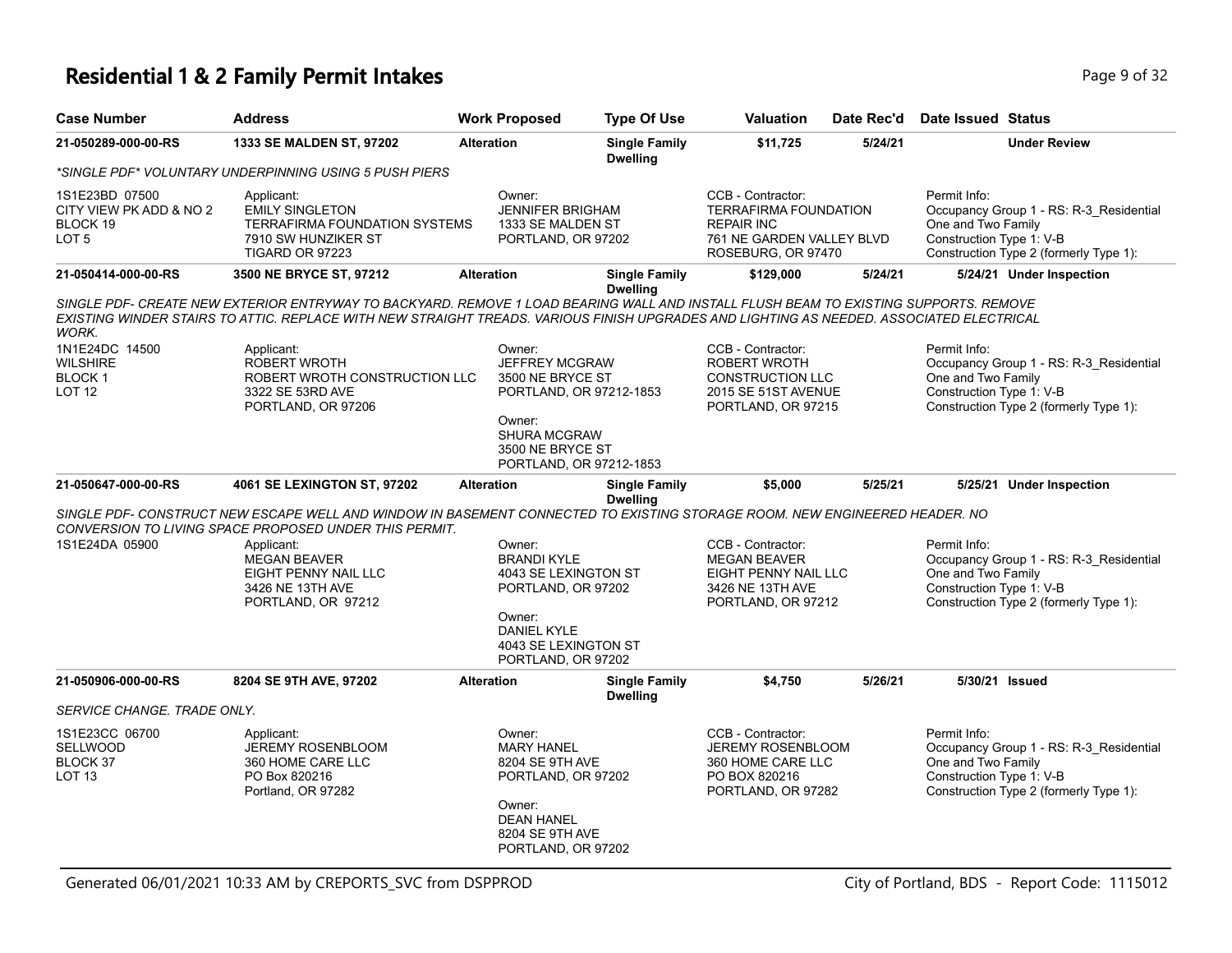# Residential 1 & 2 Family Permit Intakes

| Case Number | Address | Work Proposed | Type Of Use | Valuation | Date Rec'd | Date Issued | Status |
|---|---|---|---|---|---|---|---|
| 21-050289-000-00-RS | 1333 SE MALDEN ST, 97202 | Alteration | Single Family Dwelling | $11,725 | 5/24/21 | | Under Review |

*\*SINGLE PDF\* VOLUNTARY UNDERPINNING USING 5 PUSH PIERS*

1S1E23BD 07500
CITY VIEW PK ADD & NO 2
BLOCK 19
LOT 5

Applicant:
EMILY SINGLETON
TERRAFIRMA FOUNDATION SYSTEMS
7910 SW HUNZIKER ST
TIGARD OR 97223

Owner:
JENNIFER BRIGHAM
1333 SE MALDEN ST
PORTLAND, OR 97202

CCB - Contractor:
TERRAFIRMA FOUNDATION REPAIR INC
761 NE GARDEN VALLEY BLVD
ROSEBURG, OR 97470

Permit Info:
Occupancy Group 1 - RS: R-3_Residential One and Two Family
Construction Type 1: V-B
Construction Type 2 (formerly Type 1):

| Case Number | Address | Work Proposed | Type Of Use | Valuation | Date Rec'd | Date Issued | Status |
|---|---|---|---|---|---|---|---|
| 21-050414-000-00-RS | 3500 NE BRYCE ST, 97212 | Alteration | Single Family Dwelling | $129,000 | 5/24/21 | 5/24/21 | Under Inspection |

*SINGLE PDF- CREATE NEW EXTERIOR ENTRYWAY TO BACKYARD. REMOVE 1 LOAD BEARING WALL AND INSTALL FLUSH BEAM TO EXISTING SUPPORTS. REMOVE EXISTING WINDER STAIRS TO ATTIC. REPLACE WITH NEW STRAIGHT TREADS. VARIOUS FINISH UPGRADES AND LIGHTING AS NEEDED. ASSOCIATED ELECTRICAL WORK.*

1N1E24DC 14500
WILSHIRE
BLOCK 1
LOT 12

Applicant:
ROBERT WROTH
ROBERT WROTH CONSTRUCTION LLC
3322 SE 53RD AVE
PORTLAND, OR 97206

Owner:
JEFFREY MCGRAW
3500 NE BRYCE ST
PORTLAND, OR 97212-1853

Owner:
SHURA MCGRAW
3500 NE BRYCE ST
PORTLAND, OR 97212-1853

CCB - Contractor:
ROBERT WROTH
CONSTRUCTION LLC
2015 SE 51ST AVENUE
PORTLAND, OR 97215

Permit Info:
Occupancy Group 1 - RS: R-3_Residential One and Two Family
Construction Type 1: V-B
Construction Type 2 (formerly Type 1):

| Case Number | Address | Work Proposed | Type Of Use | Valuation | Date Rec'd | Date Issued | Status |
|---|---|---|---|---|---|---|---|
| 21-050647-000-00-RS | 4061 SE LEXINGTON ST, 97202 | Alteration | Single Family Dwelling | $5,000 | 5/25/21 | 5/25/21 | Under Inspection |

*SINGLE PDF- CONSTRUCT NEW ESCAPE WELL AND WINDOW IN BASEMENT CONNECTED TO EXISTING STORAGE ROOM. NEW ENGINEERED HEADER. NO CONVERSION TO LIVING SPACE PROPOSED UNDER THIS PERMIT.*

1S1E24DA 05900

Applicant:
MEGAN BEAVER
EIGHT PENNY NAIL LLC
3426 NE 13TH AVE
PORTLAND, OR 97212

Owner:
BRANDI KYLE
4043 SE LEXINGTON ST
PORTLAND, OR 97202

Owner:
DANIEL KYLE
4043 SE LEXINGTON ST
PORTLAND, OR 97202

CCB - Contractor:
MEGAN BEAVER
EIGHT PENNY NAIL LLC
3426 NE 13TH AVE
PORTLAND, OR 97212

Permit Info:
Occupancy Group 1 - RS: R-3_Residential One and Two Family
Construction Type 1: V-B
Construction Type 2 (formerly Type 1):

| Case Number | Address | Work Proposed | Type Of Use | Valuation | Date Rec'd | Date Issued | Status |
|---|---|---|---|---|---|---|---|
| 21-050906-000-00-RS | 8204 SE 9TH AVE, 97202 | Alteration | Single Family Dwelling | $4,750 | 5/26/21 | 5/30/21 | Issued |

*SERVICE CHANGE. TRADE ONLY.*

1S1E23CC 06700
SELLWOOD
BLOCK 37
LOT 13

Applicant:
JEREMY ROSENBLOOM
360 HOME CARE LLC
PO Box 820216
Portland, OR 97282

Owner:
MARY HANEL
8204 SE 9TH AVE
PORTLAND, OR 97202

Owner:
DEAN HANEL
8204 SE 9TH AVE
PORTLAND, OR 97202

CCB - Contractor:
JEREMY ROSENBLOOM
360 HOME CARE LLC
PO BOX 820216
PORTLAND, OR 97282

Permit Info:
Occupancy Group 1 - RS: R-3_Residential One and Two Family
Construction Type 1: V-B
Construction Type 2 (formerly Type 1):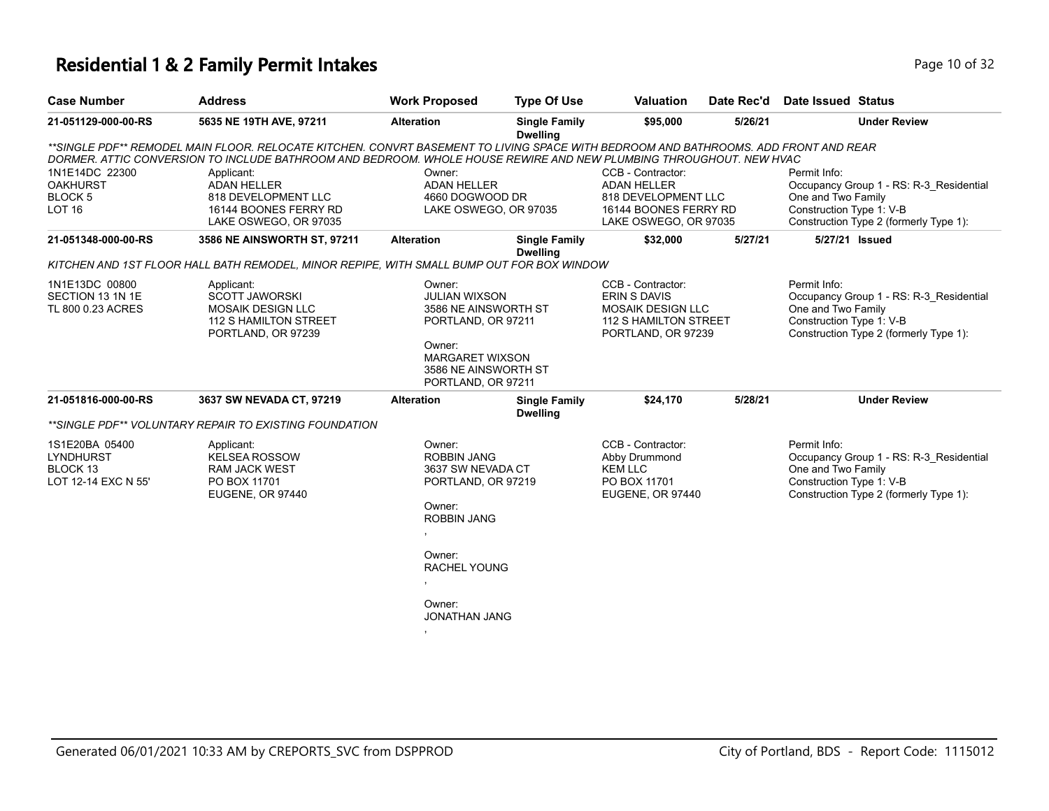# Residential 1 & 2 Family Permit Intakes

| Case Number | Address | Work Proposed | Type Of Use | Valuation | Date Rec'd | Date Issued | Status |
|---|---|---|---|---|---|---|---|
| **21-051129-000-00-RS** | **5635 NE 19TH AVE, 97211** | **Alteration** | **Single Family Dwelling** | **$95,000** | **5/26/21** | | **Under Review** |

*\*\*SINGLE PDF\*\* REMODEL MAIN FLOOR. RELOCATE KITCHEN. CONVRT BASEMENT TO LIVING SPACE WITH BEDROOM AND BATHROOMS. ADD FRONT AND REAR DORMER. ATTIC CONVERSION TO INCLUDE BATHROOM AND BEDROOM. WHOLE HOUSE REWIRE AND NEW PLUMBING THROUGHOUT. NEW HVAC*

1N1E14DC 22300
OAKHURST
BLOCK 5
LOT 16

Applicant:
ADAN HELLER
818 DEVELOPMENT LLC
16144 BOONES FERRY RD
LAKE OSWEGO, OR 97035

Owner:
ADAN HELLER
4660 DOGWOOD DR
LAKE OSWEGO, OR 97035

CCB - Contractor:
ADAN HELLER
818 DEVELOPMENT LLC
16144 BOONES FERRY RD
LAKE OSWEGO, OR 97035

Permit Info:
Occupancy Group 1 - RS: R-3_Residential One and Two Family
Construction Type 1: V-B
Construction Type 2 (formerly Type 1):

| Case Number | Address | Work Proposed | Type Of Use | Valuation | Date Rec'd | Date Issued | Status |
|---|---|---|---|---|---|---|---|
| **21-051348-000-00-RS** | **3586 NE AINSWORTH ST, 97211** | **Alteration** | **Single Family Dwelling** | **$32,000** | **5/27/21** | **5/27/21** | **Issued** |

*KITCHEN AND 1ST FLOOR HALL BATH REMODEL, MINOR REPIPE, WITH SMALL BUMP OUT FOR BOX WINDOW*

1N1E13DC 00800
SECTION 13 1N 1E
TL 800 0.23 ACRES

Applicant:
SCOTT JAWORSKI
MOSAIK DESIGN LLC
112 S HAMILTON STREET
PORTLAND, OR 97239

Owner:
JULIAN WIXSON
3586 NE AINSWORTH ST
PORTLAND, OR 97211

Owner:
MARGARET WIXSON
3586 NE AINSWORTH ST
PORTLAND, OR 97211

CCB - Contractor:
ERIN S DAVIS
MOSAIK DESIGN LLC
112 S HAMILTON STREET
PORTLAND, OR 97239

Permit Info:
Occupancy Group 1 - RS: R-3_Residential One and Two Family
Construction Type 1: V-B
Construction Type 2 (formerly Type 1):

| Case Number | Address | Work Proposed | Type Of Use | Valuation | Date Rec'd | Date Issued | Status |
|---|---|---|---|---|---|---|---|
| **21-051816-000-00-RS** | **3637 SW NEVADA CT, 97219** | **Alteration** | **Single Family Dwelling** | **$24,170** | **5/28/21** | | **Under Review** |

*\*\*SINGLE PDF\*\* VOLUNTARY REPAIR TO EXISTING FOUNDATION*

1S1E20BA 05400
LYNDHURST
BLOCK 13
LOT 12-14 EXC N 55'

Applicant:
KELSEA ROSSOW
RAM JACK WEST
PO BOX 11701
EUGENE, OR 97440

Owner:
ROBBIN JANG
3637 SW NEVADA CT
PORTLAND, OR 97219

Owner:
ROBBIN JANG
,

Owner:
RACHEL YOUNG
,

Owner:
JONATHAN JANG
,

CCB - Contractor:
Abby Drummond
KEM LLC
PO BOX 11701
EUGENE, OR 97440

Permit Info:
Occupancy Group 1 - RS: R-3_Residential One and Two Family
Construction Type 1: V-B
Construction Type 2 (formerly Type 1):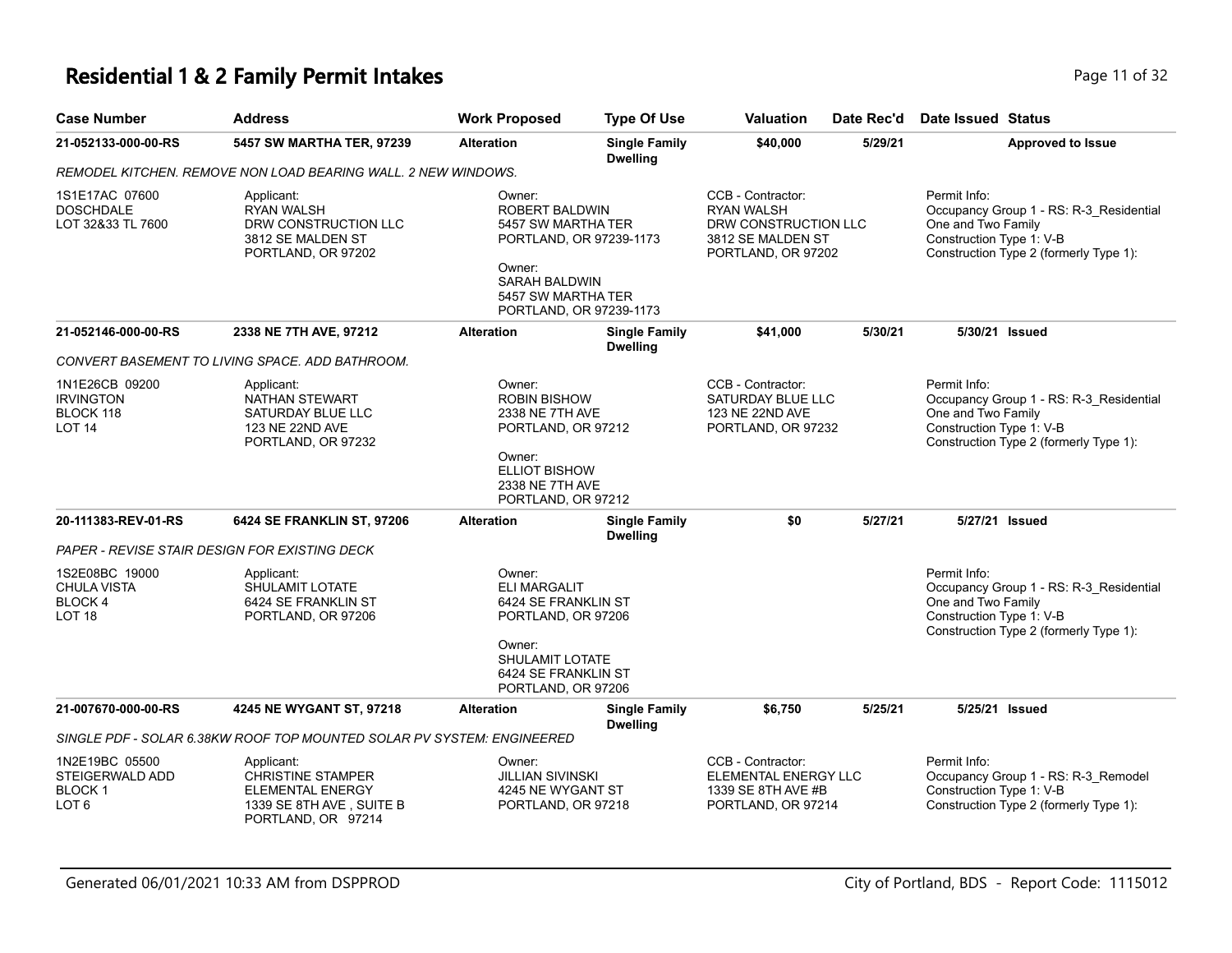# Residential 1 & 2 Family Permit Intakes

| Case Number | Address | Work Proposed | Type Of Use | Valuation | Date Rec'd | Date Issued | Status |
|---|---|---|---|---|---|---|---|
| 21-052133-000-00-RS | 5457 SW MARTHA TER, 97239 | Alteration | Single Family Dwelling | $40,000 | 5/29/21 | | Approved to Issue |

*REMODEL KITCHEN. REMOVE NON LOAD BEARING WALL. 2 NEW WINDOWS.*

1S1E17AC 07600
DOSCHDALE
LOT 32&33 TL 7600

Applicant:
RYAN WALSH
DRW CONSTRUCTION LLC
3812 SE MALDEN ST
PORTLAND, OR 97202

Owner:
ROBERT BALDWIN
5457 SW MARTHA TER
PORTLAND, OR 97239-1173

Owner:
SARAH BALDWIN
5457 SW MARTHA TER
PORTLAND, OR 97239-1173

CCB - Contractor:
RYAN WALSH
DRW CONSTRUCTION LLC
3812 SE MALDEN ST
PORTLAND, OR 97202

Permit Info:
Occupancy Group 1 - RS: R-3_Residential One and Two Family
Construction Type 1: V-B
Construction Type 2 (formerly Type 1):

| Case Number | Address | Work Proposed | Type Of Use | Valuation | Date Rec'd | Date Issued | Status |
|---|---|---|---|---|---|---|---|
| 21-052146-000-00-RS | 2338 NE 7TH AVE, 97212 | Alteration | Single Family Dwelling | $41,000 | 5/30/21 | 5/30/21 | Issued |

*CONVERT BASEMENT TO LIVING SPACE. ADD BATHROOM.*

1N1E26CB 09200
IRVINGTON
BLOCK 118
LOT 14

Applicant:
NATHAN STEWART
SATURDAY BLUE LLC
123 NE 22ND AVE
PORTLAND, OR 97232

Owner:
ROBIN BISHOW
2338 NE 7TH AVE
PORTLAND, OR 97212

Owner:
ELLIOT BISHOW
2338 NE 7TH AVE
PORTLAND, OR 97212

CCB - Contractor:
SATURDAY BLUE LLC
123 NE 22ND AVE
PORTLAND, OR 97232

Permit Info:
Occupancy Group 1 - RS: R-3_Residential One and Two Family
Construction Type 1: V-B
Construction Type 2 (formerly Type 1):

| Case Number | Address | Work Proposed | Type Of Use | Valuation | Date Rec'd | Date Issued | Status |
|---|---|---|---|---|---|---|---|
| 20-111383-REV-01-RS | 6424 SE FRANKLIN ST, 97206 | Alteration | Single Family Dwelling | $0 | 5/27/21 | 5/27/21 | Issued |

*PAPER - REVISE STAIR DESIGN FOR EXISTING DECK*

1S2E08BC 19000
CHULA VISTA
BLOCK 4
LOT 18

Applicant:
SHULAMIT LOTATE
6424 SE FRANKLIN ST
PORTLAND, OR 97206

Owner:
ELI MARGALIT
6424 SE FRANKLIN ST
PORTLAND, OR 97206

Owner:
SHULAMIT LOTATE
6424 SE FRANKLIN ST
PORTLAND, OR 97206

Permit Info:
Occupancy Group 1 - RS: R-3_Residential One and Two Family
Construction Type 1: V-B
Construction Type 2 (formerly Type 1):

| Case Number | Address | Work Proposed | Type Of Use | Valuation | Date Rec'd | Date Issued | Status |
|---|---|---|---|---|---|---|---|
| 21-007670-000-00-RS | 4245 NE WYGANT ST, 97218 | Alteration | Single Family Dwelling | $6,750 | 5/25/21 | 5/25/21 | Issued |

*SINGLE PDF - SOLAR 6.38KW ROOF TOP MOUNTED SOLAR PV SYSTEM: ENGINEERED*

1N2E19BC 05500
STEIGERWALD ADD
BLOCK 1
LOT 6

Applicant:
CHRISTINE STAMPER
ELEMENTAL ENERGY
1339 SE 8TH AVE , SUITE B
PORTLAND, OR 97214

Owner:
JILLIAN SIVINSKI
4245 NE WYGANT ST
PORTLAND, OR 97218

CCB - Contractor:
ELEMENTAL ENERGY LLC
1339 SE 8TH AVE #B
PORTLAND, OR 97214

Permit Info:
Occupancy Group 1 - RS: R-3_Remodel
Construction Type 1: V-B
Construction Type 2 (formerly Type 1):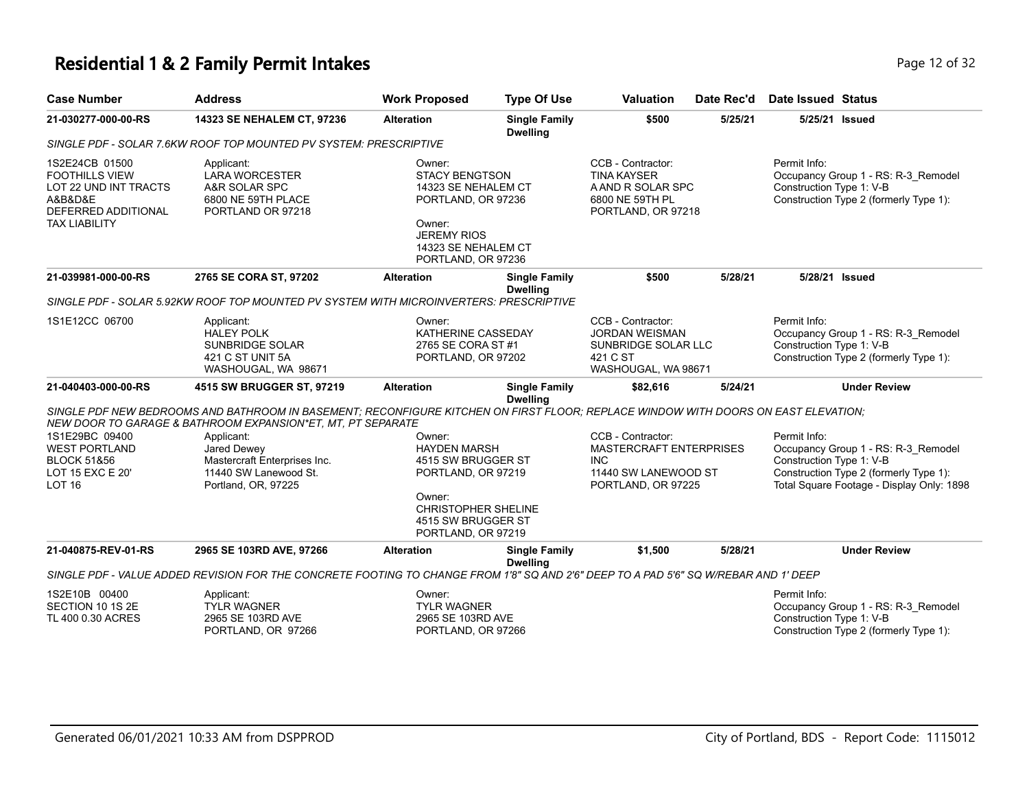# Residential 1 & 2 Family Permit Intakes

| Case Number | Address | Work Proposed | Type Of Use | Valuation | Date Rec'd | Date Issued | Status |
|---|---|---|---|---|---|---|---|
| 21-030277-000-00-RS | 14323 SE NEHALEM CT, 97236 | Alteration | Single Family Dwelling | $500 | 5/25/21 | 5/25/21 | Issued |

SINGLE PDF - SOLAR 7.6KW ROOF TOP MOUNTED PV SYSTEM: PRESCRIPTIVE

1S2E24CB 01500
FOOTHILLS VIEW
LOT 22 UND INT TRACTS A&B&D&E
DEFERRED ADDITIONAL TAX LIABILITY

Applicant:
LARA WORCESTER
A&R SOLAR SPC
6800 NE 59TH PLACE
PORTLAND OR 97218

Owner:
STACY BENGTSON
14323 SE NEHALEM CT
PORTLAND, OR 97236

Owner:
JEREMY RIOS
14323 SE NEHALEM CT
PORTLAND, OR 97236

CCB - Contractor:
TINA KAYSER
A AND R SOLAR SPC
6800 NE 59TH PL
PORTLAND, OR 97218

Permit Info:
Occupancy Group 1 - RS: R-3_Remodel
Construction Type 1: V-B
Construction Type 2 (formerly Type 1):

| Case Number | Address | Work Proposed | Type Of Use | Valuation | Date Rec'd | Date Issued | Status |
|---|---|---|---|---|---|---|---|
| 21-039981-000-00-RS | 2765 SE CORA ST, 97202 | Alteration | Single Family Dwelling | $500 | 5/28/21 | 5/28/21 | Issued |

SINGLE PDF - SOLAR 5.92KW ROOF TOP MOUNTED PV SYSTEM WITH MICROINVERTERS: PRESCRIPTIVE

1S1E12CC 06700

Applicant:
HALEY POLK
SUNBRIDGE SOLAR
421 C ST UNIT 5A
WASHOUGAL, WA 98671

Owner:
KATHERINE CASSEDAY
2765 SE CORA ST #1
PORTLAND, OR 97202

CCB - Contractor:
JORDAN WEISMAN
SUNBRIDGE SOLAR LLC
421 C ST
WASHOUGAL, WA 98671

Permit Info:
Occupancy Group 1 - RS: R-3_Remodel
Construction Type 1: V-B
Construction Type 2 (formerly Type 1):

| Case Number | Address | Work Proposed | Type Of Use | Valuation | Date Rec'd | Date Issued | Status |
|---|---|---|---|---|---|---|---|
| 21-040403-000-00-RS | 4515 SW BRUGGER ST, 97219 | Alteration | Single Family Dwelling | $82,616 | 5/24/21 | | Under Review |

SINGLE PDF NEW BEDROOMS AND BATHROOM IN BASEMENT; RECONFIGURE KITCHEN ON FIRST FLOOR; REPLACE WINDOW WITH DOORS ON EAST ELEVATION; NEW DOOR TO GARAGE & BATHROOM EXPANSION*ET, MT, PT SEPARATE

1S1E29BC 09400
WEST PORTLAND
BLOCK 51&56
LOT 15 EXC E 20'
LOT 16

Applicant:
Jared Dewey
Mastercraft Enterprises Inc.
11440 SW Lanewood St.
Portland, OR, 97225

Owner:
HAYDEN MARSH
4515 SW BRUGGER ST
PORTLAND, OR 97219

Owner:
CHRISTOPHER SHELINE
4515 SW BRUGGER ST
PORTLAND, OR 97219

CCB - Contractor:
MASTERCRAFT ENTERPRISES INC
11440 SW LANEWOOD ST
PORTLAND, OR 97225

Permit Info:
Occupancy Group 1 - RS: R-3_Remodel
Construction Type 1: V-B
Construction Type 2 (formerly Type 1):
Total Square Footage - Display Only: 1898

| Case Number | Address | Work Proposed | Type Of Use | Valuation | Date Rec'd | Date Issued | Status |
|---|---|---|---|---|---|---|---|
| 21-040875-REV-01-RS | 2965 SE 103RD AVE, 97266 | Alteration | Single Family Dwelling | $1,500 | 5/28/21 | | Under Review |

SINGLE PDF - VALUE ADDED REVISION FOR THE CONCRETE FOOTING TO CHANGE FROM 1'8" SQ AND 2'6" DEEP TO A PAD 5'6" SQ W/REBAR AND 1' DEEP

1S2E10B 00400
SECTION 10 1S 2E
TL 400 0.30 ACRES

Applicant:
TYLR WAGNER
2965 SE 103RD AVE
PORTLAND, OR 97266

Owner:
TYLR WAGNER
2965 SE 103RD AVE
PORTLAND, OR 97266

Permit Info:
Occupancy Group 1 - RS: R-3_Remodel
Construction Type 1: V-B
Construction Type 2 (formerly Type 1):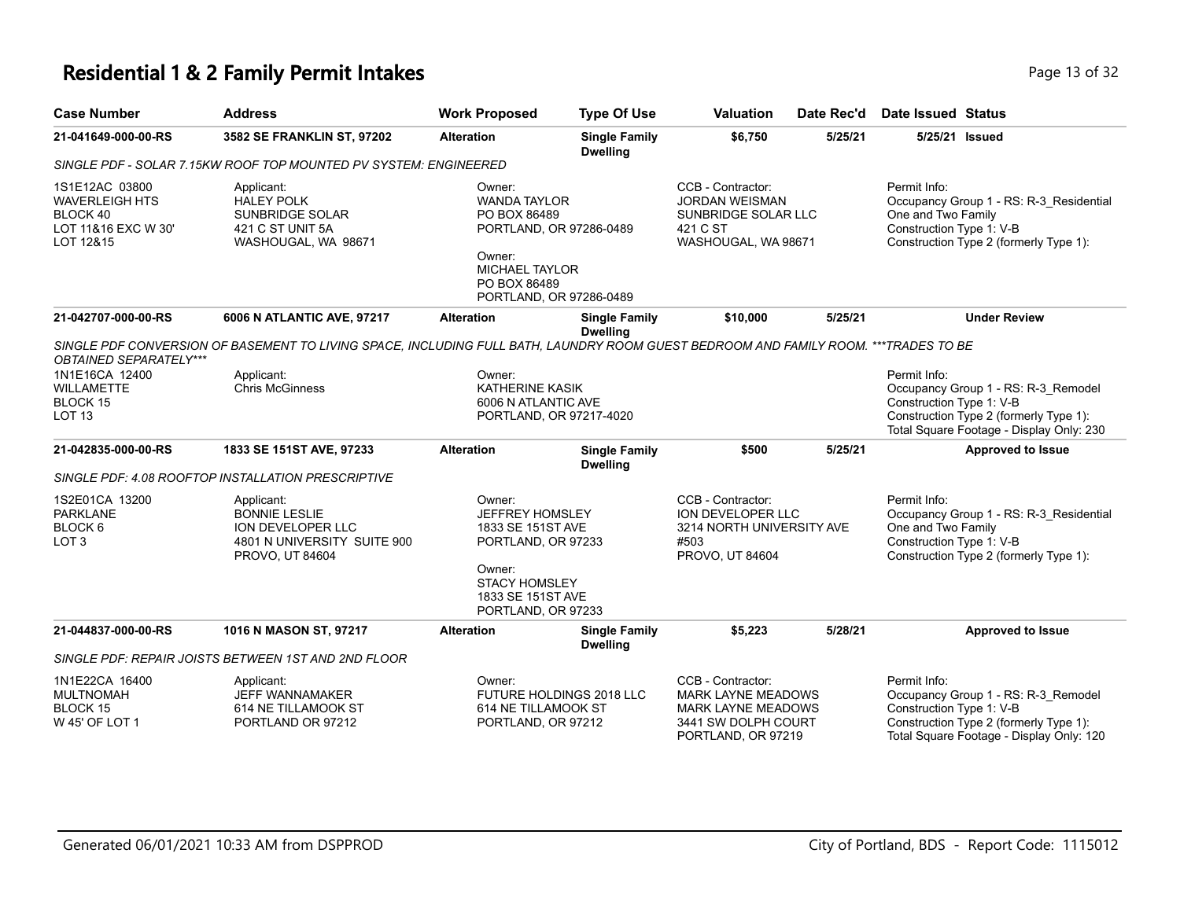# Residential 1 & 2 Family Permit Intakes

| Case Number | Address | Work Proposed | Type Of Use | Valuation | Date Rec'd | Date Issued | Status |
|---|---|---|---|---|---|---|---|
| 21-041649-000-00-RS | 3582 SE FRANKLIN ST, 97202 | Alteration | Single Family Dwelling | $6,750 | 5/25/21 | 5/25/21 | Issued |

SINGLE PDF - SOLAR 7.15KW ROOF TOP MOUNTED PV SYSTEM: ENGINEERED

1S1E12AC 03800
WAVERLEIGH HTS
BLOCK 40
LOT 11&16 EXC W 30'
LOT 12&15

Applicant:
HALEY POLK
SUNBRIDGE SOLAR
421 C ST UNIT 5A
WASHOUGAL, WA 98671

Owner:
WANDA TAYLOR
PO BOX 86489
PORTLAND, OR 97286-0489

Owner:
MICHAEL TAYLOR
PO BOX 86489
PORTLAND, OR 97286-0489

CCB - Contractor:
JORDAN WEISMAN
SUNBRIDGE SOLAR LLC
421 C ST
WASHOUGAL, WA 98671

Permit Info:
Occupancy Group 1 - RS: R-3_Residential One and Two Family
Construction Type 1: V-B
Construction Type 2 (formerly Type 1):

| Case Number | Address | Work Proposed | Type Of Use | Valuation | Date Rec'd | Date Issued | Status |
|---|---|---|---|---|---|---|---|
| 21-042707-000-00-RS | 6006 N ATLANTIC AVE, 97217 | Alteration | Single Family Dwelling | $10,000 | 5/25/21 | | Under Review |

SINGLE PDF CONVERSION OF BASEMENT TO LIVING SPACE, INCLUDING FULL BATH, LAUNDRY ROOM GUEST BEDROOM AND FAMILY ROOM. ***TRADES TO BE OBTAINED SEPARATELY***

1N1E16CA 12400
WILLAMETTE
BLOCK 15
LOT 13

Applicant:
Chris McGinness

Owner:
KATHERINE KASIK
6006 N ATLANTIC AVE
PORTLAND, OR 97217-4020

Permit Info:
Occupancy Group 1 - RS: R-3_Remodel
Construction Type 1: V-B
Construction Type 2 (formerly Type 1):
Total Square Footage - Display Only: 230

| Case Number | Address | Work Proposed | Type Of Use | Valuation | Date Rec'd | Date Issued | Status |
|---|---|---|---|---|---|---|---|
| 21-042835-000-00-RS | 1833 SE 151ST AVE, 97233 | Alteration | Single Family Dwelling | $500 | 5/25/21 | | Approved to Issue |

SINGLE PDF: 4.08 ROOFTOP INSTALLATION PRESCRIPTIVE

1S2E01CA 13200
PARKLANE
BLOCK 6
LOT 3

Applicant:
BONNIE LESLIE
ION DEVELOPER LLC
4801 N UNIVERSITY SUITE 900
PROVO, UT 84604

Owner:
JEFFREY HOMSLEY
1833 SE 151ST AVE
PORTLAND, OR 97233

Owner:
STACY HOMSLEY
1833 SE 151ST AVE
PORTLAND, OR 97233

CCB - Contractor:
ION DEVELOPER LLC
3214 NORTH UNIVERSITY AVE #503
PROVO, UT 84604

Permit Info:
Occupancy Group 1 - RS: R-3_Residential One and Two Family
Construction Type 1: V-B
Construction Type 2 (formerly Type 1):

| Case Number | Address | Work Proposed | Type Of Use | Valuation | Date Rec'd | Date Issued | Status |
|---|---|---|---|---|---|---|---|
| 21-044837-000-00-RS | 1016 N MASON ST, 97217 | Alteration | Single Family Dwelling | $5,223 | 5/28/21 | | Approved to Issue |

SINGLE PDF: REPAIR JOISTS BETWEEN 1ST AND 2ND FLOOR

1N1E22CA 16400
MULTNOMAH
BLOCK 15
W 45' OF LOT 1

Applicant:
JEFF WANNAMAKER
614 NE TILLAMOOK ST
PORTLAND OR 97212

Owner:
FUTURE HOLDINGS 2018 LLC
614 NE TILLAMOOK ST
PORTLAND, OR 97212

CCB - Contractor:
MARK LAYNE MEADOWS
MARK LAYNE MEADOWS
3441 SW DOLPH COURT
PORTLAND, OR 97219

Permit Info:
Occupancy Group 1 - RS: R-3_Remodel
Construction Type 1: V-B
Construction Type 2 (formerly Type 1):
Total Square Footage - Display Only: 120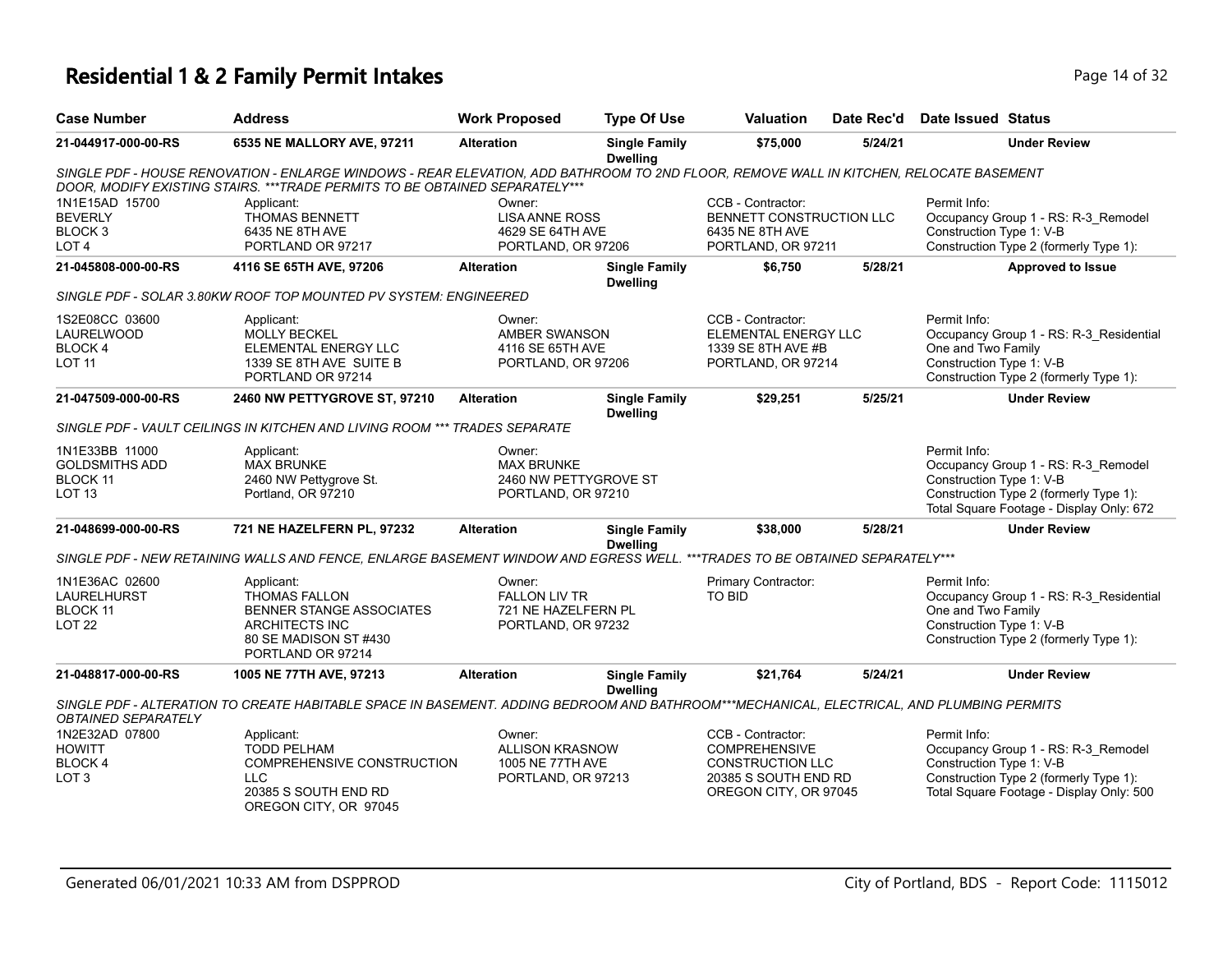# Residential 1 & 2 Family Permit Intakes

| Case Number | Address | Work Proposed | Type Of Use | Valuation | Date Rec'd | Date Issued | Status |
|---|---|---|---|---|---|---|---|
| **21-044917-000-00-RS** | **6535 NE MALLORY AVE, 97211** | **Alteration** | **Single Family Dwelling** | **$75,000** | **5/24/21** | | **Under Review** |

*SINGLE PDF - HOUSE RENOVATION - ENLARGE WINDOWS - REAR ELEVATION, ADD BATHROOM TO 2ND FLOOR, REMOVE WALL IN KITCHEN, RELOCATE BASEMENT DOOR, MODIFY EXISTING STAIRS. ***TRADE PERMITS TO BE OBTAINED SEPARATELY****

| | | | | |
|---|---|---|---|---|
| 1N1E15AD 15700<br>BEVERLY<br>BLOCK 3<br>LOT 4 | Applicant:<br>THOMAS BENNETT<br>6435 NE 8TH AVE<br>PORTLAND OR 97217 | Owner:<br>LISA ANNE ROSS<br>4629 SE 64TH AVE<br>PORTLAND, OR 97206 | CCB - Contractor:<br>BENNETT CONSTRUCTION LLC<br>6435 NE 8TH AVE<br>PORTLAND, OR 97211 | Permit Info:<br>Occupancy Group 1 - RS: R-3_Remodel<br>Construction Type 1: V-B<br>Construction Type 2 (formerly Type 1): |

| Case Number | Address | Work Proposed | Type Of Use | Valuation | Date Rec'd | Date Issued | Status |
|---|---|---|---|---|---|---|---|
| **21-045808-000-00-RS** | **4116 SE 65TH AVE, 97206** | **Alteration** | **Single Family Dwelling** | **$6,750** | **5/28/21** | | **Approved to Issue** |

*SINGLE PDF - SOLAR 3.80KW ROOF TOP MOUNTED PV SYSTEM: ENGINEERED*

| | | | | |
|---|---|---|---|---|
| 1S2E08CC 03600<br>LAURELWOOD<br>BLOCK 4<br>LOT 11 | Applicant:<br>MOLLY BECKEL<br>ELEMENTAL ENERGY LLC<br>1339 SE 8TH AVE SUITE B<br>PORTLAND OR 97214 | Owner:<br>AMBER SWANSON<br>4116 SE 65TH AVE<br>PORTLAND, OR 97206 | CCB - Contractor:<br>ELEMENTAL ENERGY LLC<br>1339 SE 8TH AVE #B<br>PORTLAND, OR 97214 | Permit Info:<br>Occupancy Group 1 - RS: R-3_Residential One and Two Family<br>Construction Type 1: V-B<br>Construction Type 2 (formerly Type 1): |

| Case Number | Address | Work Proposed | Type Of Use | Valuation | Date Rec'd | Date Issued | Status |
|---|---|---|---|---|---|---|---|
| **21-047509-000-00-RS** | **2460 NW PETTYGROVE ST, 97210** | **Alteration** | **Single Family Dwelling** | **$29,251** | **5/25/21** | | **Under Review** |

*SINGLE PDF - VAULT CEILINGS IN KITCHEN AND LIVING ROOM *** TRADES SEPARATE*

| | | | | |
|---|---|---|---|---|
| 1N1E33BB 11000<br>GOLDSMITHS ADD<br>BLOCK 11<br>LOT 13 | Applicant:<br>MAX BRUNKE<br>2460 NW Pettygrove St.<br>Portland, OR 97210 | Owner:<br>MAX BRUNKE<br>2460 NW PETTYGROVE ST<br>PORTLAND, OR 97210 | | Permit Info:<br>Occupancy Group 1 - RS: R-3_Remodel<br>Construction Type 1: V-B<br>Construction Type 2 (formerly Type 1):<br>Total Square Footage - Display Only: 672 |

| Case Number | Address | Work Proposed | Type Of Use | Valuation | Date Rec'd | Date Issued | Status |
|---|---|---|---|---|---|---|---|
| **21-048699-000-00-RS** | **721 NE HAZELFERN PL, 97232** | **Alteration** | **Single Family Dwelling** | **$38,000** | **5/28/21** | | **Under Review** |

*SINGLE PDF - NEW RETAINING WALLS AND FENCE, ENLARGE BASEMENT WINDOW AND EGRESS WELL. ***TRADES TO BE OBTAINED SEPARATELY****

| | | | | |
|---|---|---|---|---|
| 1N1E36AC 02600<br>LAURELHURST<br>BLOCK 11<br>LOT 22 | Applicant:<br>THOMAS FALLON<br>BENNER STANGE ASSOCIATES ARCHITECTS INC<br>80 SE MADISON ST #430<br>PORTLAND OR 97214 | Owner:<br>FALLON LIV TR<br>721 NE HAZELFERN PL<br>PORTLAND, OR 97232 | Primary Contractor:<br>TO BID | Permit Info:<br>Occupancy Group 1 - RS: R-3_Residential One and Two Family<br>Construction Type 1: V-B<br>Construction Type 2 (formerly Type 1): |

| Case Number | Address | Work Proposed | Type Of Use | Valuation | Date Rec'd | Date Issued | Status |
|---|---|---|---|---|---|---|---|
| **21-048817-000-00-RS** | **1005 NE 77TH AVE, 97213** | **Alteration** | **Single Family Dwelling** | **$21,764** | **5/24/21** | | **Under Review** |

*SINGLE PDF - ALTERATION TO CREATE HABITABLE SPACE IN BASEMENT. ADDING BEDROOM AND BATHROOM***MECHANICAL, ELECTRICAL, AND PLUMBING PERMITS OBTAINED SEPARATELY*

| | | | | |
|---|---|---|---|---|
| 1N2E32AD 07800<br>HOWITT<br>BLOCK 4<br>LOT 3 | Applicant:<br>TODD PELHAM<br>COMPREHENSIVE CONSTRUCTION LLC<br>20385 S SOUTH END RD<br>OREGON CITY, OR 97045 | Owner:<br>ALLISON KRASNOW<br>1005 NE 77TH AVE<br>PORTLAND, OR 97213 | CCB - Contractor:<br>COMPREHENSIVE CONSTRUCTION LLC<br>20385 S SOUTH END RD<br>OREGON CITY, OR 97045 | Permit Info:<br>Occupancy Group 1 - RS: R-3_Remodel<br>Construction Type 1: V-B<br>Construction Type 2 (formerly Type 1):<br>Total Square Footage - Display Only: 500 |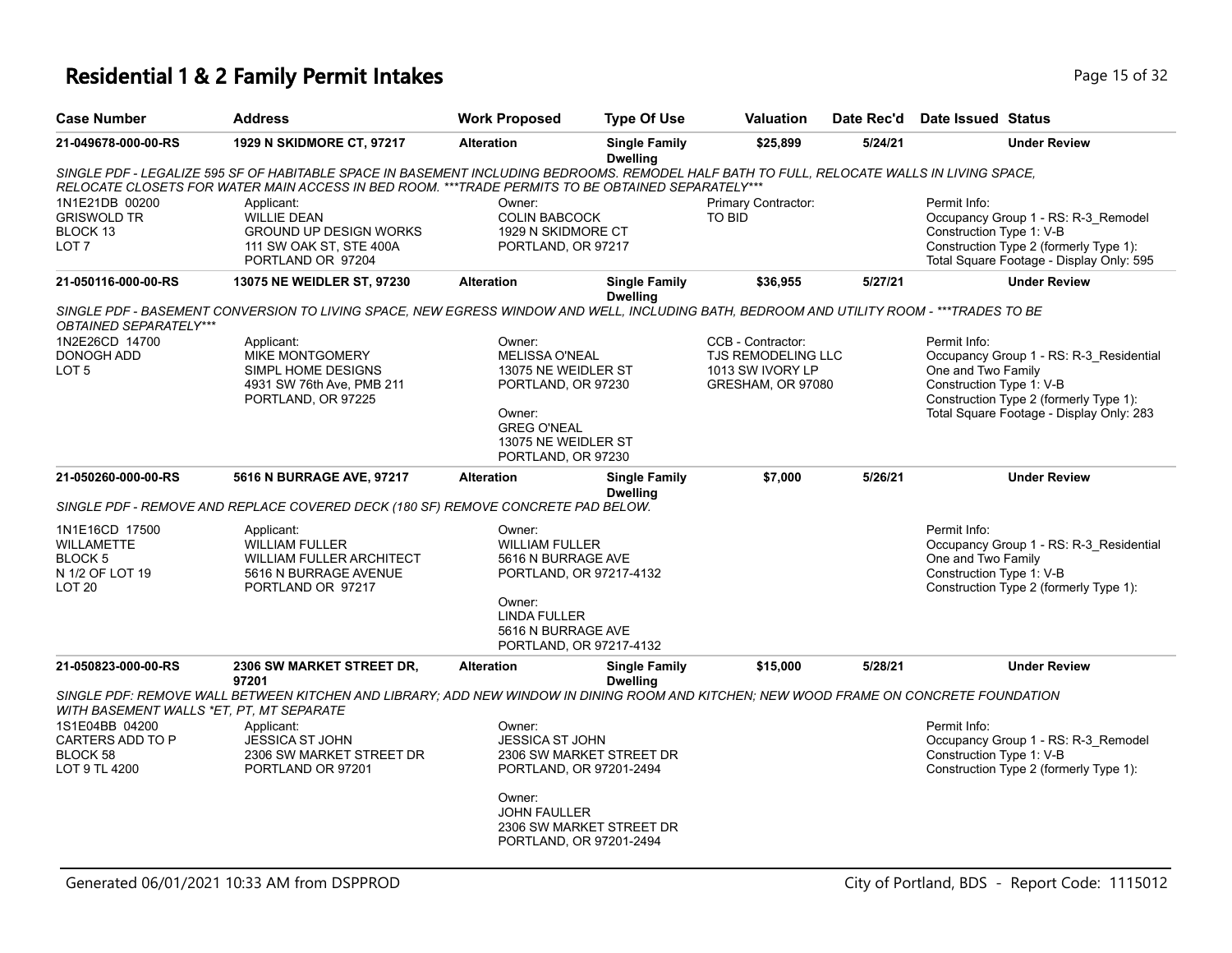# Residential 1 & 2 Family Permit Intakes

| Case Number | Address | Work Proposed | Type Of Use | Valuation | Date Rec'd | Date Issued | Status |
|---|---|---|---|---|---|---|---|
| 21-049678-000-00-RS | 1929 N SKIDMORE CT, 97217 | Alteration | Single Family Dwelling | $25,899 | 5/24/21 | | Under Review |

*SINGLE PDF - LEGALIZE 595 SF OF HABITABLE SPACE IN BASEMENT INCLUDING BEDROOMS. REMODEL HALF BATH TO FULL, RELOCATE WALLS IN LIVING SPACE, RELOCATE CLOSETS FOR WATER MAIN ACCESS IN BED ROOM. ***TRADE PERMITS TO BE OBTAINED SEPARATELY****

1N1E21DB 00200
GRISWOLD TR
BLOCK 13
LOT 7

Applicant:
WILLIE DEAN
GROUND UP DESIGN WORKS
111 SW OAK ST, STE 400A
PORTLAND OR 97204

Owner:
COLIN BABCOCK
1929 N SKIDMORE CT
PORTLAND, OR 97217

Primary Contractor:
TO BID

Permit Info:
Occupancy Group 1 - RS: R-3_Remodel
Construction Type 1: V-B
Construction Type 2 (formerly Type 1):
Total Square Footage - Display Only: 595

---

| Case Number | Address | Work Proposed | Type Of Use | Valuation | Date Rec'd | Date Issued | Status |
|---|---|---|---|---|---|---|---|
| 21-050116-000-00-RS | 13075 NE WEIDLER ST, 97230 | Alteration | Single Family Dwelling | $36,955 | 5/27/21 | | Under Review |

*SINGLE PDF - BASEMENT CONVERSION TO LIVING SPACE, NEW EGRESS WINDOW AND WELL, INCLUDING BATH, BEDROOM AND UTILITY ROOM - ***TRADES TO BE OBTAINED SEPARATELY****

1N2E26CD 14700
DONOGH ADD
LOT 5

Applicant:
MIKE MONTGOMERY
SIMPL HOME DESIGNS
4931 SW 76th Ave, PMB 211
PORTLAND, OR 97225

Owner:
MELISSA O'NEAL
13075 NE WEIDLER ST
PORTLAND, OR 97230

Owner:
GREG O'NEAL
13075 NE WEIDLER ST
PORTLAND, OR 97230

CCB - Contractor:
TJS REMODELING LLC
1013 SW IVORY LP
GRESHAM, OR 97080

Permit Info:
Occupancy Group 1 - RS: R-3_Residential One and Two Family
Construction Type 1: V-B
Construction Type 2 (formerly Type 1):
Total Square Footage - Display Only: 283

---

| Case Number | Address | Work Proposed | Type Of Use | Valuation | Date Rec'd | Date Issued | Status |
|---|---|---|---|---|---|---|---|
| 21-050260-000-00-RS | 5616 N BURRAGE AVE, 97217 | Alteration | Single Family Dwelling | $7,000 | 5/26/21 | | Under Review |

*SINGLE PDF - REMOVE AND REPLACE COVERED DECK (180 SF) REMOVE CONCRETE PAD BELOW.*

1N1E16CD 17500
WILLAMETTE
BLOCK 5
N 1/2 OF LOT 19
LOT 20

Applicant:
WILLIAM FULLER
WILLIAM FULLER ARCHITECT
5616 N BURRAGE AVENUE
PORTLAND OR 97217

Owner:
WILLIAM FULLER
5616 N BURRAGE AVE
PORTLAND, OR 97217-4132

Owner:
LINDA FULLER
5616 N BURRAGE AVE
PORTLAND, OR 97217-4132

Permit Info:
Occupancy Group 1 - RS: R-3_Residential One and Two Family
Construction Type 1: V-B
Construction Type 2 (formerly Type 1):

---

| Case Number | Address | Work Proposed | Type Of Use | Valuation | Date Rec'd | Date Issued | Status |
|---|---|---|---|---|---|---|---|
| 21-050823-000-00-RS | 2306 SW MARKET STREET DR, 97201 | Alteration | Single Family Dwelling | $15,000 | 5/28/21 | | Under Review |

*SINGLE PDF: REMOVE WALL BETWEEN KITCHEN AND LIBRARY; ADD NEW WINDOW IN DINING ROOM AND KITCHEN; NEW WOOD FRAME ON CONCRETE FOUNDATION WITH BASEMENT WALLS *ET, PT, MT SEPARATE*

1S1E04BB 04200
CARTERS ADD TO P
BLOCK 58
LOT 9 TL 4200

Applicant:
JESSICA ST JOHN
2306 SW MARKET STREET DR
PORTLAND OR 97201

Owner:
JESSICA ST JOHN
2306 SW MARKET STREET DR
PORTLAND, OR 97201-2494

Owner:
JOHN FAULLER
2306 SW MARKET STREET DR
PORTLAND, OR 97201-2494

Permit Info:
Occupancy Group 1 - RS: R-3_Remodel
Construction Type 1: V-B
Construction Type 2 (formerly Type 1):

Generated 06/01/2021 10:33 AM from DSPPROD — City of Portland, BDS - Report Code: 1115012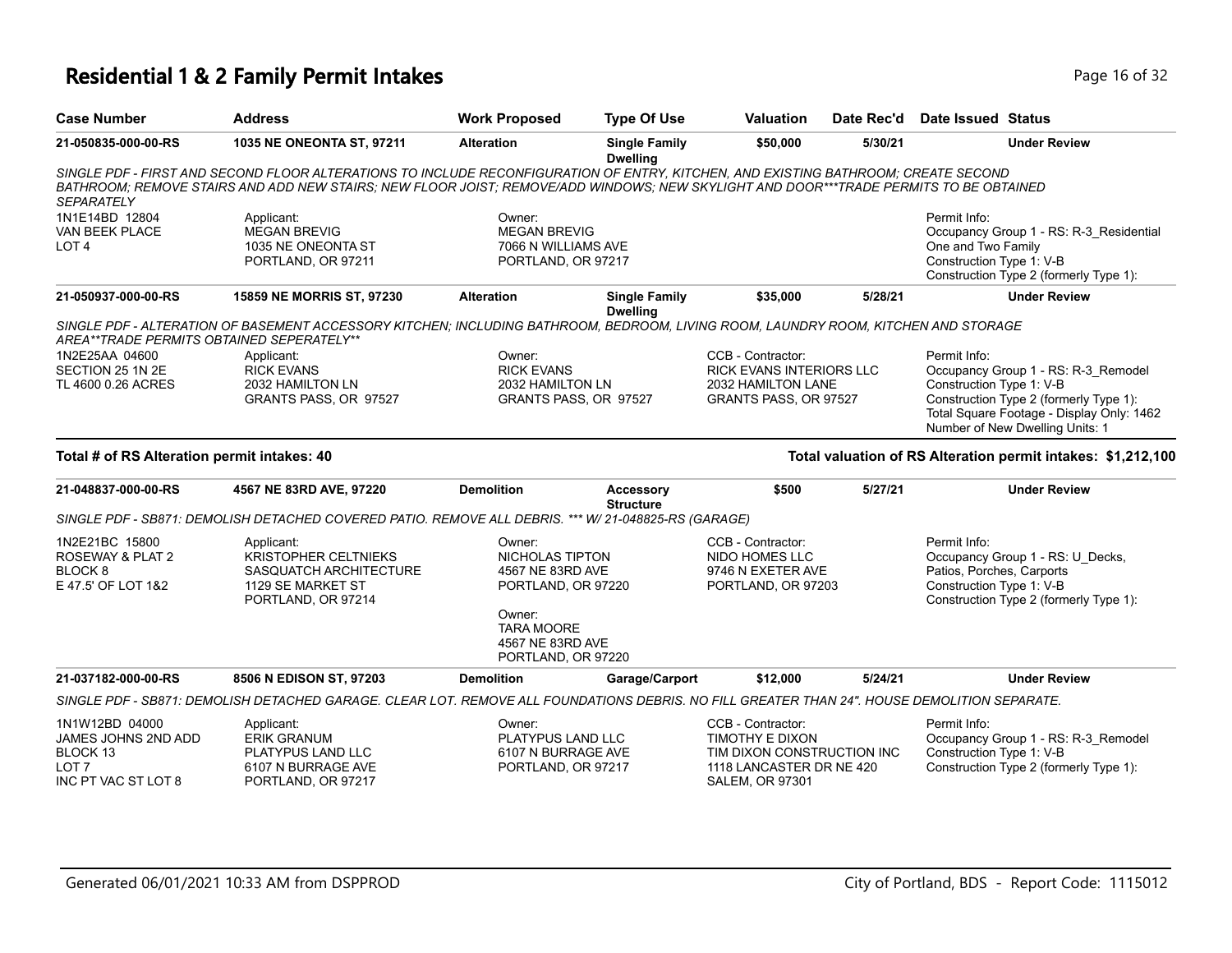# Residential 1 & 2 Family Permit Intakes

| Case Number | Address | Work Proposed | Type Of Use | Valuation | Date Rec'd | Date Issued | Status |
|---|---|---|---|---|---|---|---|
| 21-050835-000-00-RS | 1035 NE ONEONTA ST, 97211 | Alteration | Single Family Dwelling | $50,000 | 5/30/21 | | Under Review |

*SINGLE PDF - FIRST AND SECOND FLOOR ALTERATIONS TO INCLUDE RECONFIGURATION OF ENTRY, KITCHEN, AND EXISTING BATHROOM; CREATE SECOND BATHROOM; REMOVE STAIRS AND ADD NEW STAIRS; NEW FLOOR JOIST; REMOVE/ADD WINDOWS; NEW SKYLIGHT AND DOOR***TRADE PERMITS TO BE OBTAINED SEPARATELY*

1N1E14BD 12804
VAN BEEK PLACE
LOT 4

Applicant:
MEGAN BREVIG
1035 NE ONEONTA ST
PORTLAND, OR 97211

Owner:
MEGAN BREVIG
7066 N WILLIAMS AVE
PORTLAND, OR 97217

Permit Info:
Occupancy Group 1 - RS: R-3_Residential One and Two Family
Construction Type 1: V-B
Construction Type 2 (formerly Type 1):

| Case Number | Address | Work Proposed | Type Of Use | Valuation | Date Rec'd | Date Issued | Status |
|---|---|---|---|---|---|---|---|
| 21-050937-000-00-RS | 15859 NE MORRIS ST, 97230 | Alteration | Single Family Dwelling | $35,000 | 5/28/21 | | Under Review |

*SINGLE PDF - ALTERATION OF BASEMENT ACCESSORY KITCHEN; INCLUDING BATHROOM, BEDROOM, LIVING ROOM, LAUNDRY ROOM, KITCHEN AND STORAGE AREA**TRADE PERMITS OBTAINED SEPERATELY***

1N2E25AA 04600
SECTION 25 1N 2E
TL 4600 0.26 ACRES

Applicant:
RICK EVANS
2032 HAMILTON LN
GRANTS PASS, OR 97527

Owner:
RICK EVANS
2032 HAMILTON LN
GRANTS PASS, OR 97527

CCB - Contractor:
RICK EVANS INTERIORS LLC
2032 HAMILTON LANE
GRANTS PASS, OR 97527

Permit Info:
Occupancy Group 1 - RS: R-3_Remodel
Construction Type 1: V-B
Construction Type 2 (formerly Type 1):
Total Square Footage - Display Only: 1462
Number of New Dwelling Units: 1

**Total # of RS Alteration permit intakes: 40**

**Total valuation of RS Alteration permit intakes: $1,212,100**

| Case Number | Address | Work Proposed | Type Of Use | Valuation | Date Rec'd | Date Issued | Status |
|---|---|---|---|---|---|---|---|
| 21-048837-000-00-RS | 4567 NE 83RD AVE, 97220 | Demolition | Accessory Structure | $500 | 5/27/21 | | Under Review |

*SINGLE PDF - SB871: DEMOLISH DETACHED COVERED PATIO. REMOVE ALL DEBRIS. *** W/ 21-048825-RS (GARAGE)*

1N2E21BC 15800
ROSEWAY & PLAT 2
BLOCK 8
E 47.5' OF LOT 1&2

Applicant:
KRISTOPHER CELTNIEKS
SASQUATCH ARCHITECTURE
1129 SE MARKET ST
PORTLAND, OR 97214

Owner:
NICHOLAS TIPTON
4567 NE 83RD AVE
PORTLAND, OR 97220

Owner:
TARA MOORE
4567 NE 83RD AVE
PORTLAND, OR 97220

CCB - Contractor:
NIDO HOMES LLC
9746 N EXETER AVE
PORTLAND, OR 97203

Permit Info:
Occupancy Group 1 - RS: U_Decks, Patios, Porches, Carports
Construction Type 1: V-B
Construction Type 2 (formerly Type 1):

| Case Number | Address | Work Proposed | Type Of Use | Valuation | Date Rec'd | Date Issued | Status |
|---|---|---|---|---|---|---|---|
| 21-037182-000-00-RS | 8506 N EDISON ST, 97203 | Demolition | Garage/Carport | $12,000 | 5/24/21 | | Under Review |

*SINGLE PDF - SB871: DEMOLISH DETACHED GARAGE. CLEAR LOT. REMOVE ALL FOUNDATIONS DEBRIS. NO FILL GREATER THAN 24". HOUSE DEMOLITION SEPARATE.*

1N1W12BD 04000
JAMES JOHNS 2ND ADD
BLOCK 13
LOT 7
INC PT VAC ST LOT 8

Applicant:
ERIK GRANUM
PLATYPUS LAND LLC
6107 N BURRAGE AVE
PORTLAND, OR 97217

Owner:
PLATYPUS LAND LLC
6107 N BURRAGE AVE
PORTLAND, OR 97217

CCB - Contractor:
TIMOTHY E DIXON
TIM DIXON CONSTRUCTION INC
1118 LANCASTER DR NE 420
SALEM, OR 97301

Permit Info:
Occupancy Group 1 - RS: R-3_Remodel
Construction Type 1: V-B
Construction Type 2 (formerly Type 1):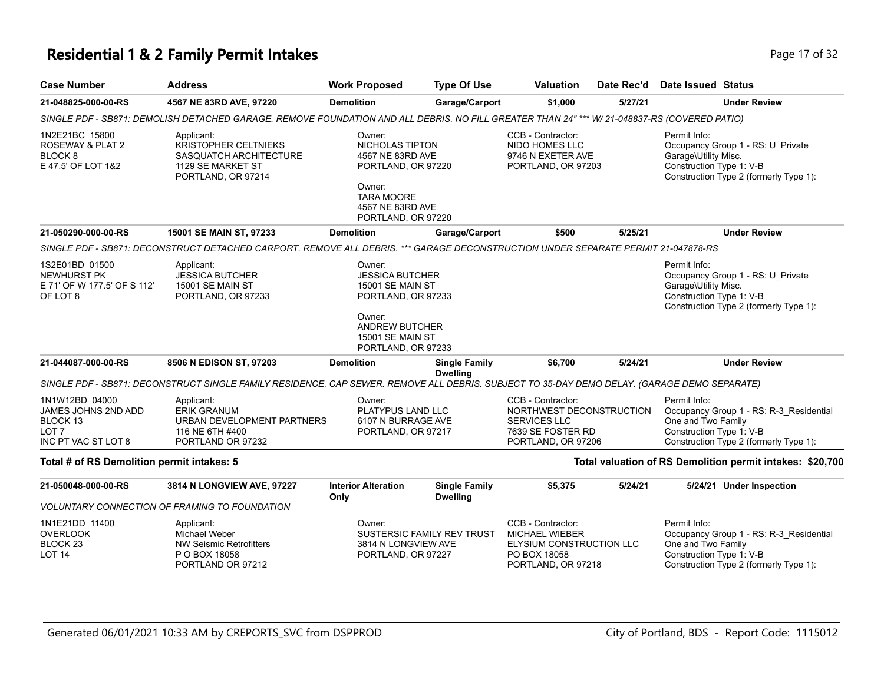# Residential 1 & 2 Family Permit Intakes

| Case Number | Address | Work Proposed | Type Of Use | Valuation | Date Rec'd | Date Issued | Status |
|---|---|---|---|---|---|---|---|
| 21-048825-000-00-RS | 4567 NE 83RD AVE, 97220 | Demolition | Garage/Carport | $1,000 | 5/27/21 | | Under Review |

*SINGLE PDF - SB871: DEMOLISH DETACHED GARAGE. REMOVE FOUNDATION AND ALL DEBRIS. NO FILL GREATER THAN 24" *** W/ 21-048837-RS (COVERED PATIO)*

1N2E21BC 15800
ROSEWAY & PLAT 2
BLOCK 8
E 47.5' OF LOT 1&2

Applicant:
KRISTOPHER CELTNIEKS
SASQUATCH ARCHITECTURE
1129 SE MARKET ST
PORTLAND, OR 97214

Owner:
NICHOLAS TIPTON
4567 NE 83RD AVE
PORTLAND, OR 97220

Owner:
TARA MOORE
4567 NE 83RD AVE
PORTLAND, OR 97220

CCB - Contractor:
NIDO HOMES LLC
9746 N EXETER AVE
PORTLAND, OR 97203

Permit Info:
Occupancy Group 1 - RS: U_Private Garage\Utility Misc.
Construction Type 1: V-B
Construction Type 2 (formerly Type 1):

| Case Number | Address | Work Proposed | Type Of Use | Valuation | Date Rec'd | Date Issued | Status |
|---|---|---|---|---|---|---|---|
| 21-050290-000-00-RS | 15001 SE MAIN ST, 97233 | Demolition | Garage/Carport | $500 | 5/25/21 | | Under Review |

*SINGLE PDF - SB871: DECONSTRUCT DETACHED CARPORT. REMOVE ALL DEBRIS. *** GARAGE DECONSTRUCTION UNDER SEPARATE PERMIT 21-047878-RS*

1S2E01BD 01500
NEWHURST PK
E 71' OF W 177.5' OF S 112' OF LOT 8

Applicant:
JESSICA BUTCHER
15001 SE MAIN ST
PORTLAND, OR 97233

Owner:
JESSICA BUTCHER
15001 SE MAIN ST
PORTLAND, OR 97233

Owner:
ANDREW BUTCHER
15001 SE MAIN ST
PORTLAND, OR 97233

Permit Info:
Occupancy Group 1 - RS: U_Private Garage\Utility Misc.
Construction Type 1: V-B
Construction Type 2 (formerly Type 1):

| Case Number | Address | Work Proposed | Type Of Use | Valuation | Date Rec'd | Date Issued | Status |
|---|---|---|---|---|---|---|---|
| 21-044087-000-00-RS | 8506 N EDISON ST, 97203 | Demolition | Single Family Dwelling | $6,700 | 5/24/21 | | Under Review |

*SINGLE PDF - SB871: DECONSTRUCT SINGLE FAMILY RESIDENCE. CAP SEWER. REMOVE ALL DEBRIS. SUBJECT TO 35-DAY DEMO DELAY. (GARAGE DEMO SEPARATE)*

1N1W12BD 04000
JAMES JOHNS 2ND ADD
BLOCK 13
LOT 7
INC PT VAC ST LOT 8

Applicant:
ERIK GRANUM
URBAN DEVELOPMENT PARTNERS
116 NE 6TH #400
PORTLAND OR 97232

Owner:
PLATYPUS LAND LLC
6107 N BURRAGE AVE
PORTLAND, OR 97217

CCB - Contractor:
NORTHWEST DECONSTRUCTION SERVICES LLC
7639 SE FOSTER RD
PORTLAND, OR 97206

Permit Info:
Occupancy Group 1 - RS: R-3_Residential One and Two Family
Construction Type 1: V-B
Construction Type 2 (formerly Type 1):

**Total # of RS Demolition permit intakes: 5**

**Total valuation of RS Demolition permit intakes: $20,700**

| Case Number | Address | Work Proposed | Type Of Use | Valuation | Date Rec'd | Date Issued | Status |
|---|---|---|---|---|---|---|---|
| 21-050048-000-00-RS | 3814 N LONGVIEW AVE, 97227 | Interior Alteration Only | Single Family Dwelling | $5,375 | 5/24/21 | 5/24/21 | Under Inspection |

*VOLUNTARY CONNECTION OF FRAMING TO FOUNDATION*

1N1E21DD 11400
OVERLOOK
BLOCK 23
LOT 14

Applicant:
Michael Weber
NW Seismic Retrofitters
P O BOX 18058
PORTLAND OR 97212

Owner:
SUSTERSIC FAMILY REV TRUST
3814 N LONGVIEW AVE
PORTLAND, OR 97227

CCB - Contractor:
MICHAEL WIEBER
ELYSIUM CONSTRUCTION LLC
PO BOX 18058
PORTLAND, OR 97218

Permit Info:
Occupancy Group 1 - RS: R-3_Residential One and Two Family
Construction Type 1: V-B
Construction Type 2 (formerly Type 1):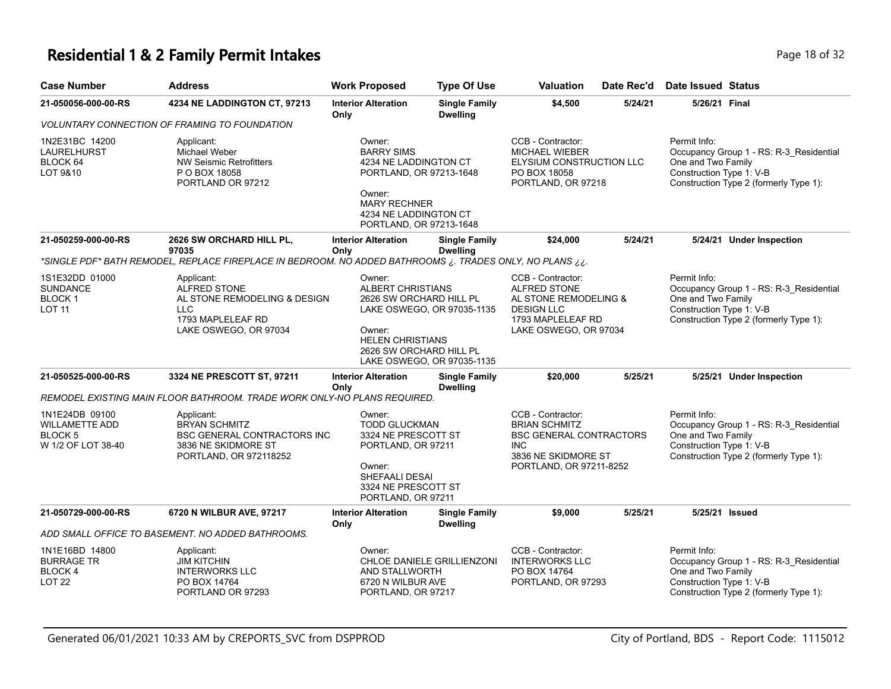# Residential 1 & 2 Family Permit Intakes

| Case Number | Address | Work Proposed | Type Of Use | Valuation | Date Rec'd | Date Issued | Status |
|---|---|---|---|---|---|---|---|
| **21-050056-000-00-RS** | **4234 NE LADDINGTON CT, 97213** | **Interior Alteration Only** | **Single Family Dwelling** | **$4,500** | **5/24/21** | **5/26/21** | **Final** |

*VOLUNTARY CONNECTION OF FRAMING TO FOUNDATION*

| | Applicant | Owner | CCB - Contractor | Permit Info |
|---|---|---|---|---|
| 1N2E31BC 14200<br>LAURELHURST<br>BLOCK 64<br>LOT 9&10 | Applicant:<br>Michael Weber<br>NW Seismic Retrofitters<br>P O BOX 18058<br>PORTLAND OR 97212 | Owner:<br>BARRY SIMS<br>4234 NE LADDINGTON CT<br>PORTLAND, OR 97213-1648<br>Owner:<br>MARY RECHNER<br>4234 NE LADDINGTON CT<br>PORTLAND, OR 97213-1648 | CCB - Contractor:<br>MICHAEL WIEBER<br>ELYSIUM CONSTRUCTION LLC<br>PO BOX 18058<br>PORTLAND, OR 97218 | Permit Info:<br>Occupancy Group 1 - RS: R-3_Residential One and Two Family<br>Construction Type 1: V-B<br>Construction Type 2 (formerly Type 1): |

| Case Number | Address | Work Proposed | Type Of Use | Valuation | Date Rec'd | Date Issued | Status |
|---|---|---|---|---|---|---|---|
| **21-050259-000-00-RS** | **2626 SW ORCHARD HILL PL, 97035** | **Interior Alteration Only** | **Single Family Dwelling** | **$24,000** | **5/24/21** | **5/24/21** | **Under Inspection** |

*\*SINGLE PDF\* BATH REMODEL, REPLACE FIREPLACE IN BEDROOM. NO ADDED BATHROOMS ¿. TRADES ONLY, NO PLANS ¿¿.*

| | Applicant | Owner | CCB - Contractor | Permit Info |
|---|---|---|---|---|
| 1S1E32DD 01000<br>SUNDANCE<br>BLOCK 1<br>LOT 11 | Applicant:<br>ALFRED STONE<br>AL STONE REMODELING & DESIGN LLC<br>1793 MAPLELEAF RD<br>LAKE OSWEGO, OR 97034 | Owner:<br>ALBERT CHRISTIANS<br>2626 SW ORCHARD HILL PL<br>LAKE OSWEGO, OR 97035-1135<br>Owner:<br>HELEN CHRISTIANS<br>2626 SW ORCHARD HILL PL<br>LAKE OSWEGO, OR 97035-1135 | CCB - Contractor:<br>ALFRED STONE<br>AL STONE REMODELING & DESIGN LLC<br>1793 MAPLELEAF RD<br>LAKE OSWEGO, OR 97034 | Permit Info:<br>Occupancy Group 1 - RS: R-3_Residential One and Two Family<br>Construction Type 1: V-B<br>Construction Type 2 (formerly Type 1): |

| Case Number | Address | Work Proposed | Type Of Use | Valuation | Date Rec'd | Date Issued | Status |
|---|---|---|---|---|---|---|---|
| **21-050525-000-00-RS** | **3324 NE PRESCOTT ST, 97211** | **Interior Alteration Only** | **Single Family Dwelling** | **$20,000** | **5/25/21** | **5/25/21** | **Under Inspection** |

*REMODEL EXISTING MAIN FLOOR BATHROOM. TRADE WORK ONLY-NO PLANS REQUIRED.*

| | Applicant | Owner | CCB - Contractor | Permit Info |
|---|---|---|---|---|
| 1N1E24DB 09100<br>WILLAMETTE ADD<br>BLOCK 5<br>W 1/2 OF LOT 38-40 | Applicant:<br>BRYAN SCHMITZ<br>BSC GENERAL CONTRACTORS INC<br>3836 NE SKIDMORE ST<br>PORTLAND, OR 972118252 | Owner:<br>TODD GLUCKMAN<br>3324 NE PRESCOTT ST<br>PORTLAND, OR 97211<br>Owner:<br>SHEFAALI DESAI<br>3324 NE PRESCOTT ST<br>PORTLAND, OR 97211 | CCB - Contractor:<br>BRIAN SCHMITZ<br>BSC GENERAL CONTRACTORS INC<br>3836 NE SKIDMORE ST<br>PORTLAND, OR 97211-8252 | Permit Info:<br>Occupancy Group 1 - RS: R-3_Residential One and Two Family<br>Construction Type 1: V-B<br>Construction Type 2 (formerly Type 1): |

| Case Number | Address | Work Proposed | Type Of Use | Valuation | Date Rec'd | Date Issued | Status |
|---|---|---|---|---|---|---|---|
| **21-050729-000-00-RS** | **6720 N WILBUR AVE, 97217** | **Interior Alteration Only** | **Single Family Dwelling** | **$9,000** | **5/25/21** | **5/25/21** | **Issued** |

*ADD SMALL OFFICE TO BASEMENT. NO ADDED BATHROOMS.*

| | Applicant | Owner | CCB - Contractor | Permit Info |
|---|---|---|---|---|
| 1N1E16BD 14800<br>BURRAGE TR<br>BLOCK 4<br>LOT 22 | Applicant:<br>JIM KITCHIN<br>INTERWORKS LLC<br>PO BOX 14764<br>PORTLAND OR 97293 | Owner:<br>CHLOE DANIELE GRILLIENZONI AND STALLWORTH<br>6720 N WILBUR AVE<br>PORTLAND, OR 97217 | CCB - Contractor:<br>INTERWORKS LLC<br>PO BOX 14764<br>PORTLAND, OR 97293 | Permit Info:<br>Occupancy Group 1 - RS: R-3_Residential One and Two Family<br>Construction Type 1: V-B<br>Construction Type 2 (formerly Type 1): |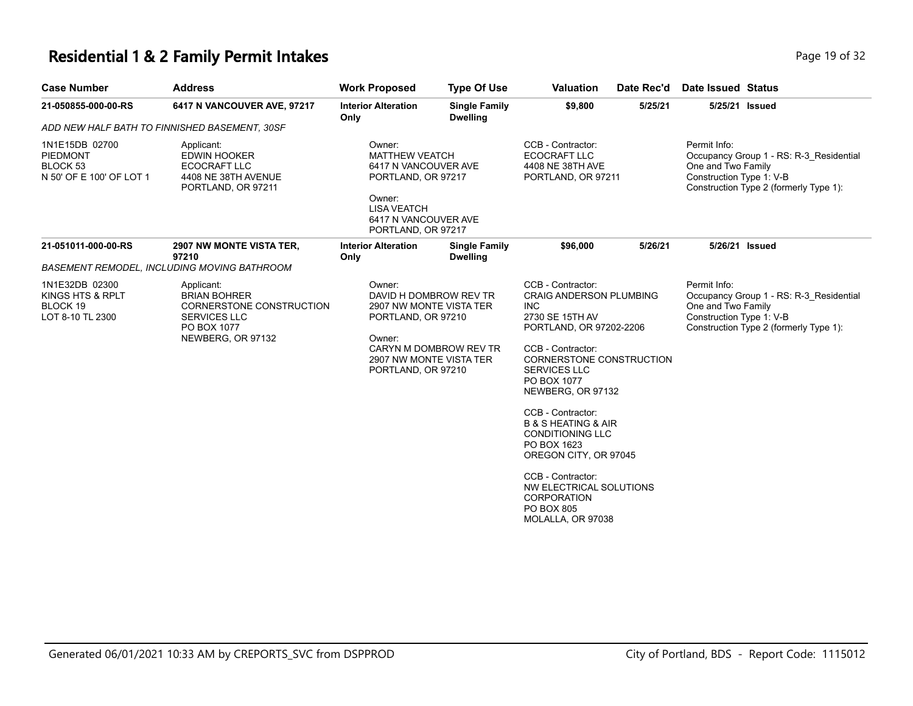# Residential 1 & 2 Family Permit Intakes

| Case Number | Address | Work Proposed | Type Of Use | Valuation | Date Rec'd | Date Issued | Status |
|---|---|---|---|---|---|---|---|
| 21-050855-000-00-RS | 6417 N VANCOUVER AVE, 97217 | Interior Alteration Only | Single Family Dwelling | $9,800 | 5/25/21 | 5/25/21 | Issued |

*ADD NEW HALF BATH TO FINISHED BASEMENT, 30SF*

1N1E15DB 02700
PIEDMONT
BLOCK 53
N 50' OF E 100' OF LOT 1

Applicant:
EDWIN HOOKER
ECOCRAFT LLC
4408 NE 38TH AVENUE
PORTLAND, OR 97211

Owner:
MATTHEW VEATCH
6417 N VANCOUVER AVE
PORTLAND, OR 97217

Owner:
LISA VEATCH
6417 N VANCOUVER AVE
PORTLAND, OR 97217

CCB - Contractor:
ECOCRAFT LLC
4408 NE 38TH AVE
PORTLAND, OR 97211

Permit Info:
Occupancy Group 1 - RS: R-3_Residential One and Two Family
Construction Type 1: V-B
Construction Type 2 (formerly Type 1):

| Case Number | Address | Work Proposed | Type Of Use | Valuation | Date Rec'd | Date Issued | Status |
|---|---|---|---|---|---|---|---|
| 21-051011-000-00-RS | 2907 NW MONTE VISTA TER, 97210 | Interior Alteration Only | Single Family Dwelling | $96,000 | 5/26/21 | 5/26/21 | Issued |

*BASEMENT REMODEL, INCLUDING MOVING BATHROOM*

1N1E32DB 02300
KINGS HTS & RPLT
BLOCK 19
LOT 8-10 TL 2300

Applicant:
BRIAN BOHRER
CORNERSTONE CONSTRUCTION SERVICES LLC
PO BOX 1077
NEWBERG, OR 97132

Owner:
DAVID H DOMBROW REV TR
2907 NW MONTE VISTA TER
PORTLAND, OR 97210

Owner:
CARYN M DOMBROW REV TR
2907 NW MONTE VISTA TER
PORTLAND, OR 97210

CCB - Contractor:
CRAIG ANDERSON PLUMBING INC
2730 SE 15TH AV
PORTLAND, OR 97202-2206

CCB - Contractor:
CORNERSTONE CONSTRUCTION SERVICES LLC
PO BOX 1077
NEWBERG, OR 97132

CCB - Contractor:
B & S HEATING & AIR CONDITIONING LLC
PO BOX 1623
OREGON CITY, OR 97045

CCB - Contractor:
NW ELECTRICAL SOLUTIONS CORPORATION
PO BOX 805
MOLALLA, OR 97038

Permit Info:
Occupancy Group 1 - RS: R-3_Residential One and Two Family
Construction Type 1: V-B
Construction Type 2 (formerly Type 1):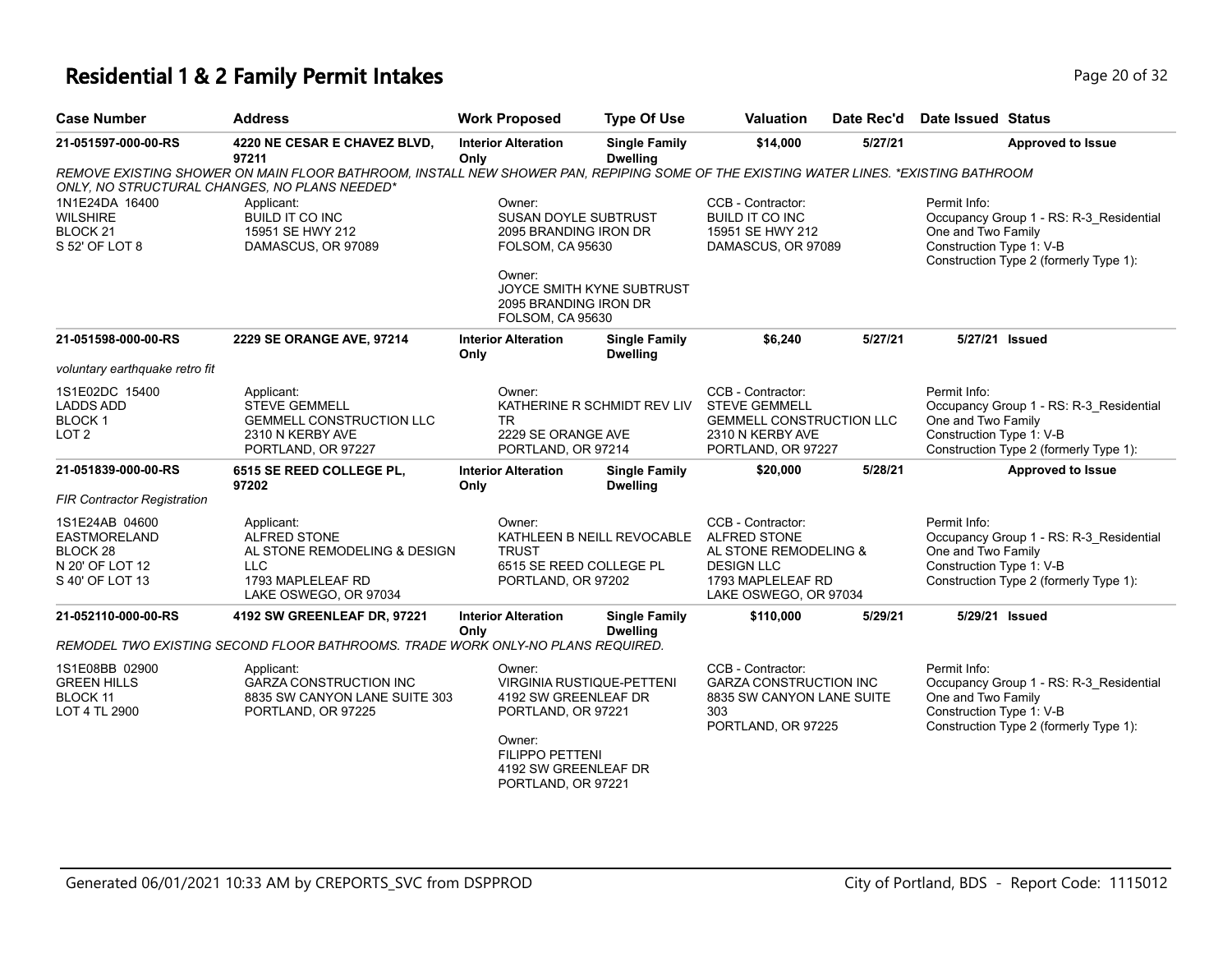# Residential 1 & 2 Family Permit Intakes

| Case Number | Address | Work Proposed | Type Of Use | Valuation | Date Rec'd | Date Issued | Status |
|---|---|---|---|---|---|---|---|
| 21-051597-000-00-RS | 4220 NE CESAR E CHAVEZ BLVD, 97211 | Interior Alteration Only | Single Family Dwelling | $14,000 | 5/27/21 | | Approved to Issue |

*REMOVE EXISTING SHOWER ON MAIN FLOOR BATHROOM, INSTALL NEW SHOWER PAN, REPIPING SOME OF THE EXISTING WATER LINES. *EXISTING BATHROOM ONLY, NO STRUCTURAL CHANGES, NO PLANS NEEDED**

1N1E24DA 16400
WILSHIRE
BLOCK 21
S 52' OF LOT 8

Applicant:
BUILD IT CO INC
15951 SE HWY 212
DAMASCUS, OR 97089

Owner:
SUSAN DOYLE SUBTRUST
2095 BRANDING IRON DR
FOLSOM, CA 95630

Owner:
JOYCE SMITH KYNE SUBTRUST
2095 BRANDING IRON DR
FOLSOM, CA 95630

CCB - Contractor:
BUILD IT CO INC
15951 SE HWY 212
DAMASCUS, OR 97089

Permit Info:
Occupancy Group 1 - RS: R-3_Residential One and Two Family
Construction Type 1: V-B
Construction Type 2 (formerly Type 1):

| Case Number | Address | Work Proposed | Type Of Use | Valuation | Date Rec'd | Date Issued | Status |
|---|---|---|---|---|---|---|---|
| 21-051598-000-00-RS | 2229 SE ORANGE AVE, 97214 | Interior Alteration Only | Single Family Dwelling | $6,240 | 5/27/21 | 5/27/21 | Issued |

*voluntary earthquake retro fit*

1S1E02DC 15400
LADDS ADD
BLOCK 1
LOT 2

Applicant:
STEVE GEMMELL
GEMMELL CONSTRUCTION LLC
2310 N KERBY AVE
PORTLAND, OR 97227

Owner:
KATHERINE R SCHMIDT REV LIV TR
2229 SE ORANGE AVE
PORTLAND, OR 97214

CCB - Contractor:
STEVE GEMMELL
GEMMELL CONSTRUCTION LLC
2310 N KERBY AVE
PORTLAND, OR 97227

Permit Info:
Occupancy Group 1 - RS: R-3_Residential One and Two Family
Construction Type 1: V-B
Construction Type 2 (formerly Type 1):

| Case Number | Address | Work Proposed | Type Of Use | Valuation | Date Rec'd | Date Issued | Status |
|---|---|---|---|---|---|---|---|
| 21-051839-000-00-RS | 6515 SE REED COLLEGE PL, 97202 | Interior Alteration Only | Single Family Dwelling | $20,000 | 5/28/21 | | Approved to Issue |

*FIR Contractor Registration*

1S1E24AB 04600
EASTMORELAND
BLOCK 28
N 20' OF LOT 12
S 40' OF LOT 13

Applicant:
ALFRED STONE
AL STONE REMODELING & DESIGN LLC
1793 MAPLELEAF RD
LAKE OSWEGO, OR 97034

Owner:
KATHLEEN B NEILL REVOCABLE TRUST
6515 SE REED COLLEGE PL
PORTLAND, OR 97202

CCB - Contractor:
ALFRED STONE
AL STONE REMODELING & DESIGN LLC
1793 MAPLELEAF RD
LAKE OSWEGO, OR 97034

Permit Info:
Occupancy Group 1 - RS: R-3_Residential One and Two Family
Construction Type 1: V-B
Construction Type 2 (formerly Type 1):

| Case Number | Address | Work Proposed | Type Of Use | Valuation | Date Rec'd | Date Issued | Status |
|---|---|---|---|---|---|---|---|
| 21-052110-000-00-RS | 4192 SW GREENLEAF DR, 97221 | Interior Alteration Only | Single Family Dwelling | $110,000 | 5/29/21 | 5/29/21 | Issued |

*REMODEL TWO EXISTING SECOND FLOOR BATHROOMS. TRADE WORK ONLY-NO PLANS REQUIRED.*

1S1E08BB 02900
GREEN HILLS
BLOCK 11
LOT 4 TL 2900

Applicant:
GARZA CONSTRUCTION INC
8835 SW CANYON LANE SUITE 303
PORTLAND, OR 97225

Owner:
VIRGINIA RUSTIQUE-PETTENI
4192 SW GREENLEAF DR
PORTLAND, OR 97221

Owner:
FILIPPO PETTENI
4192 SW GREENLEAF DR
PORTLAND, OR 97221

CCB - Contractor:
GARZA CONSTRUCTION INC
8835 SW CANYON LANE SUITE 303
PORTLAND, OR 97225

Permit Info:
Occupancy Group 1 - RS: R-3_Residential One and Two Family
Construction Type 1: V-B
Construction Type 2 (formerly Type 1):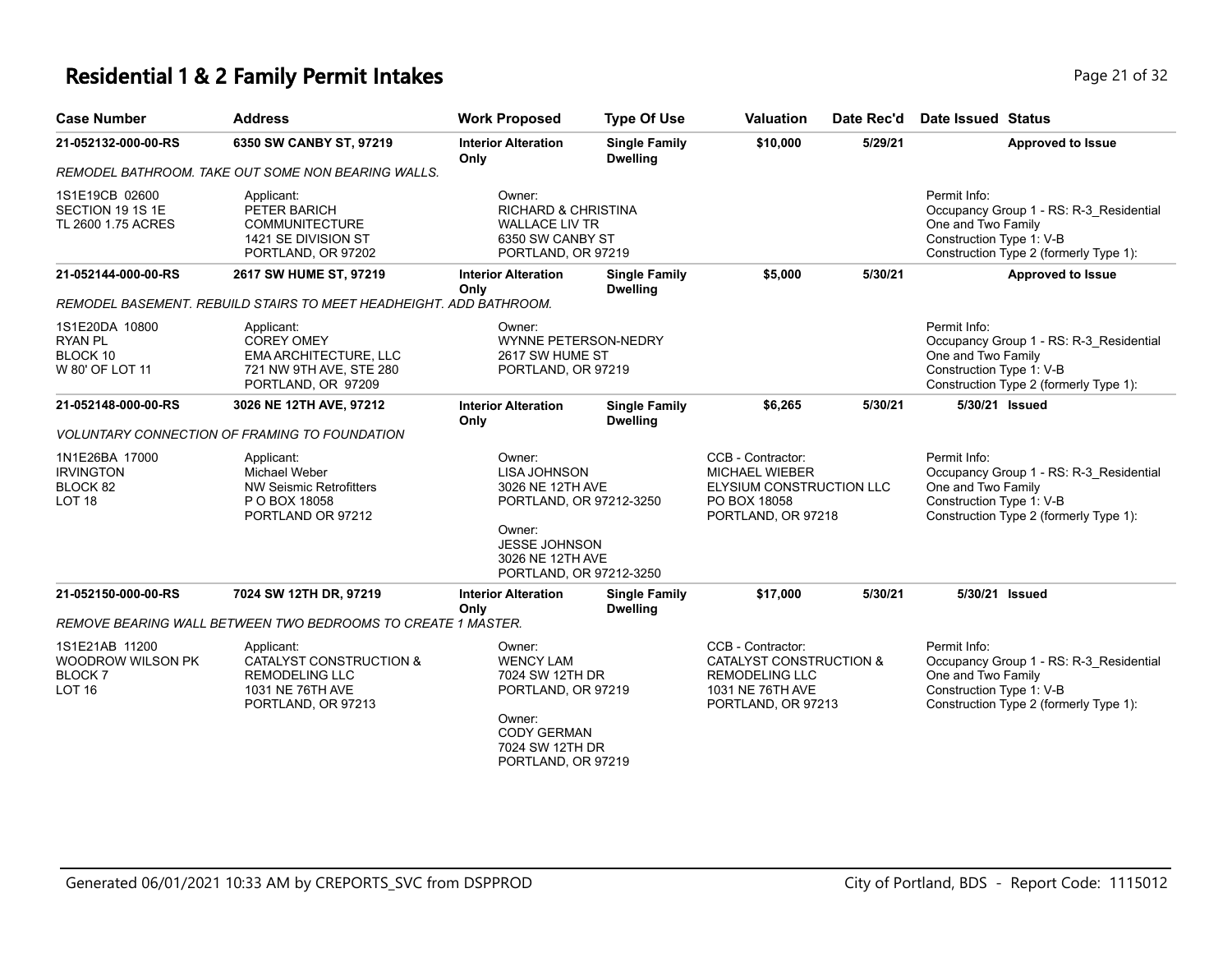# Residential 1 & 2 Family Permit Intakes

| Case Number | Address | Work Proposed | Type Of Use | Valuation | Date Rec'd | Date Issued | Status |
|---|---|---|---|---|---|---|---|
| 21-052132-000-00-RS | 6350 SW CANBY ST, 97219 | Interior Alteration Only | Single Family Dwelling | $10,000 | 5/29/21 | | Approved to Issue |

*REMODEL BATHROOM. TAKE OUT SOME NON BEARING WALLS.*

1S1E19CB 02600
SECTION 19 1S 1E
TL 2600 1.75 ACRES

Applicant:
PETER BARICH
COMMUNITECTURE
1421 SE DIVISION ST
PORTLAND, OR 97202

Owner:
RICHARD & CHRISTINA
WALLACE LIV TR
6350 SW CANBY ST
PORTLAND, OR 97219

Permit Info:
Occupancy Group 1 - RS: R-3_Residential One and Two Family
Construction Type 1: V-B
Construction Type 2 (formerly Type 1):

---

| Case Number | Address | Work Proposed | Type Of Use | Valuation | Date Rec'd | Date Issued | Status |
|---|---|---|---|---|---|---|---|
| 21-052144-000-00-RS | 2617 SW HUME ST, 97219 | Interior Alteration Only | Single Family Dwelling | $5,000 | 5/30/21 | | Approved to Issue |

*REMODEL BASEMENT. REBUILD STAIRS TO MEET HEADHEIGHT. ADD BATHROOM.*

1S1E20DA 10800
RYAN PL
BLOCK 10
W 80' OF LOT 11

Applicant:
COREY OMEY
EMA ARCHITECTURE, LLC
721 NW 9TH AVE, STE 280
PORTLAND, OR 97209

Owner:
WYNNE PETERSON-NEDRY
2617 SW HUME ST
PORTLAND, OR 97219

Permit Info:
Occupancy Group 1 - RS: R-3_Residential One and Two Family
Construction Type 1: V-B
Construction Type 2 (formerly Type 1):

---

| Case Number | Address | Work Proposed | Type Of Use | Valuation | Date Rec'd | Date Issued | Status |
|---|---|---|---|---|---|---|---|
| 21-052148-000-00-RS | 3026 NE 12TH AVE, 97212 | Interior Alteration Only | Single Family Dwelling | $6,265 | 5/30/21 | 5/30/21 | Issued |

*VOLUNTARY CONNECTION OF FRAMING TO FOUNDATION*

1N1E26BA 17000
IRVINGTON
BLOCK 82
LOT 18

Applicant:
Michael Weber
NW Seismic Retrofitters
P O BOX 18058
PORTLAND OR 97212

Owner:
LISA JOHNSON
3026 NE 12TH AVE
PORTLAND, OR 97212-3250

Owner:
JESSE JOHNSON
3026 NE 12TH AVE
PORTLAND, OR 97212-3250

CCB - Contractor:
MICHAEL WIEBER
ELYSIUM CONSTRUCTION LLC
PO BOX 18058
PORTLAND, OR 97218

Permit Info:
Occupancy Group 1 - RS: R-3_Residential One and Two Family
Construction Type 1: V-B
Construction Type 2 (formerly Type 1):

---

| Case Number | Address | Work Proposed | Type Of Use | Valuation | Date Rec'd | Date Issued | Status |
|---|---|---|---|---|---|---|---|
| 21-052150-000-00-RS | 7024 SW 12TH DR, 97219 | Interior Alteration Only | Single Family Dwelling | $17,000 | 5/30/21 | 5/30/21 | Issued |

*REMOVE BEARING WALL BETWEEN TWO BEDROOMS TO CREATE 1 MASTER.*

1S1E21AB 11200
WOODROW WILSON PK
BLOCK 7
LOT 16

Applicant:
CATALYST CONSTRUCTION &
REMODELING LLC
1031 NE 76TH AVE
PORTLAND, OR 97213

Owner:
WENCY LAM
7024 SW 12TH DR
PORTLAND, OR 97219

Owner:
CODY GERMAN
7024 SW 12TH DR
PORTLAND, OR 97219

CCB - Contractor:
CATALYST CONSTRUCTION &
REMODELING LLC
1031 NE 76TH AVE
PORTLAND, OR 97213

Permit Info:
Occupancy Group 1 - RS: R-3_Residential One and Two Family
Construction Type 1: V-B
Construction Type 2 (formerly Type 1):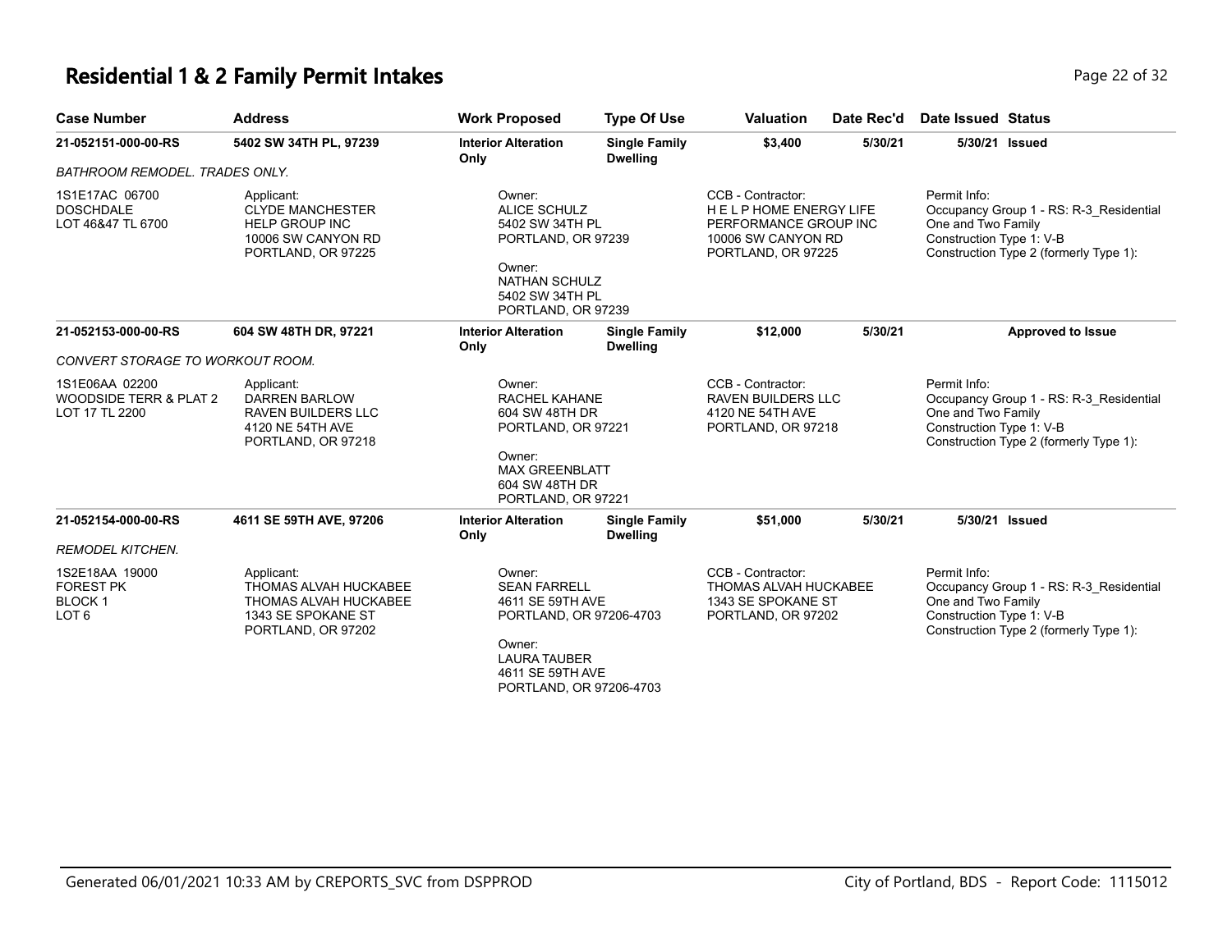# Residential 1 & 2 Family Permit Intakes

| Case Number | Address | Work Proposed | Type Of Use | Valuation | Date Rec'd | Date Issued | Status |
|---|---|---|---|---|---|---|---|
| 21-052151-000-00-RS | 5402 SW 34TH PL, 97239 | Interior Alteration Only | Single Family Dwelling | $3,400 | 5/30/21 | 5/30/21 | Issued |

*BATHROOM REMODEL. TRADES ONLY.*

| | | | | |
|---|---|---|---|---|
| 1S1E17AC 06700<br>DOSCHDALE<br>LOT 46&47 TL 6700 | Applicant:<br>CLYDE MANCHESTER<br>HELP GROUP INC<br>10006 SW CANYON RD<br>PORTLAND, OR 97225 | Owner:<br>ALICE SCHULZ<br>5402 SW 34TH PL<br>PORTLAND, OR 97239<br><br>Owner:<br>NATHAN SCHULZ<br>5402 SW 34TH PL<br>PORTLAND, OR 97239 | CCB - Contractor:<br>H E L P HOME ENERGY LIFE PERFORMANCE GROUP INC<br>10006 SW CANYON RD<br>PORTLAND, OR 97225 | Permit Info:<br>Occupancy Group 1 - RS: R-3_Residential One and Two Family<br>Construction Type 1: V-B<br>Construction Type 2 (formerly Type 1): |

| Case Number | Address | Work Proposed | Type Of Use | Valuation | Date Rec'd | Date Issued | Status |
|---|---|---|---|---|---|---|---|
| 21-052153-000-00-RS | 604 SW 48TH DR, 97221 | Interior Alteration Only | Single Family Dwelling | $12,000 | 5/30/21 | | Approved to Issue |

*CONVERT STORAGE TO WORKOUT ROOM.*

| | | | | |
|---|---|---|---|---|
| 1S1E06AA 02200<br>WOODSIDE TERR & PLAT 2<br>LOT 17 TL 2200 | Applicant:<br>DARREN BARLOW<br>RAVEN BUILDERS LLC<br>4120 NE 54TH AVE<br>PORTLAND, OR 97218 | Owner:<br>RACHEL KAHANE<br>604 SW 48TH DR<br>PORTLAND, OR 97221<br><br>Owner:<br>MAX GREENBLATT<br>604 SW 48TH DR<br>PORTLAND, OR 97221 | CCB - Contractor:<br>RAVEN BUILDERS LLC<br>4120 NE 54TH AVE<br>PORTLAND, OR 97218 | Permit Info:<br>Occupancy Group 1 - RS: R-3_Residential One and Two Family<br>Construction Type 1: V-B<br>Construction Type 2 (formerly Type 1): |

| Case Number | Address | Work Proposed | Type Of Use | Valuation | Date Rec'd | Date Issued | Status |
|---|---|---|---|---|---|---|---|
| 21-052154-000-00-RS | 4611 SE 59TH AVE, 97206 | Interior Alteration Only | Single Family Dwelling | $51,000 | 5/30/21 | 5/30/21 | Issued |

*REMODEL KITCHEN.*

| | | | | |
|---|---|---|---|---|
| 1S2E18AA 19000<br>FOREST PK<br>BLOCK 1<br>LOT 6 | Applicant:<br>THOMAS ALVAH HUCKABEE<br>THOMAS ALVAH HUCKABEE<br>1343 SE SPOKANE ST<br>PORTLAND, OR 97202 | Owner:<br>SEAN FARRELL<br>4611 SE 59TH AVE<br>PORTLAND, OR 97206-4703<br><br>Owner:<br>LAURA TAUBER<br>4611 SE 59TH AVE<br>PORTLAND, OR 97206-4703 | CCB - Contractor:<br>THOMAS ALVAH HUCKABEE<br>1343 SE SPOKANE ST<br>PORTLAND, OR 97202 | Permit Info:<br>Occupancy Group 1 - RS: R-3_Residential One and Two Family<br>Construction Type 1: V-B<br>Construction Type 2 (formerly Type 1): |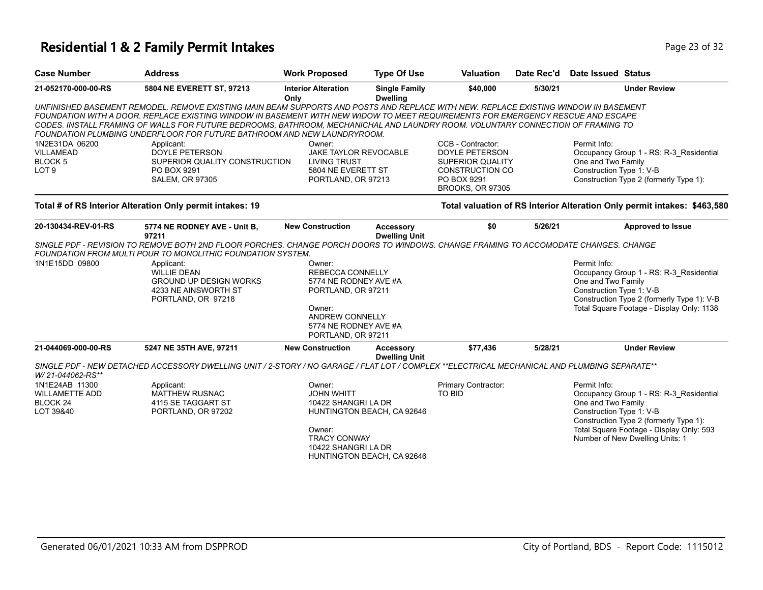## Residential 1 & 2 Family Permit Intakes

| Case Number | Address | Work Proposed | Type Of Use | Valuation | Date Rec'd | Date Issued | Status |
|---|---|---|---|---|---|---|---|
| **21-052170-000-00-RS** | **5804 NE EVERETT ST, 97213** | **Interior Alteration Only** | **Single Family Dwelling** | **$40,000** | **5/30/21** | | **Under Review** |

*UNFINISHED BASEMENT REMODEL. REMOVE EXISTING MAIN BEAM SUPPORTS AND POSTS AND REPLACE WITH NEW. REPLACE EXISTING WINDOW IN BASEMENT FOUNDATION WITH A DOOR. REPLACE EXISTING WINDOW IN BASEMENT WITH NEW WIDOW TO MEET REQUIREMENTS FOR EMERGENCY RESCUE AND ESCAPE CODES. INSTALL FRAMING OF WALLS FOR FUTURE BEDROOMS, BATHROOM, MECHANICHAL AND LAUNDRY ROOM. VOLUNTARY CONNECTION OF FRAMING TO FOUNDATION PLUMBING UNDERFLOOR FOR FUTURE BATHROOM AND NEW LAUNDRYROOM.*

1N2E31DA 06200
VILLAMEAD
BLOCK 5
LOT 9

Applicant:
DOYLE PETERSON
SUPERIOR QUALITY CONSTRUCTION
PO BOX 9291
SALEM, OR 97305

Owner:
JAKE TAYLOR REVOCABLE
LIVING TRUST
5804 NE EVERETT ST
PORTLAND, OR 97213

CCB - Contractor:
DOYLE PETERSON
SUPERIOR QUALITY
CONSTRUCTION CO
PO BOX 9291
BROOKS, OR 97305

Permit Info:
Occupancy Group 1 - RS: R-3_Residential One and Two Family
Construction Type 1: V-B
Construction Type 2 (formerly Type 1):

**Total # of RS Interior Alteration Only permit intakes: 19**

**Total valuation of RS Interior Alteration Only permit intakes: $463,580**

| Case Number | Address | Work Proposed | Type Of Use | Valuation | Date Rec'd | Date Issued | Status |
|---|---|---|---|---|---|---|---|
| **20-130434-REV-01-RS** | **5774 NE RODNEY AVE - Unit B, 97211** | **New Construction** | **Accessory Dwelling Unit** | **$0** | **5/26/21** | | **Approved to Issue** |

*SINGLE PDF - REVISION TO REMOVE BOTH 2ND FLOOR PORCHES. CHANGE PORCH DOORS TO WINDOWS. CHANGE FRAMING TO ACCOMODATE CHANGES. CHANGE FOUNDATION FROM MULTI POUR TO MONOLITHIC FOUNDATION SYSTEM.*

1N1E15DD 09800

Applicant:
WILLIE DEAN
GROUND UP DESIGN WORKS
4233 NE AINSWORTH ST
PORTLAND, OR 97218

Owner:
REBECCA CONNELLY
5774 NE RODNEY AVE #A
PORTLAND, OR 97211

Owner:
ANDREW CONNELLY
5774 NE RODNEY AVE #A
PORTLAND, OR 97211

Permit Info:
Occupancy Group 1 - RS: R-3_Residential One and Two Family
Construction Type 1: V-B
Construction Type 2 (formerly Type 1): V-B
Total Square Footage - Display Only: 1138

| Case Number | Address | Work Proposed | Type Of Use | Valuation | Date Rec'd | Date Issued | Status |
|---|---|---|---|---|---|---|---|
| **21-044069-000-00-RS** | **5247 NE 35TH AVE, 97211** | **New Construction** | **Accessory Dwelling Unit** | **$77,436** | **5/28/21** | | **Under Review** |

*SINGLE PDF - NEW DETACHED ACCESSORY DWELLING UNIT / 2-STORY / NO GARAGE / FLAT LOT / COMPLEX **ELECTRICAL MECHANICAL AND PLUMBING SEPARATE** W/ 21-044062-RS***

1N1E24AB 11300
WILLAMETTE ADD
BLOCK 24
LOT 39&40

Applicant:
MATTHEW RUSNAC
4115 SE TAGGART ST
PORTLAND, OR 97202

Owner:
JOHN WHITT
10422 SHANGRI LA DR
HUNTINGTON BEACH, CA 92646

Owner:
TRACY CONWAY
10422 SHANGRI LA DR
HUNTINGTON BEACH, CA 92646

Primary Contractor:
TO BID

Permit Info:
Occupancy Group 1 - RS: R-3_Residential One and Two Family
Construction Type 1: V-B
Construction Type 2 (formerly Type 1):
Total Square Footage - Display Only: 593
Number of New Dwelling Units: 1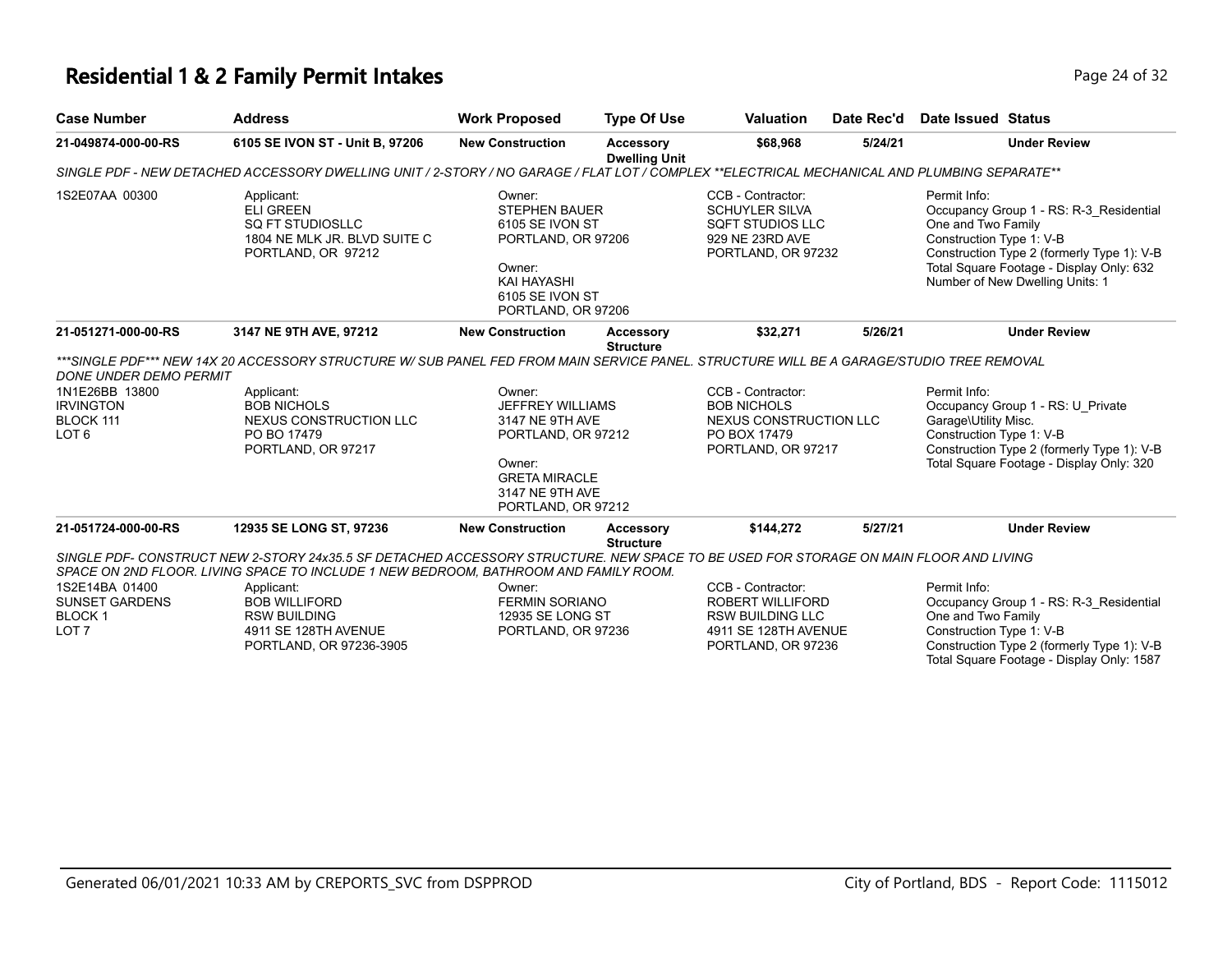# Residential 1 & 2 Family Permit Intakes

| Case Number | Address | Work Proposed | Type Of Use | Valuation | Date Rec'd | Date Issued | Status |
|---|---|---|---|---|---|---|---|
| 21-049874-000-00-RS | 6105 SE IVON ST - Unit B, 97206 | New Construction | Accessory Dwelling Unit | $68,968 | 5/24/21 | | Under Review |

*SINGLE PDF - NEW DETACHED ACCESSORY DWELLING UNIT / 2-STORY / NO GARAGE / FLAT LOT / COMPLEX **ELECTRICAL MECHANICAL AND PLUMBING SEPARATE***

| Parcel | Applicant | Owner | CCB - Contractor | Permit Info |
|---|---|---|---|---|
| 1S2E07AA 00300 | Applicant:<br>ELI GREEN<br>SQ FT STUDIOSLLC<br>1804 NE MLK JR. BLVD SUITE C<br>PORTLAND, OR 97212 | Owner:<br>STEPHEN BAUER<br>6105 SE IVON ST<br>PORTLAND, OR 97206<br>Owner:<br>KAI HAYASHI<br>6105 SE IVON ST<br>PORTLAND, OR 97206 | CCB - Contractor:<br>SCHUYLER SILVA<br>SQFT STUDIOS LLC<br>929 NE 23RD AVE<br>PORTLAND, OR 97232 | Permit Info:<br>Occupancy Group 1 - RS: R-3_Residential One and Two Family<br>Construction Type 1: V-B<br>Construction Type 2 (formerly Type 1): V-B<br>Total Square Footage - Display Only: 632<br>Number of New Dwelling Units: 1 |

| Case Number | Address | Work Proposed | Type Of Use | Valuation | Date Rec'd | Date Issued | Status |
|---|---|---|---|---|---|---|---|
| 21-051271-000-00-RS | 3147 NE 9TH AVE, 97212 | New Construction | Accessory Structure | $32,271 | 5/26/21 | | Under Review |

****SINGLE PDF*** NEW 14X 20 ACCESSORY STRUCTURE W/ SUB PANEL FED FROM MAIN SERVICE PANEL. STRUCTURE WILL BE A GARAGE/STUDIO TREE REMOVAL DONE UNDER DEMO PERMIT*

| Parcel | Applicant | Owner | CCB - Contractor | Permit Info |
|---|---|---|---|---|
| 1N1E26BB 13800<br>IRVINGTON<br>BLOCK 111<br>LOT 6 | Applicant:<br>BOB NICHOLS<br>NEXUS CONSTRUCTION LLC<br>PO BO 17479<br>PORTLAND, OR 97217 | Owner:<br>JEFFREY WILLIAMS<br>3147 NE 9TH AVE<br>PORTLAND, OR 97212<br>Owner:<br>GRETA MIRACLE<br>3147 NE 9TH AVE<br>PORTLAND, OR 97212 | CCB - Contractor:<br>BOB NICHOLS<br>NEXUS CONSTRUCTION LLC<br>PO BOX 17479<br>PORTLAND, OR 97217 | Permit Info:<br>Occupancy Group 1 - RS: U_Private Garage\Utility Misc.<br>Construction Type 1: V-B<br>Construction Type 2 (formerly Type 1): V-B<br>Total Square Footage - Display Only: 320 |

| Case Number | Address | Work Proposed | Type Of Use | Valuation | Date Rec'd | Date Issued | Status |
|---|---|---|---|---|---|---|---|
| 21-051724-000-00-RS | 12935 SE LONG ST, 97236 | New Construction | Accessory Structure | $144,272 | 5/27/21 | | Under Review |

*SINGLE PDF- CONSTRUCT NEW 2-STORY 24x35.5 SF DETACHED ACCESSORY STRUCTURE. NEW SPACE TO BE USED FOR STORAGE ON MAIN FLOOR AND LIVING SPACE ON 2ND FLOOR. LIVING SPACE TO INCLUDE 1 NEW BEDROOM, BATHROOM AND FAMILY ROOM.*

| Parcel | Applicant | Owner | CCB - Contractor | Permit Info |
|---|---|---|---|---|
| 1S2E14BA 01400<br>SUNSET GARDENS<br>BLOCK 1<br>LOT 7 | Applicant:<br>BOB WILLIFORD<br>RSW BUILDING<br>4911 SE 128TH AVENUE<br>PORTLAND, OR 97236-3905 | Owner:<br>FERMIN SORIANO<br>12935 SE LONG ST<br>PORTLAND, OR 97236 | CCB - Contractor:<br>ROBERT WILLIFORD<br>RSW BUILDING LLC<br>4911 SE 128TH AVENUE<br>PORTLAND, OR 97236 | Permit Info:<br>Occupancy Group 1 - RS: R-3_Residential One and Two Family<br>Construction Type 1: V-B<br>Construction Type 2 (formerly Type 1): V-B<br>Total Square Footage - Display Only: 1587 |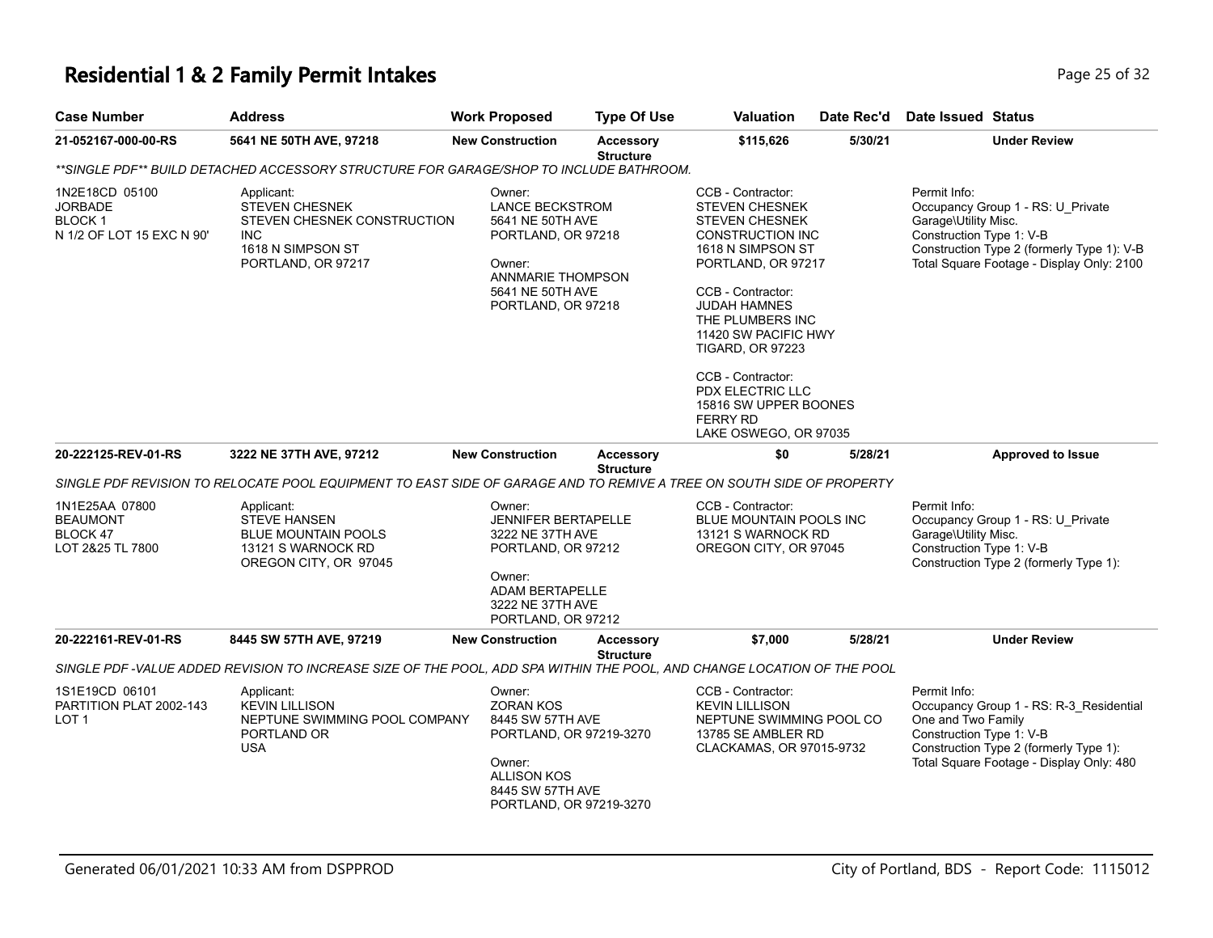# Residential 1 & 2 Family Permit Intakes

| Case Number | Address | Work Proposed | Type Of Use | Valuation | Date Rec'd | Date Issued | Status |
|---|---|---|---|---|---|---|---|
| 21-052167-000-00-RS | 5641 NE 50TH AVE, 97218 | New Construction | Accessory Structure | $115,626 | 5/30/21 | | Under Review |

*\*\*SINGLE PDF\*\* BUILD DETACHED ACCESSORY STRUCTURE FOR GARAGE/SHOP TO INCLUDE BATHROOM.*

| Property | Applicant | Owner | CCB - Contractor | Permit Info |
|---|---|---|---|---|
| 1N2E18CD 05100<br>JORBADE<br>BLOCK 1<br>N 1/2 OF LOT 15 EXC N 90' | Applicant:<br>STEVEN CHESNEK<br>STEVEN CHESNEK CONSTRUCTION INC<br>1618 N SIMPSON ST<br>PORTLAND, OR 97217 | Owner:<br>LANCE BECKSTROM<br>5641 NE 50TH AVE<br>PORTLAND, OR 97218<br><br>Owner:<br>ANNMARIE THOMPSON<br>5641 NE 50TH AVE<br>PORTLAND, OR 97218 | CCB - Contractor:<br>STEVEN CHESNEK<br>STEVEN CHESNEK CONSTRUCTION INC<br>1618 N SIMPSON ST<br>PORTLAND, OR 97217<br><br>CCB - Contractor:<br>JUDAH HAMNES<br>THE PLUMBERS INC<br>11420 SW PACIFIC HWY<br>TIGARD, OR 97223<br><br>CCB - Contractor:<br>PDX ELECTRIC LLC<br>15816 SW UPPER BOONES FERRY RD<br>LAKE OSWEGO, OR 97035 | Permit Info:<br>Occupancy Group 1 - RS: U_Private Garage\Utility Misc.<br>Construction Type 1: V-B<br>Construction Type 2 (formerly Type 1): V-B<br>Total Square Footage - Display Only: 2100 |

| Case Number | Address | Work Proposed | Type Of Use | Valuation | Date Rec'd | Date Issued | Status |
|---|---|---|---|---|---|---|---|
| 20-222125-REV-01-RS | 3222 NE 37TH AVE, 97212 | New Construction | Accessory Structure | $0 | 5/28/21 | | Approved to Issue |

*SINGLE PDF REVISION TO RELOCATE POOL EQUIPMENT TO EAST SIDE OF GARAGE AND TO REMIVE A TREE ON SOUTH SIDE OF PROPERTY*

| Property | Applicant | Owner | CCB - Contractor | Permit Info |
|---|---|---|---|---|
| 1N1E25AA 07800<br>BEAUMONT<br>BLOCK 47<br>LOT 2&25 TL 7800 | Applicant:<br>STEVE HANSEN<br>BLUE MOUNTAIN POOLS<br>13121 S WARNOCK RD<br>OREGON CITY, OR 97045 | Owner:<br>JENNIFER BERTAPELLE<br>3222 NE 37TH AVE<br>PORTLAND, OR 97212<br><br>Owner:<br>ADAM BERTAPELLE<br>3222 NE 37TH AVE<br>PORTLAND, OR 97212 | CCB - Contractor:<br>BLUE MOUNTAIN POOLS INC<br>13121 S WARNOCK RD<br>OREGON CITY, OR 97045 | Permit Info:<br>Occupancy Group 1 - RS: U_Private Garage\Utility Misc.<br>Construction Type 1: V-B<br>Construction Type 2 (formerly Type 1): |

| Case Number | Address | Work Proposed | Type Of Use | Valuation | Date Rec'd | Date Issued | Status |
|---|---|---|---|---|---|---|---|
| 20-222161-REV-01-RS | 8445 SW 57TH AVE, 97219 | New Construction | Accessory Structure | $7,000 | 5/28/21 | | Under Review |

*SINGLE PDF -VALUE ADDED REVISION TO INCREASE SIZE OF THE POOL, ADD SPA WITHIN THE POOL, AND CHANGE LOCATION OF THE POOL*

| Property | Applicant | Owner | CCB - Contractor | Permit Info |
|---|---|---|---|---|
| 1S1E19CD 06101<br>PARTITION PLAT 2002-143<br>LOT 1 | Applicant:<br>KEVIN LILLISON<br>NEPTUNE SWIMMING POOL COMPANY<br>PORTLAND OR<br>USA | Owner:<br>ZORAN KOS<br>8445 SW 57TH AVE<br>PORTLAND, OR 97219-3270<br><br>Owner:<br>ALLISON KOS<br>8445 SW 57TH AVE<br>PORTLAND, OR 97219-3270 | CCB - Contractor:<br>KEVIN LILLISON<br>NEPTUNE SWIMMING POOL CO<br>13785 SE AMBLER RD<br>CLACKAMAS, OR 97015-9732 | Permit Info:<br>Occupancy Group 1 - RS: R-3_Residential One and Two Family<br>Construction Type 1: V-B<br>Construction Type 2 (formerly Type 1):<br>Total Square Footage - Display Only: 480 |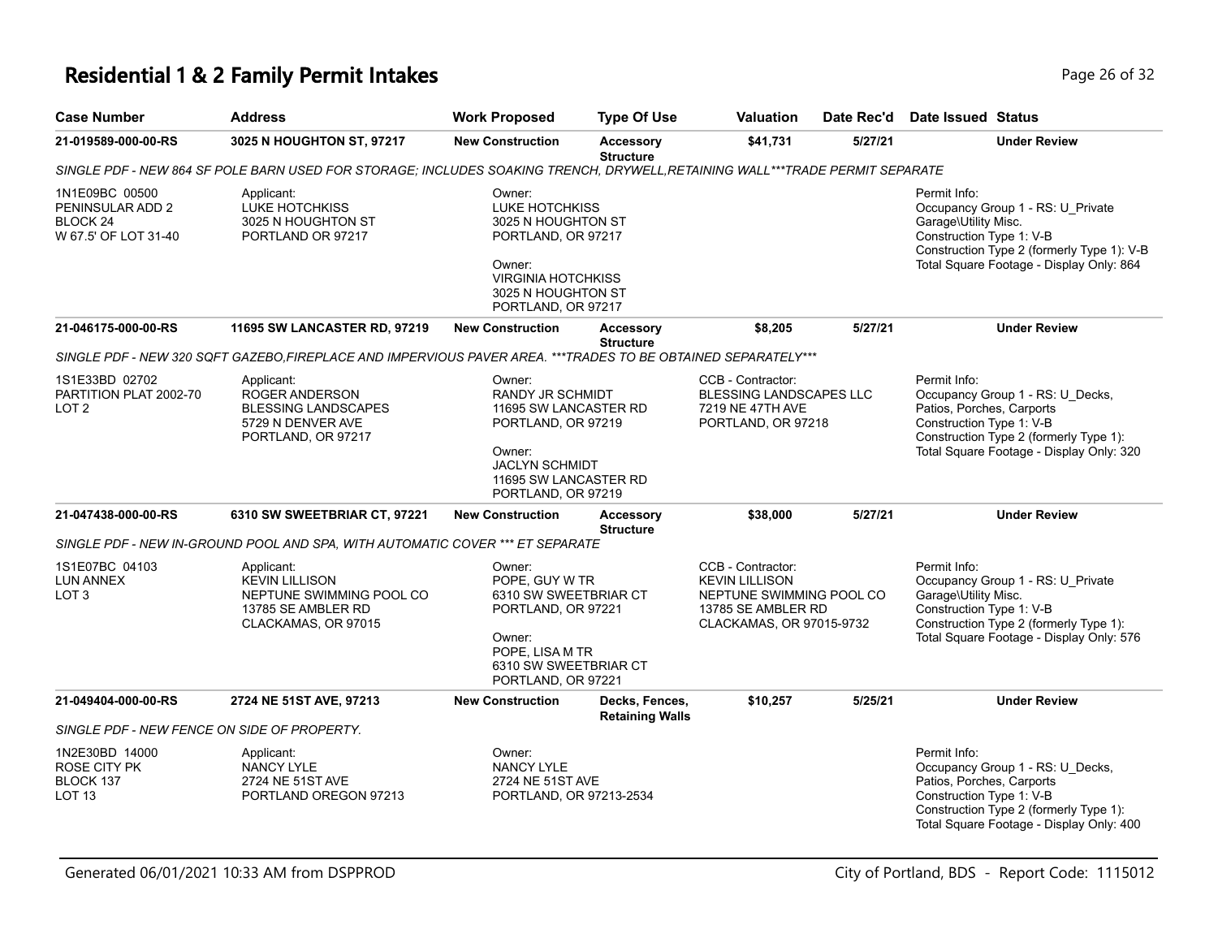# Residential 1 & 2 Family Permit Intakes

| Case Number | Address | Work Proposed | Type Of Use | Valuation | Date Rec'd | Date Issued | Status |
|---|---|---|---|---|---|---|---|
| **21-019589-000-00-RS** | **3025 N HOUGHTON ST, 97217** | **New Construction** | **Accessory Structure** | **$41,731** | **5/27/21** | | **Under Review** |

*SINGLE PDF - NEW 864 SF POLE BARN USED FOR STORAGE; INCLUDES SOAKING TRENCH, DRYWELL,RETAINING WALL***TRADE PERMIT SEPARATE*

1N1E09BC 00500
PENINSULAR ADD 2
BLOCK 24
W 67.5' OF LOT 31-40

Applicant:
LUKE HOTCHKISS
3025 N HOUGHTON ST
PORTLAND OR 97217

Owner:
LUKE HOTCHKISS
3025 N HOUGHTON ST
PORTLAND, OR 97217

Owner:
VIRGINIA HOTCHKISS
3025 N HOUGHTON ST
PORTLAND, OR 97217

Permit Info:
Occupancy Group 1 - RS: U_Private Garage\Utility Misc.
Construction Type 1: V-B
Construction Type 2 (formerly Type 1): V-B
Total Square Footage - Display Only: 864

| Case Number | Address | Work Proposed | Type Of Use | Valuation | Date Rec'd | Date Issued | Status |
|---|---|---|---|---|---|---|---|
| **21-046175-000-00-RS** | **11695 SW LANCASTER RD, 97219** | **New Construction** | **Accessory Structure** | **$8,205** | **5/27/21** | | **Under Review** |

*SINGLE PDF - NEW 320 SQFT GAZEBO,FIREPLACE AND IMPERVIOUS PAVER AREA. ***TRADES TO BE OBTAINED SEPARATELY****

1S1E33BD 02702
PARTITION PLAT 2002-70
LOT 2

Applicant:
ROGER ANDERSON
BLESSING LANDSCAPES
5729 N DENVER AVE
PORTLAND, OR 97217

Owner:
RANDY JR SCHMIDT
11695 SW LANCASTER RD
PORTLAND, OR 97219

Owner:
JACLYN SCHMIDT
11695 SW LANCASTER RD
PORTLAND, OR 97219

CCB - Contractor:
BLESSING LANDSCAPES LLC
7219 NE 47TH AVE
PORTLAND, OR 97218

Permit Info:
Occupancy Group 1 - RS: U_Decks, Patios, Porches, Carports
Construction Type 1: V-B
Construction Type 2 (formerly Type 1):
Total Square Footage - Display Only: 320

| Case Number | Address | Work Proposed | Type Of Use | Valuation | Date Rec'd | Date Issued | Status |
|---|---|---|---|---|---|---|---|
| **21-047438-000-00-RS** | **6310 SW SWEETBRIAR CT, 97221** | **New Construction** | **Accessory Structure** | **$38,000** | **5/27/21** | | **Under Review** |

*SINGLE PDF - NEW IN-GROUND POOL AND SPA, WITH AUTOMATIC COVER *** ET SEPARATE*

1S1E07BC 04103
LUN ANNEX
LOT 3

Applicant:
KEVIN LILLISON
NEPTUNE SWIMMING POOL CO
13785 SE AMBLER RD
CLACKAMAS, OR 97015

Owner:
POPE, GUY W TR
6310 SW SWEETBRIAR CT
PORTLAND, OR 97221

Owner:
POPE, LISA M TR
6310 SW SWEETBRIAR CT
PORTLAND, OR 97221

CCB - Contractor:
KEVIN LILLISON
NEPTUNE SWIMMING POOL CO
13785 SE AMBLER RD
CLACKAMAS, OR 97015-9732

Permit Info:
Occupancy Group 1 - RS: U_Private Garage\Utility Misc.
Construction Type 1: V-B
Construction Type 2 (formerly Type 1):
Total Square Footage - Display Only: 576

| Case Number | Address | Work Proposed | Type Of Use | Valuation | Date Rec'd | Date Issued | Status |
|---|---|---|---|---|---|---|---|
| **21-049404-000-00-RS** | **2724 NE 51ST AVE, 97213** | **New Construction** | **Decks, Fences, Retaining Walls** | **$10,257** | **5/25/21** | | **Under Review** |

*SINGLE PDF - NEW FENCE ON SIDE OF PROPERTY.*

1N2E30BD 14000
ROSE CITY PK
BLOCK 137
LOT 13

Applicant:
NANCY LYLE
2724 NE 51ST AVE
PORTLAND OREGON 97213

Owner:
NANCY LYLE
2724 NE 51ST AVE
PORTLAND, OR 97213-2534

Permit Info:
Occupancy Group 1 - RS: U_Decks, Patios, Porches, Carports
Construction Type 1: V-B
Construction Type 2 (formerly Type 1):
Total Square Footage - Display Only: 400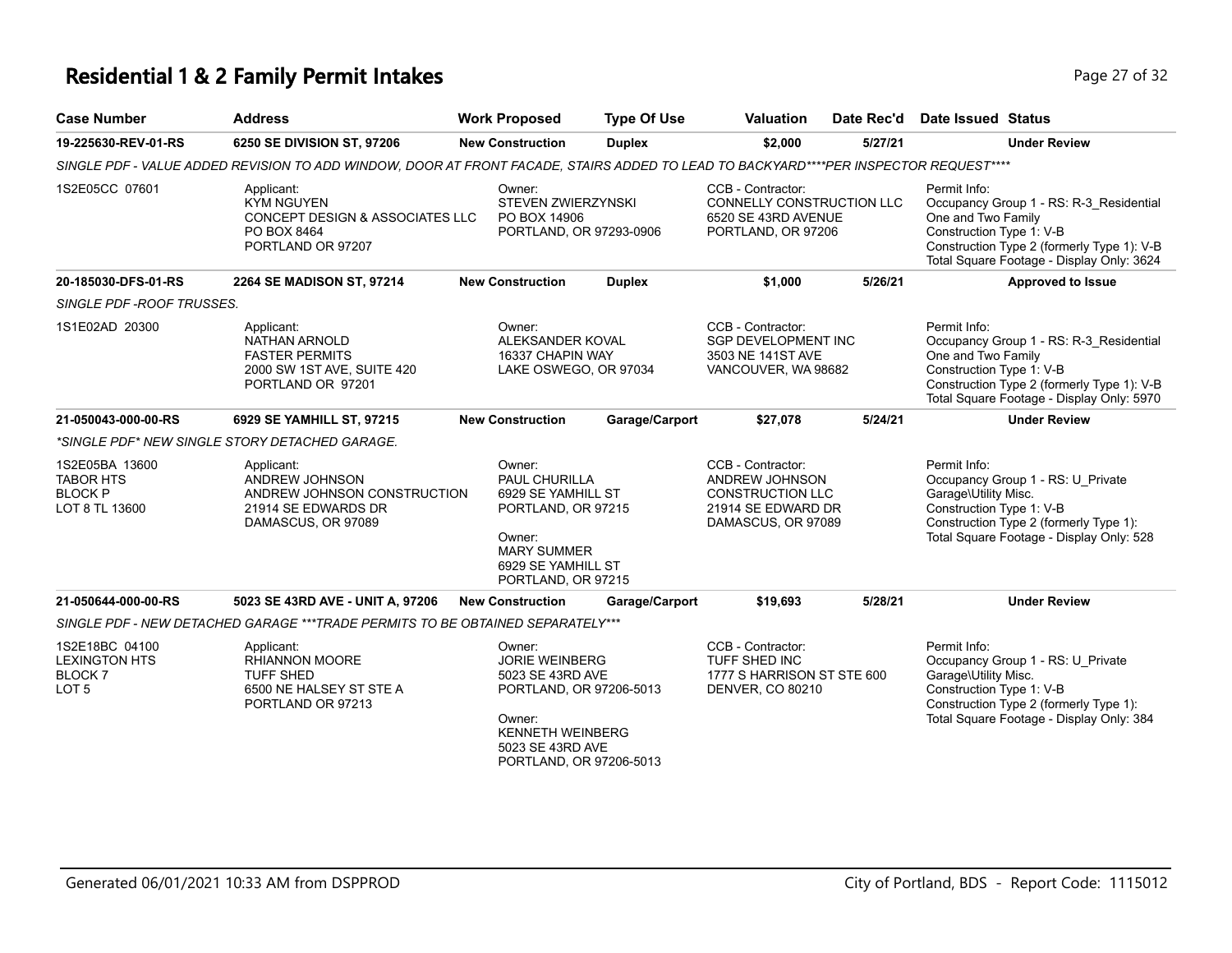# Residential 1 & 2 Family Permit Intakes

| Case Number | Address | Work Proposed | Type Of Use | Valuation | Date Rec'd | Date Issued | Status |
|---|---|---|---|---|---|---|---|
| **19-225630-REV-01-RS** | **6250 SE DIVISION ST, 97206** | **New Construction** | **Duplex** | **$2,000** | **5/27/21** | | **Under Review** |
| *SINGLE PDF - VALUE ADDED REVISION TO ADD WINDOW, DOOR AT FRONT FACADE, STAIRS ADDED TO LEAD TO BACKYARD****PER INSPECTOR REQUEST*****| | | | | | | |
| 1S2E05CC 07601 | Applicant: KYM NGUYEN CONCEPT DESIGN & ASSOCIATES LLC PO BOX 8464 PORTLAND OR 97207 | Owner: STEVEN ZWIERZYNSKI PO BOX 14906 PORTLAND, OR 97293-0906 | | CCB - Contractor: CONNELLY CONSTRUCTION LLC 6520 SE 43RD AVENUE PORTLAND, OR 97206 | | Permit Info: Occupancy Group 1 - RS: R-3_Residential One and Two Family Construction Type 1: V-B Construction Type 2 (formerly Type 1): V-B Total Square Footage - Display Only: 3624 | |
| **20-185030-DFS-01-RS** | **2264 SE MADISON ST, 97214** | **New Construction** | **Duplex** | **$1,000** | **5/26/21** | | **Approved to Issue** |
| *SINGLE PDF -ROOF TRUSSES.* | | | | | | | |
| 1S1E02AD 20300 | Applicant: NATHAN ARNOLD FASTER PERMITS 2000 SW 1ST AVE, SUITE 420 PORTLAND OR 97201 | Owner: ALEKSANDER KOVAL 16337 CHAPIN WAY LAKE OSWEGO, OR 97034 | | CCB - Contractor: SGP DEVELOPMENT INC 3503 NE 141ST AVE VANCOUVER, WA 98682 | | Permit Info: Occupancy Group 1 - RS: R-3_Residential One and Two Family Construction Type 1: V-B Construction Type 2 (formerly Type 1): V-B Total Square Footage - Display Only: 5970 | |
| **21-050043-000-00-RS** | **6929 SE YAMHILL ST, 97215** | **New Construction** | **Garage/Carport** | **$27,078** | **5/24/21** | | **Under Review** |
| *\*SINGLE PDF\* NEW SINGLE STORY DETACHED GARAGE.* | | | | | | | |
| 1S2E05BA 13600 TABOR HTS BLOCK P LOT 8 TL 13600 | Applicant: ANDREW JOHNSON ANDREW JOHNSON CONSTRUCTION 21914 SE EDWARDS DR DAMASCUS, OR 97089 | Owner: PAUL CHURILLA 6929 SE YAMHILL ST PORTLAND, OR 97215 Owner: MARY SUMMER 6929 SE YAMHILL ST PORTLAND, OR 97215 | | CCB - Contractor: ANDREW JOHNSON CONSTRUCTION LLC 21914 SE EDWARD DR DAMASCUS, OR 97089 | | Permit Info: Occupancy Group 1 - RS: U_Private Garage\Utility Misc. Construction Type 1: V-B Construction Type 2 (formerly Type 1): Total Square Footage - Display Only: 528 | |
| **21-050644-000-00-RS** | **5023 SE 43RD AVE - UNIT A, 97206** | **New Construction** | **Garage/Carport** | **$19,693** | **5/28/21** | | **Under Review** |
| *SINGLE PDF - NEW DETACHED GARAGE ***TRADE PERMITS TO BE OBTAINED SEPARATELY**** | | | | | | | |
| 1S2E18BC 04100 LEXINGTON HTS BLOCK 7 LOT 5 | Applicant: RHIANNON MOORE TUFF SHED 6500 NE HALSEY ST STE A PORTLAND OR 97213 | Owner: JORIE WEINBERG 5023 SE 43RD AVE PORTLAND, OR 97206-5013 Owner: KENNETH WEINBERG 5023 SE 43RD AVE PORTLAND, OR 97206-5013 | | CCB - Contractor: TUFF SHED INC 1777 S HARRISON ST STE 600 DENVER, CO 80210 | | Permit Info: Occupancy Group 1 - RS: U_Private Garage\Utility Misc. Construction Type 1: V-B Construction Type 2 (formerly Type 1): Total Square Footage - Display Only: 384 | |

Generated 06/01/2021 10:33 AM from DSPPROD — City of Portland, BDS - Report Code: 1115012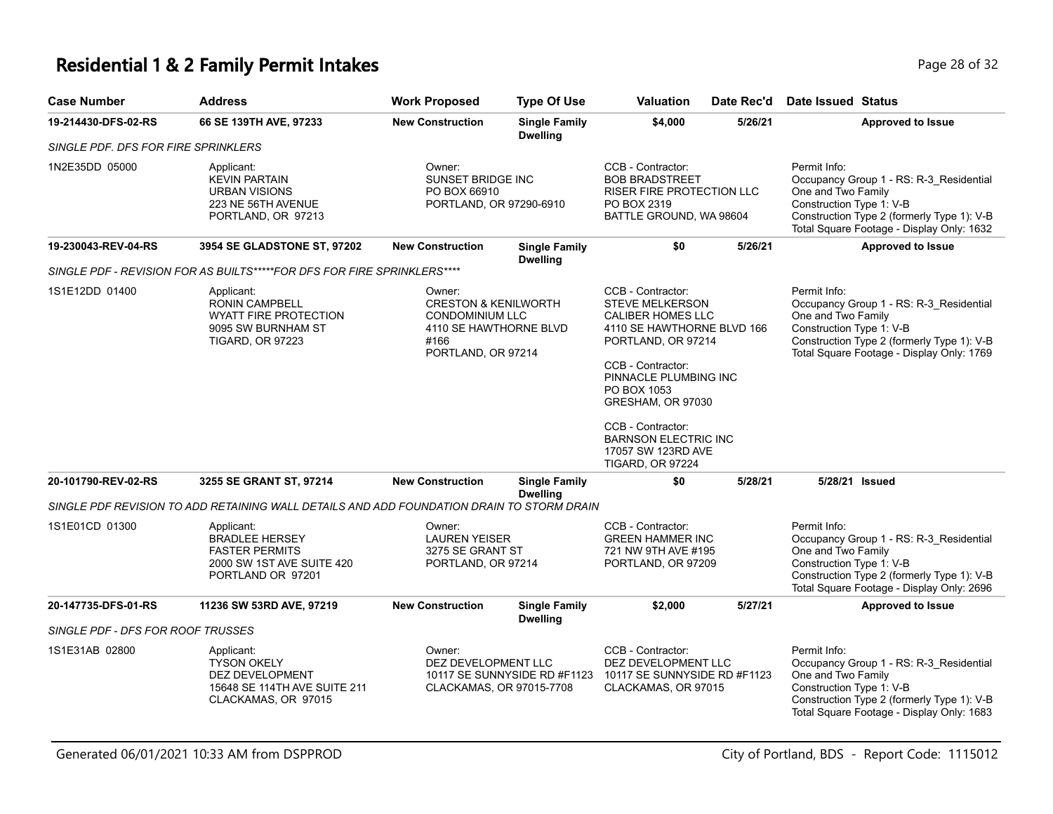# Residential 1 & 2 Family Permit Intakes

| Case Number | Address | Work Proposed | Type Of Use | Valuation | Date Rec'd | Date Issued | Status |
|---|---|---|---|---|---|---|---|
| 19-214430-DFS-02-RS | 66 SE 139TH AVE, 97233 | New Construction | Single Family Dwelling | $4,000 | 5/26/21 | | Approved to Issue |
| *SINGLE PDF. DFS FOR FIRE SPRINKLERS* | | | | | | | |
| 1N2E35DD 05000 | Applicant: KEVIN PARTAIN URBAN VISIONS 223 NE 56TH AVENUE PORTLAND, OR 97213 | Owner: SUNSET BRIDGE INC PO BOX 66910 PORTLAND, OR 97290-6910 | | CCB - Contractor: BOB BRADSTREET RISER FIRE PROTECTION LLC PO BOX 2319 BATTLE GROUND, WA 98604 | | Permit Info: Occupancy Group 1 - RS: R-3_Residential One and Two Family Construction Type 1: V-B Construction Type 2 (formerly Type 1): V-B Total Square Footage - Display Only: 1632 | |
| 19-230043-REV-04-RS | 3954 SE GLADSTONE ST, 97202 | New Construction | Single Family Dwelling | $0 | 5/26/21 | | Approved to Issue |
| *SINGLE PDF - REVISION FOR AS BUILTS*****FOR DFS FOR FIRE SPRINKLERS**** | | | | | | | |
| 1S1E12DD 01400 | Applicant: RONIN CAMPBELL WYATT FIRE PROTECTION 9095 SW BURNHAM ST TIGARD, OR 97223 | Owner: CRESTON & KENILWORTH CONDOMINIUM LLC 4110 SE HAWTHORNE BLVD #166 PORTLAND, OR 97214 | | CCB - Contractor: STEVE MELKERSON CALIBER HOMES LLC 4110 SE HAWTHORNE BLVD 166 PORTLAND, OR 97214<br>CCB - Contractor: PINNACLE PLUMBING INC PO BOX 1053 GRESHAM, OR 97030<br>CCB - Contractor: BARNSON ELECTRIC INC 17057 SW 123RD AVE TIGARD, OR 97224 | | Permit Info: Occupancy Group 1 - RS: R-3_Residential One and Two Family Construction Type 1: V-B Construction Type 2 (formerly Type 1): V-B Total Square Footage - Display Only: 1769 | |
| 20-101790-REV-02-RS | 3255 SE GRANT ST, 97214 | New Construction | Single Family Dwelling | $0 | 5/28/21 | 5/28/21 | Issued |
| *SINGLE PDF REVISION TO ADD RETAINING WALL DETAILS AND ADD FOUNDATION DRAIN TO STORM DRAIN* | | | | | | | |
| 1S1E01CD 01300 | Applicant: BRADLEE HERSEY FASTER PERMITS 2000 SW 1ST AVE SUITE 420 PORTLAND OR 97201 | Owner: LAUREN YEISER 3275 SE GRANT ST PORTLAND, OR 97214 | | CCB - Contractor: GREEN HAMMER INC 721 NW 9TH AVE #195 PORTLAND, OR 97209 | | Permit Info: Occupancy Group 1 - RS: R-3_Residential One and Two Family Construction Type 1: V-B Construction Type 2 (formerly Type 1): V-B Total Square Footage - Display Only: 2696 | |
| 20-147735-DFS-01-RS | 11236 SW 53RD AVE, 97219 | New Construction | Single Family Dwelling | $2,000 | 5/27/21 | | Approved to Issue |
| *SINGLE PDF - DFS FOR ROOF TRUSSES* | | | | | | | |
| 1S1E31AB 02800 | Applicant: TYSON OKELY DEZ DEVELOPMENT 15648 SE 114TH AVE SUITE 211 CLACKAMAS, OR 97015 | Owner: DEZ DEVELOPMENT LLC 10117 SE SUNNYSIDE RD #F1123 CLACKAMAS, OR 97015-7708 | | CCB - Contractor: DEZ DEVELOPMENT LLC 10117 SE SUNNYSIDE RD #F1123 CLACKAMAS, OR 97015 | | Permit Info: Occupancy Group 1 - RS: R-3_Residential One and Two Family Construction Type 1: V-B Construction Type 2 (formerly Type 1): V-B Total Square Footage - Display Only: 1683 | |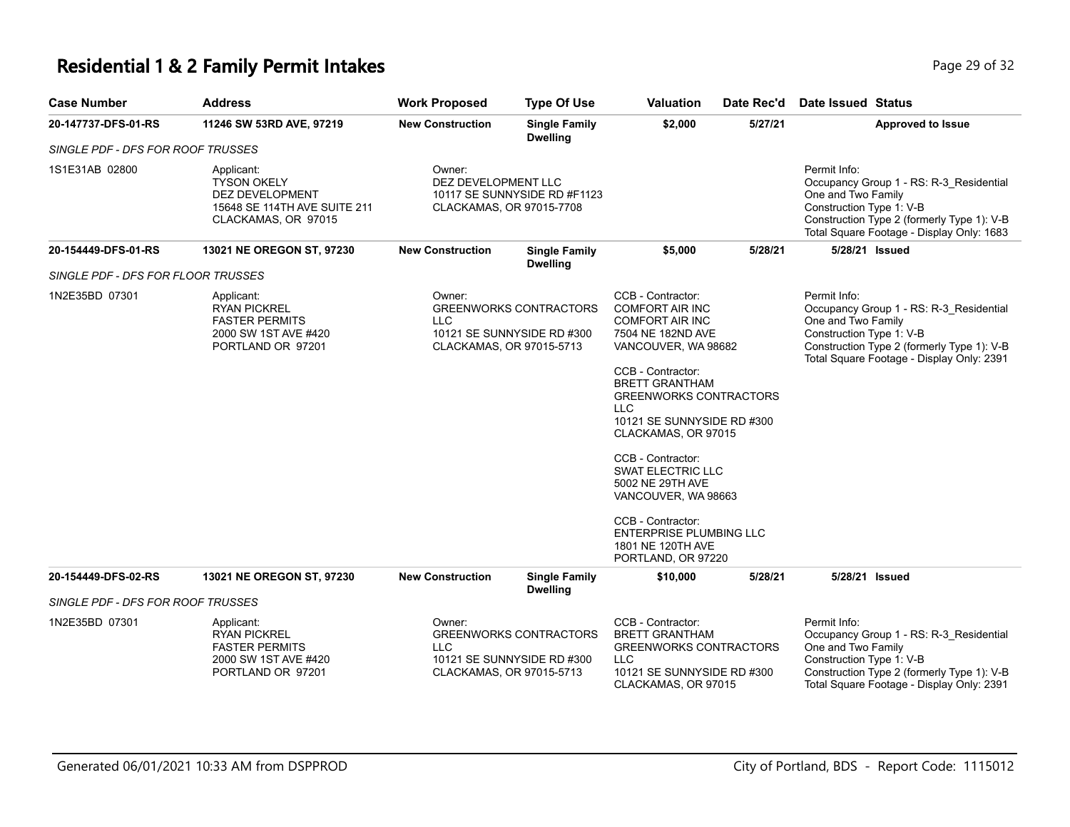# Residential 1 & 2 Family Permit Intakes

| Case Number | Address | Work Proposed | Type Of Use | Valuation | Date Rec'd | Date Issued | Status |
|---|---|---|---|---|---|---|---|
| 20-147737-DFS-01-RS | 11246 SW 53RD AVE, 97219 | New Construction | Single Family Dwelling | $2,000 | 5/27/21 | | Approved to Issue |
| *SINGLE PDF - DFS FOR ROOF TRUSSES* | | | | | | | |
| 1S1E31AB 02800 | Applicant: TYSON OKELY DEZ DEVELOPMENT 15648 SE 114TH AVE SUITE 211 CLACKAMAS, OR 97015 | Owner: DEZ DEVELOPMENT LLC 10117 SE SUNNYSIDE RD #F1123 CLACKAMAS, OR 97015-7708 | | | | Permit Info: Occupancy Group 1 - RS: R-3_Residential One and Two Family Construction Type 1: V-B Construction Type 2 (formerly Type 1): V-B Total Square Footage - Display Only: 1683 | |
| 20-154449-DFS-01-RS | 13021 NE OREGON ST, 97230 | New Construction | Single Family Dwelling | $5,000 | 5/28/21 | 5/28/21 | Issued |
| *SINGLE PDF - DFS FOR FLOOR TRUSSES* | | | | | | | |
| 1N2E35BD 07301 | Applicant: RYAN PICKREL FASTER PERMITS 2000 SW 1ST AVE #420 PORTLAND OR 97201 | Owner: GREENWORKS CONTRACTORS LLC 10121 SE SUNNYSIDE RD #300 CLACKAMAS, OR 97015-5713 | | CCB - Contractor: COMFORT AIR INC COMFORT AIR INC 7504 NE 182ND AVE VANCOUVER, WA 98682<br><br>CCB - Contractor: BRETT GRANTHAM GREENWORKS CONTRACTORS LLC 10121 SE SUNNYSIDE RD #300 CLACKAMAS, OR 97015<br><br>CCB - Contractor: SWAT ELECTRIC LLC 5002 NE 29TH AVE VANCOUVER, WA 98663<br><br>CCB - Contractor: ENTERPRISE PLUMBING LLC 1801 NE 120TH AVE PORTLAND, OR 97220 | | Permit Info: Occupancy Group 1 - RS: R-3_Residential One and Two Family Construction Type 1: V-B Construction Type 2 (formerly Type 1): V-B Total Square Footage - Display Only: 2391 | |
| 20-154449-DFS-02-RS | 13021 NE OREGON ST, 97230 | New Construction | Single Family Dwelling | $10,000 | 5/28/21 | 5/28/21 | Issued |
| *SINGLE PDF - DFS FOR ROOF TRUSSES* | | | | | | | |
| 1N2E35BD 07301 | Applicant: RYAN PICKREL FASTER PERMITS 2000 SW 1ST AVE #420 PORTLAND OR 97201 | Owner: GREENWORKS CONTRACTORS LLC 10121 SE SUNNYSIDE RD #300 CLACKAMAS, OR 97015-5713 | | CCB - Contractor: BRETT GRANTHAM GREENWORKS CONTRACTORS LLC 10121 SE SUNNYSIDE RD #300 CLACKAMAS, OR 97015 | | Permit Info: Occupancy Group 1 - RS: R-3_Residential One and Two Family Construction Type 1: V-B Construction Type 2 (formerly Type 1): V-B Total Square Footage - Display Only: 2391 | |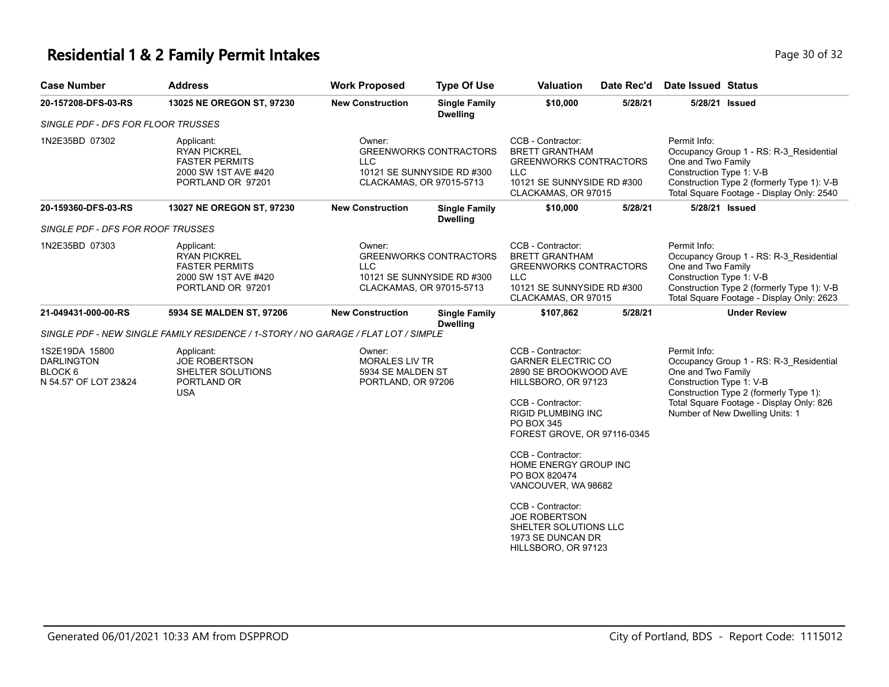# Residential 1 & 2 Family Permit Intakes

| Case Number | Address | Work Proposed | Type Of Use | Valuation | Date Rec'd | Date Issued | Status |
|---|---|---|---|---|---|---|---|
| **20-157208-DFS-03-RS** | **13025 NE OREGON ST, 97230** | **New Construction** | **Single Family Dwelling** | **$10,000** | **5/28/21** | **5/28/21** | **Issued** |

*SINGLE PDF - DFS FOR FLOOR TRUSSES*

1N2E35BD 07302

Applicant:
RYAN PICKREL
FASTER PERMITS
2000 SW 1ST AVE #420
PORTLAND OR 97201

Owner:
GREENWORKS CONTRACTORS LLC
10121 SE SUNNYSIDE RD #300
CLACKAMAS, OR 97015-5713

CCB - Contractor:
BRETT GRANTHAM
GREENWORKS CONTRACTORS LLC
10121 SE SUNNYSIDE RD #300
CLACKAMAS, OR 97015

Permit Info:
Occupancy Group 1 - RS: R-3_Residential One and Two Family
Construction Type 1: V-B
Construction Type 2 (formerly Type 1): V-B
Total Square Footage - Display Only: 2540

| Case Number | Address | Work Proposed | Type Of Use | Valuation | Date Rec'd | Date Issued | Status |
|---|---|---|---|---|---|---|---|
| **20-159360-DFS-03-RS** | **13027 NE OREGON ST, 97230** | **New Construction** | **Single Family Dwelling** | **$10,000** | **5/28/21** | **5/28/21** | **Issued** |

*SINGLE PDF - DFS FOR ROOF TRUSSES*

1N2E35BD 07303

Applicant:
RYAN PICKREL
FASTER PERMITS
2000 SW 1ST AVE #420
PORTLAND OR 97201

Owner:
GREENWORKS CONTRACTORS LLC
10121 SE SUNNYSIDE RD #300
CLACKAMAS, OR 97015-5713

CCB - Contractor:
BRETT GRANTHAM
GREENWORKS CONTRACTORS LLC
10121 SE SUNNYSIDE RD #300
CLACKAMAS, OR 97015

Permit Info:
Occupancy Group 1 - RS: R-3_Residential One and Two Family
Construction Type 1: V-B
Construction Type 2 (formerly Type 1): V-B
Total Square Footage - Display Only: 2623

| Case Number | Address | Work Proposed | Type Of Use | Valuation | Date Rec'd | Date Issued | Status |
|---|---|---|---|---|---|---|---|
| **21-049431-000-00-RS** | **5934 SE MALDEN ST, 97206** | **New Construction** | **Single Family Dwelling** | **$107,862** | **5/28/21** | | **Under Review** |

*SINGLE PDF - NEW SINGLE FAMILY RESIDENCE / 1-STORY / NO GARAGE / FLAT LOT / SIMPLE*

1S2E19DA 15800
DARLINGTON
BLOCK 6
N 54.57' OF LOT 23&24

Applicant:
JOE ROBERTSON
SHELTER SOLUTIONS
PORTLAND OR
USA

Owner:
MORALES LIV TR
5934 SE MALDEN ST
PORTLAND, OR 97206

CCB - Contractor:
GARNER ELECTRIC CO
2890 SE BROOKWOOD AVE
HILLSBORO, OR 97123

CCB - Contractor:
RIGID PLUMBING INC
PO BOX 345
FOREST GROVE, OR 97116-0345

CCB - Contractor:
HOME ENERGY GROUP INC
PO BOX 820474
VANCOUVER, WA 98682

CCB - Contractor:
JOE ROBERTSON
SHELTER SOLUTIONS LLC
1973 SE DUNCAN DR
HILLSBORO, OR 97123

Permit Info:
Occupancy Group 1 - RS: R-3_Residential One and Two Family
Construction Type 1: V-B
Construction Type 2 (formerly Type 1):
Total Square Footage - Display Only: 826
Number of New Dwelling Units: 1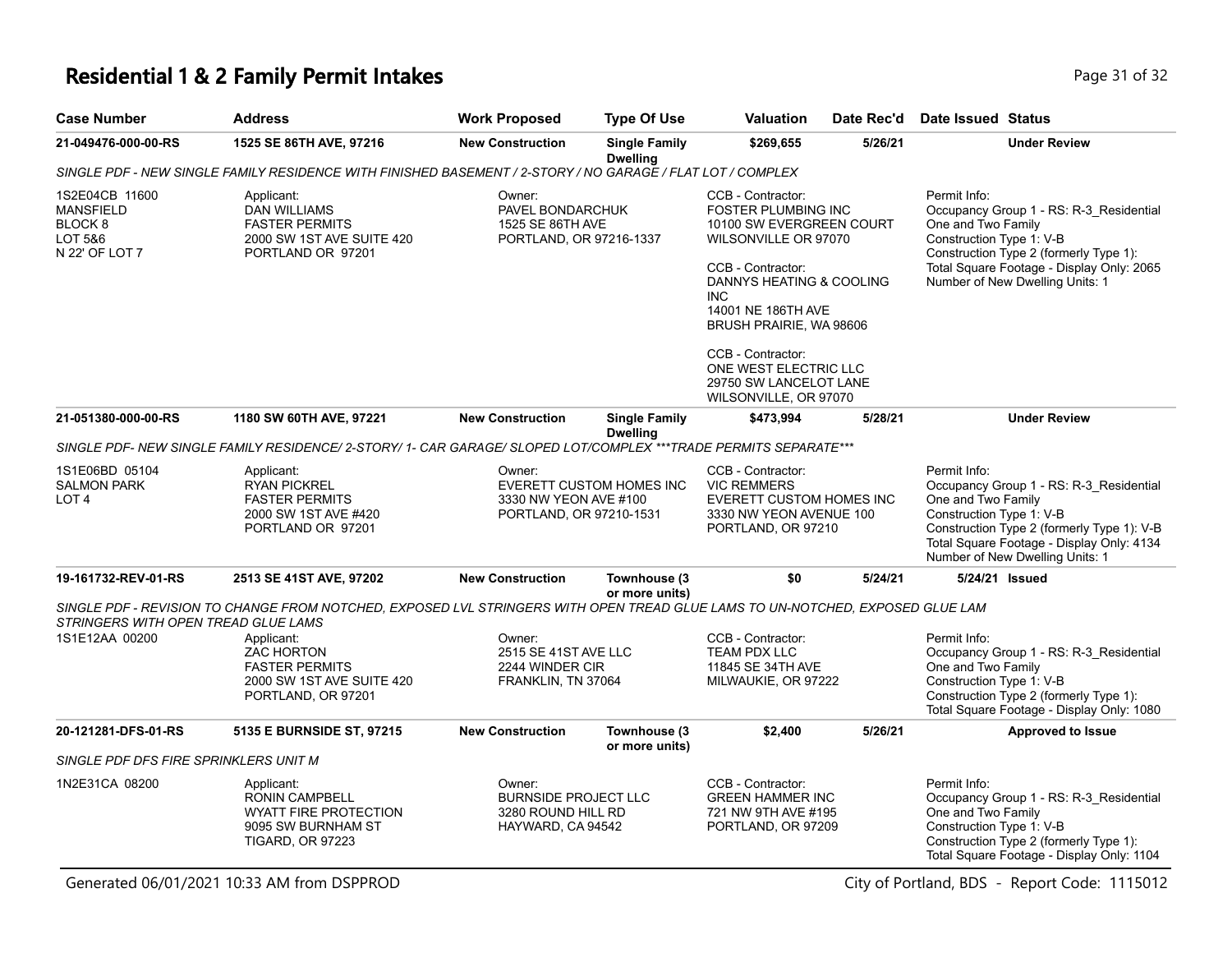# Residential 1 & 2 Family Permit Intakes

| Case Number | Address | Work Proposed | Type Of Use | Valuation | Date Rec'd | Date Issued | Status |
|---|---|---|---|---|---|---|---|
| 21-049476-000-00-RS | 1525 SE 86TH AVE, 97216 | New Construction | Single Family Dwelling | $269,655 | 5/26/21 | | Under Review |

*SINGLE PDF - NEW SINGLE FAMILY RESIDENCE WITH FINISHED BASEMENT / 2-STORY / NO GARAGE / FLAT LOT / COMPLEX*

1S2E04CB 11600
MANSFIELD
BLOCK 8
LOT 5&6
N 22' OF LOT 7

Applicant:
DAN WILLIAMS
FASTER PERMITS
2000 SW 1ST AVE SUITE 420
PORTLAND OR 97201

Owner:
PAVEL BONDARCHUK
1525 SE 86TH AVE
PORTLAND, OR 97216-1337

CCB - Contractor:
FOSTER PLUMBING INC
10100 SW EVERGREEN COURT
WILSONVILLE OR 97070

CCB - Contractor:
DANNYS HEATING & COOLING INC
14001 NE 186TH AVE
BRUSH PRAIRIE, WA 98606

CCB - Contractor:
ONE WEST ELECTRIC LLC
29750 SW LANCELOT LANE
WILSONVILLE, OR 97070

Permit Info:
Occupancy Group 1 - RS: R-3_Residential One and Two Family
Construction Type 1: V-B
Construction Type 2 (formerly Type 1):
Total Square Footage - Display Only: 2065
Number of New Dwelling Units: 1

| Case Number | Address | Work Proposed | Type Of Use | Valuation | Date Rec'd | Date Issued | Status |
|---|---|---|---|---|---|---|---|
| 21-051380-000-00-RS | 1180 SW 60TH AVE, 97221 | New Construction | Single Family Dwelling | $473,994 | 5/28/21 | | Under Review |

*SINGLE PDF- NEW SINGLE FAMILY RESIDENCE/ 2-STORY/ 1- CAR GARAGE/ SLOPED LOT/COMPLEX ***TRADE PERMITS SEPARATE****

1S1E06BD 05104
SALMON PARK
LOT 4

Applicant:
RYAN PICKREL
FASTER PERMITS
2000 SW 1ST AVE #420
PORTLAND OR 97201

Owner:
EVERETT CUSTOM HOMES INC
3330 NW YEON AVE #100
PORTLAND, OR 97210-1531

CCB - Contractor:
VIC REMMERS
EVERETT CUSTOM HOMES INC
3330 NW YEON AVENUE 100
PORTLAND, OR 97210

Permit Info:
Occupancy Group 1 - RS: R-3_Residential One and Two Family
Construction Type 1: V-B
Construction Type 2 (formerly Type 1): V-B
Total Square Footage - Display Only: 4134
Number of New Dwelling Units: 1

| Case Number | Address | Work Proposed | Type Of Use | Valuation | Date Rec'd | Date Issued | Status |
|---|---|---|---|---|---|---|---|
| 19-161732-REV-01-RS | 2513 SE 41ST AVE, 97202 | New Construction | Townhouse (3 or more units) | $0 | 5/24/21 | 5/24/21 | Issued |

*SINGLE PDF - REVISION TO CHANGE FROM NOTCHED, EXPOSED LVL STRINGERS WITH OPEN TREAD GLUE LAMS TO UN-NOTCHED, EXPOSED GLUE LAM STRINGERS WITH OPEN TREAD GLUE LAMS*

1S1E12AA 00200

Applicant:
ZAC HORTON
FASTER PERMITS
2000 SW 1ST AVE SUITE 420
PORTLAND, OR 97201

Owner:
2515 SE 41ST AVE LLC
2244 WINDER CIR
FRANKLIN, TN 37064

CCB - Contractor:
TEAM PDX LLC
11845 SE 34TH AVE
MILWAUKIE, OR 97222

Permit Info:
Occupancy Group 1 - RS: R-3_Residential One and Two Family
Construction Type 1: V-B
Construction Type 2 (formerly Type 1):
Total Square Footage - Display Only: 1080

| Case Number | Address | Work Proposed | Type Of Use | Valuation | Date Rec'd | Date Issued | Status |
|---|---|---|---|---|---|---|---|
| 20-121281-DFS-01-RS | 5135 E BURNSIDE ST, 97215 | New Construction | Townhouse (3 or more units) | $2,400 | 5/26/21 | | Approved to Issue |

*SINGLE PDF DFS FIRE SPRINKLERS UNIT M*

1N2E31CA 08200

Applicant:
RONIN CAMPBELL
WYATT FIRE PROTECTION
9095 SW BURNHAM ST
TIGARD, OR 97223

Owner:
BURNSIDE PROJECT LLC
3280 ROUND HILL RD
HAYWARD, CA 94542

CCB - Contractor:
GREEN HAMMER INC
721 NW 9TH AVE #195
PORTLAND, OR 97209

Permit Info:
Occupancy Group 1 - RS: R-3_Residential One and Two Family
Construction Type 1: V-B
Construction Type 2 (formerly Type 1):
Total Square Footage - Display Only: 1104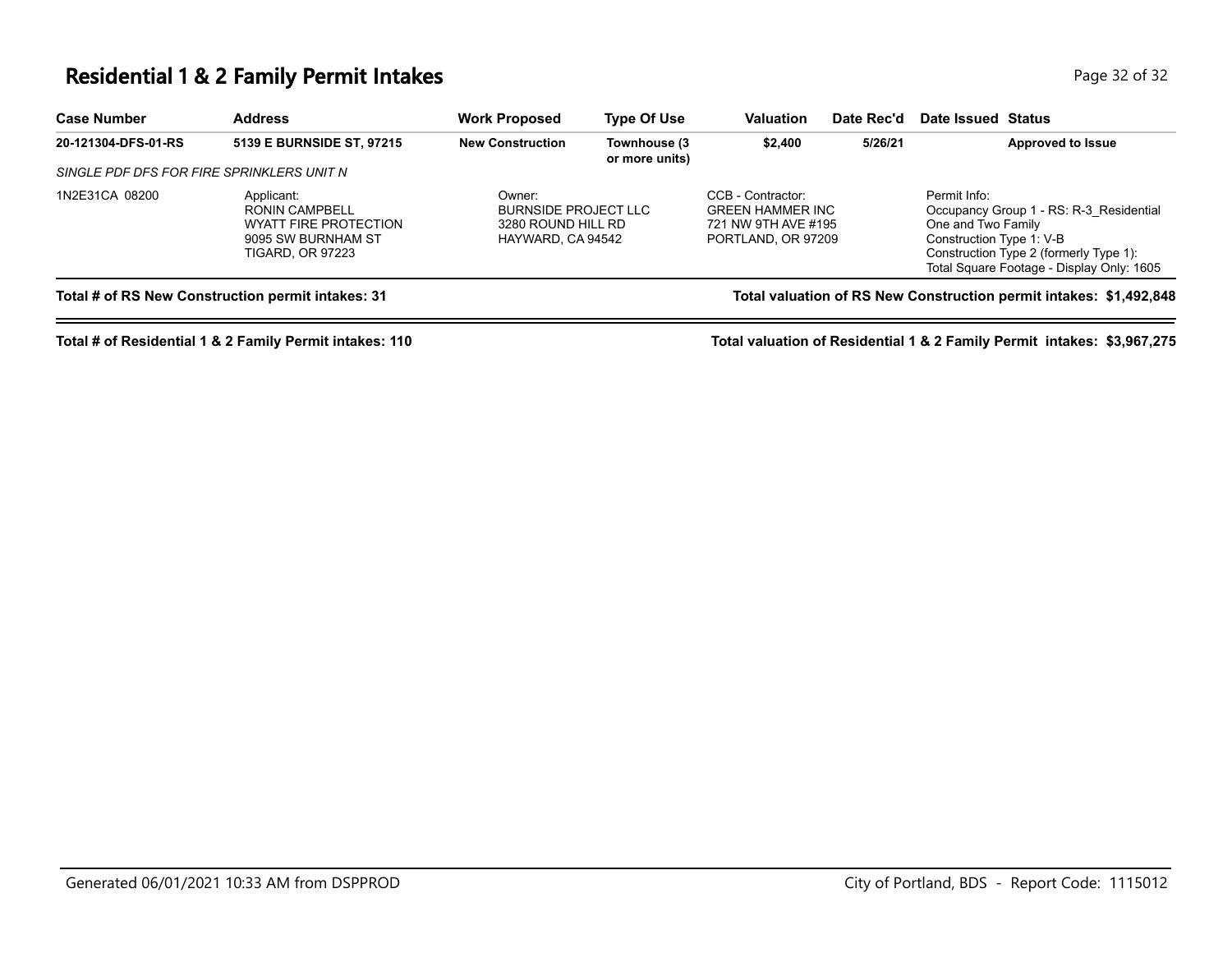# Residential 1 & 2 Family Permit Intakes

| Case Number | Address | Work Proposed | Type Of Use | Valuation | Date Rec'd | Date Issued | Status |
|---|---|---|---|---|---|---|---|
| **20-121304-DFS-01-RS** | **5139 E BURNSIDE ST, 97215** | **New Construction** | **Townhouse (3 or more units)** | **$2,400** | **5/26/21** | | **Approved to Issue** |

*SINGLE PDF DFS FOR FIRE SPRINKLERS UNIT N*

| | | | | |
|---|---|---|---|---|
| 1N2E31CA 08200 | Applicant:<br>RONIN CAMPBELL<br>WYATT FIRE PROTECTION<br>9095 SW BURNHAM ST<br>TIGARD, OR 97223 | Owner:<br>BURNSIDE PROJECT LLC<br>3280 ROUND HILL RD<br>HAYWARD, CA 94542 | CCB - Contractor:<br>GREEN HAMMER INC<br>721 NW 9TH AVE #195<br>PORTLAND, OR 97209 | Permit Info:<br>Occupancy Group 1 - RS: R-3_Residential One and Two Family<br>Construction Type 1: V-B<br>Construction Type 2 (formerly Type 1):<br>Total Square Footage - Display Only: 1605 |

**Total # of RS New Construction permit intakes: 31**

**Total valuation of RS New Construction permit intakes: $1,492,848**

**Total # of Residential 1 & 2 Family Permit intakes: 110**

**Total valuation of Residential 1 & 2 Family Permit intakes: $3,967,275**

Generated 06/01/2021 10:33 AM from DSPPROD

City of Portland, BDS - Report Code: 1115012